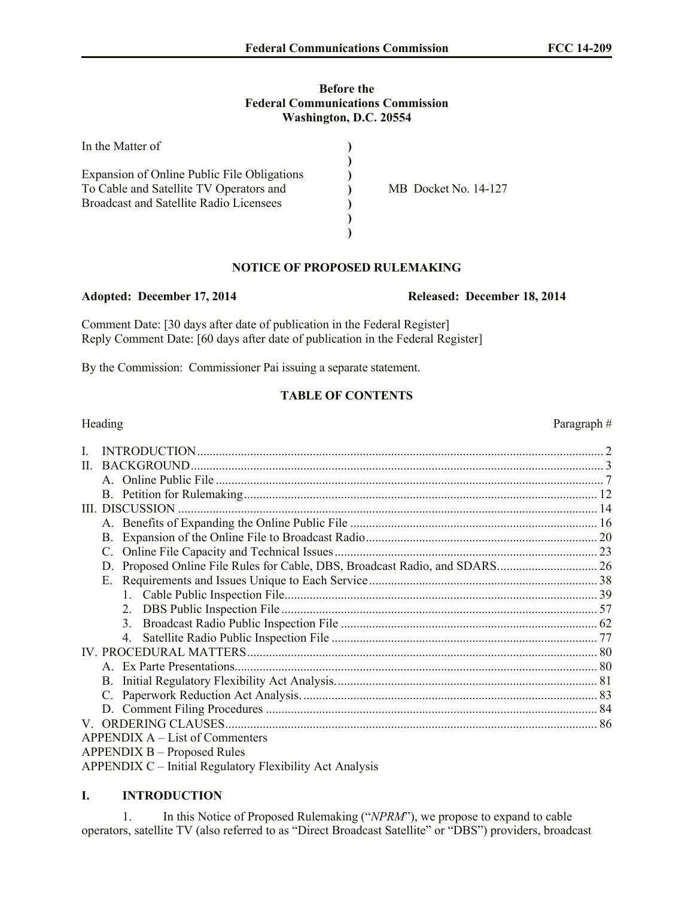**Before the**
**Federal Communications Commission**
**Washington, D.C. 20554**

| | | |
|---|---|---|
| In the Matter of<br><br>Expansion of Online Public File Obligations To Cable and Satellite TV Operators and Broadcast and Satellite Radio Licensees | ) ) ) ) ) ) ) | MB Docket No. 14-127 |

**NOTICE OF PROPOSED RULEMAKING**

**Adopted: December 17, 2014** **Released: December 18, 2014**

Comment Date: [30 days after date of publication in the Federal Register]
Reply Comment Date: [60 days after date of publication in the Federal Register]

By the Commission: Commissioner Pai issuing a separate statement.

**TABLE OF CONTENTS**

| Heading | Paragraph # |
|---|---|
| I. INTRODUCTION | 2 |
| II. BACKGROUND | 3 |
| A. Online Public File | 7 |
| B. Petition for Rulemaking | 12 |
| III. DISCUSSION | 14 |
| A. Benefits of Expanding the Online Public File | 16 |
| B. Expansion of the Online File to Broadcast Radio | 20 |
| C. Online File Capacity and Technical Issues | 23 |
| D. Proposed Online File Rules for Cable, DBS, Broadcast Radio, and SDARS | 26 |
| E. Requirements and Issues Unique to Each Service | 38 |
| 1. Cable Public Inspection File | 39 |
| 2. DBS Public Inspection File | 57 |
| 3. Broadcast Radio Public Inspection File | 62 |
| 4. Satellite Radio Public Inspection File | 77 |
| IV. PROCEDURAL MATTERS | 80 |
| A. Ex Parte Presentations | 80 |
| B. Initial Regulatory Flexibility Act Analysis. | 81 |
| C. Paperwork Reduction Act Analysis. | 83 |
| D. Comment Filing Procedures | 84 |
| V. ORDERING CLAUSES | 86 |
| APPENDIX A – List of Commenters | |
| APPENDIX B – Proposed Rules | |
| APPENDIX C – Initial Regulatory Flexibility Act Analysis | |

## I. INTRODUCTION

1. In this Notice of Proposed Rulemaking ("*NPRM*"), we propose to expand to cable operators, satellite TV (also referred to as "Direct Broadcast Satellite" or "DBS") providers, broadcast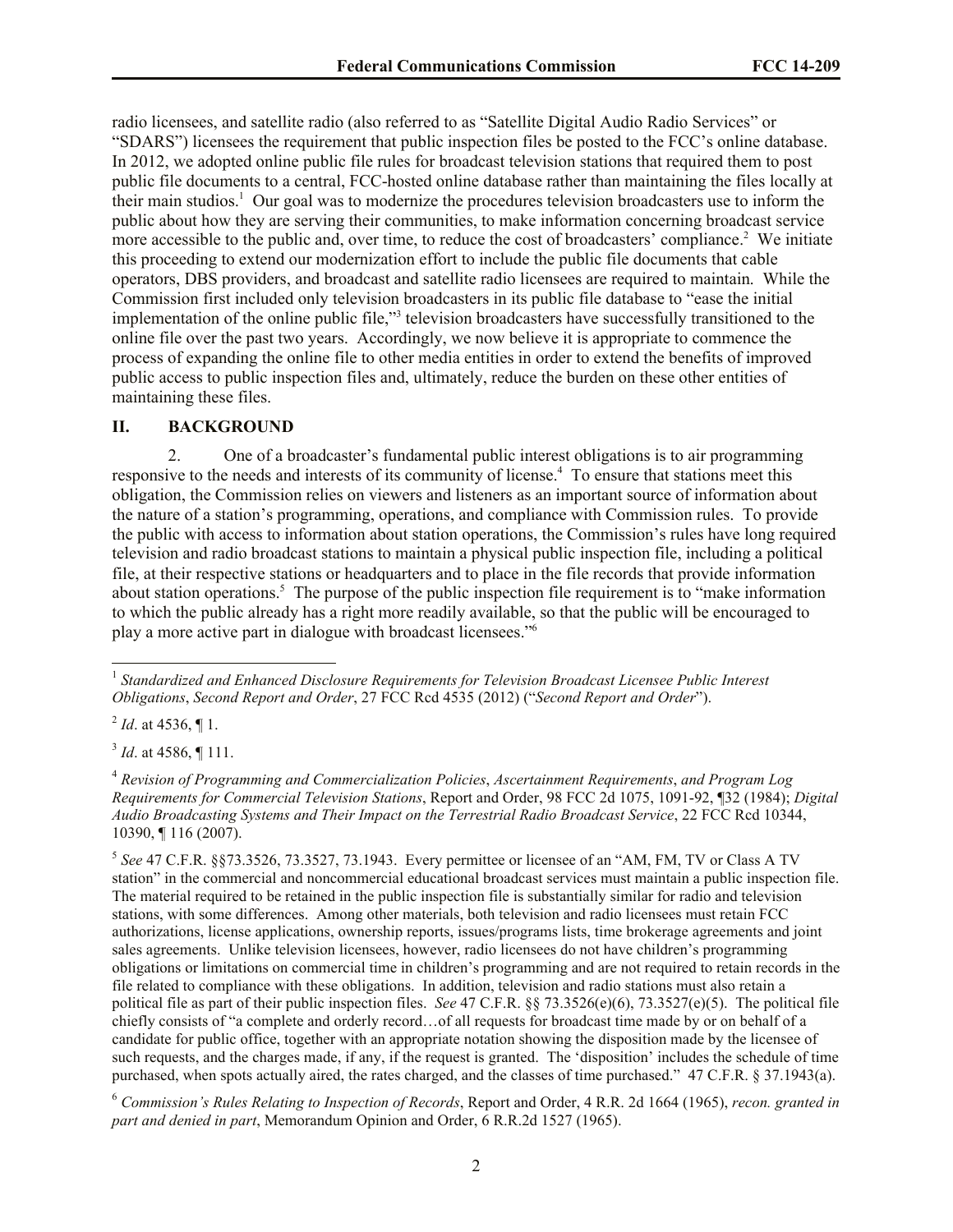radio licensees, and satellite radio (also referred to as "Satellite Digital Audio Radio Services" or "SDARS") licensees the requirement that public inspection files be posted to the FCC's online database. In 2012, we adopted online public file rules for broadcast television stations that required them to post public file documents to a central, FCC-hosted online database rather than maintaining the files locally at their main studios.[1] Our goal was to modernize the procedures television broadcasters use to inform the public about how they are serving their communities, to make information concerning broadcast service more accessible to the public and, over time, to reduce the cost of broadcasters' compliance.[2] We initiate this proceeding to extend our modernization effort to include the public file documents that cable operators, DBS providers, and broadcast and satellite radio licensees are required to maintain. While the Commission first included only television broadcasters in its public file database to "ease the initial implementation of the online public file,"[3] television broadcasters have successfully transitioned to the online file over the past two years. Accordingly, we now believe it is appropriate to commence the process of expanding the online file to other media entities in order to extend the benefits of improved public access to public inspection files and, ultimately, reduce the burden on these other entities of maintaining these files.

## II. BACKGROUND

2. One of a broadcaster's fundamental public interest obligations is to air programming responsive to the needs and interests of its community of license.[4] To ensure that stations meet this obligation, the Commission relies on viewers and listeners as an important source of information about the nature of a station's programming, operations, and compliance with Commission rules. To provide the public with access to information about station operations, the Commission's rules have long required television and radio broadcast stations to maintain a physical public inspection file, including a political file, at their respective stations or headquarters and to place in the file records that provide information about station operations.[5] The purpose of the public inspection file requirement is to "make information to which the public already has a right more readily available, so that the public will be encouraged to play a more active part in dialogue with broadcast licensees."[6]

---

[1] *Standardized and Enhanced Disclosure Requirements for Television Broadcast Licensee Public Interest Obligations*, *Second Report and Order*, 27 FCC Rcd 4535 (2012) ("*Second Report and Order*").

[2] *Id*. at 4536, ¶ 1.

[3] *Id*. at 4586, ¶ 111.

[4] *Revision of Programming and Commercialization Policies*, *Ascertainment Requirements*, *and Program Log Requirements for Commercial Television Stations*, Report and Order, 98 FCC 2d 1075, 1091-92, ¶32 (1984); *Digital Audio Broadcasting Systems and Their Impact on the Terrestrial Radio Broadcast Service*, 22 FCC Rcd 10344, 10390, ¶ 116 (2007).

[5] *See* 47 C.F.R. §§73.3526, 73.3527, 73.1943. Every permittee or licensee of an "AM, FM, TV or Class A TV station" in the commercial and noncommercial educational broadcast services must maintain a public inspection file. The material required to be retained in the public inspection file is substantially similar for radio and television stations, with some differences. Among other materials, both television and radio licensees must retain FCC authorizations, license applications, ownership reports, issues/programs lists, time brokerage agreements and joint sales agreements. Unlike television licensees, however, radio licensees do not have children's programming obligations or limitations on commercial time in children's programming and are not required to retain records in the file related to compliance with these obligations. In addition, television and radio stations must also retain a political file as part of their public inspection files. *See* 47 C.F.R. §§ 73.3526(e)(6), 73.3527(e)(5). The political file chiefly consists of "a complete and orderly record…of all requests for broadcast time made by or on behalf of a candidate for public office, together with an appropriate notation showing the disposition made by the licensee of such requests, and the charges made, if any, if the request is granted. The 'disposition' includes the schedule of time purchased, when spots actually aired, the rates charged, and the classes of time purchased." 47 C.F.R. § 37.1943(a).

[6] *Commission's Rules Relating to Inspection of Records*, Report and Order, 4 R.R. 2d 1664 (1965), *recon. granted in part and denied in part*, Memorandum Opinion and Order, 6 R.R.2d 1527 (1965).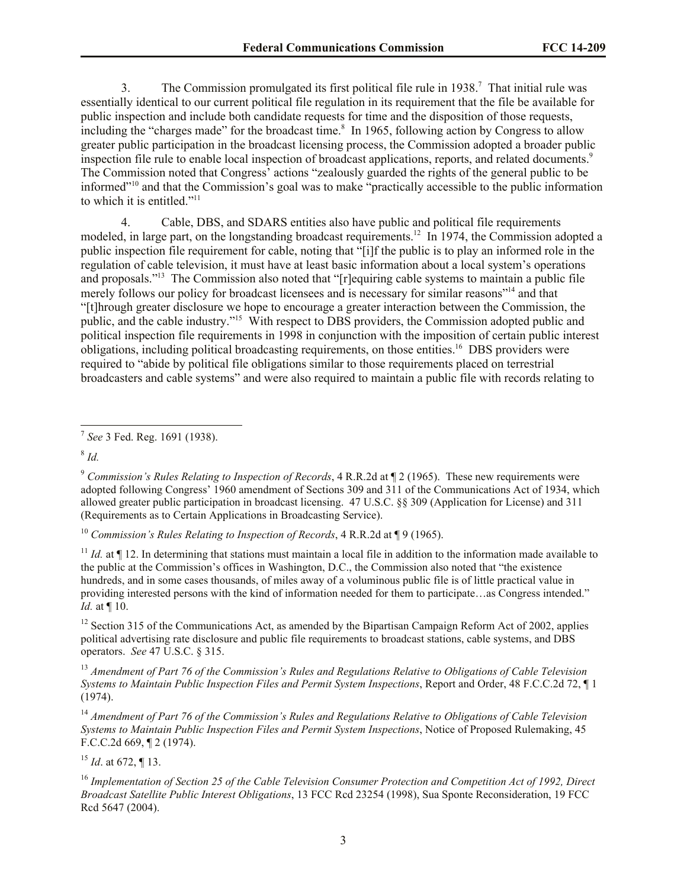3. The Commission promulgated its first political file rule in 1938.[7] That initial rule was essentially identical to our current political file regulation in its requirement that the file be available for public inspection and include both candidate requests for time and the disposition of those requests, including the "charges made" for the broadcast time.[8] In 1965, following action by Congress to allow greater public participation in the broadcast licensing process, the Commission adopted a broader public inspection file rule to enable local inspection of broadcast applications, reports, and related documents.[9] The Commission noted that Congress' actions "zealously guarded the rights of the general public to be informed"[10] and that the Commission's goal was to make "practically accessible to the public information to which it is entitled."[11]

4. Cable, DBS, and SDARS entities also have public and political file requirements modeled, in large part, on the longstanding broadcast requirements.[12] In 1974, the Commission adopted a public inspection file requirement for cable, noting that "[i]f the public is to play an informed role in the regulation of cable television, it must have at least basic information about a local system's operations and proposals."[13] The Commission also noted that "[r]equiring cable systems to maintain a public file merely follows our policy for broadcast licensees and is necessary for similar reasons"[14] and that "[t]hrough greater disclosure we hope to encourage a greater interaction between the Commission, the public, and the cable industry."[15] With respect to DBS providers, the Commission adopted public and political inspection file requirements in 1998 in conjunction with the imposition of certain public interest obligations, including political broadcasting requirements, on those entities.[16] DBS providers were required to "abide by political file obligations similar to those requirements placed on terrestrial broadcasters and cable systems" and were also required to maintain a public file with records relating to

---

[7] *See* 3 Fed. Reg. 1691 (1938).

[8] *Id.*

[9] *Commission's Rules Relating to Inspection of Records*, 4 R.R.2d at ¶ 2 (1965). These new requirements were adopted following Congress' 1960 amendment of Sections 309 and 311 of the Communications Act of 1934, which allowed greater public participation in broadcast licensing. 47 U.S.C. §§ 309 (Application for License) and 311 (Requirements as to Certain Applications in Broadcasting Service).

[10] *Commission's Rules Relating to Inspection of Records*, 4 R.R.2d at ¶ 9 (1965).

[11] *Id.* at ¶ 12. In determining that stations must maintain a local file in addition to the information made available to the public at the Commission's offices in Washington, D.C., the Commission also noted that "the existence hundreds, and in some cases thousands, of miles away of a voluminous public file is of little practical value in providing interested persons with the kind of information needed for them to participate…as Congress intended." *Id.* at ¶ 10.

[12] Section 315 of the Communications Act, as amended by the Bipartisan Campaign Reform Act of 2002, applies political advertising rate disclosure and public file requirements to broadcast stations, cable systems, and DBS operators. *See* 47 U.S.C. § 315.

[13] *Amendment of Part 76 of the Commission's Rules and Regulations Relative to Obligations of Cable Television Systems to Maintain Public Inspection Files and Permit System Inspections*, Report and Order, 48 F.C.C.2d 72, ¶ 1 (1974).

[14] *Amendment of Part 76 of the Commission's Rules and Regulations Relative to Obligations of Cable Television Systems to Maintain Public Inspection Files and Permit System Inspections*, Notice of Proposed Rulemaking, 45 F.C.C.2d 669, ¶ 2 (1974).

[15] *Id*. at 672, ¶ 13.

[16] *Implementation of Section 25 of the Cable Television Consumer Protection and Competition Act of 1992, Direct Broadcast Satellite Public Interest Obligations*, 13 FCC Rcd 23254 (1998), Sua Sponte Reconsideration, 19 FCC Rcd 5647 (2004).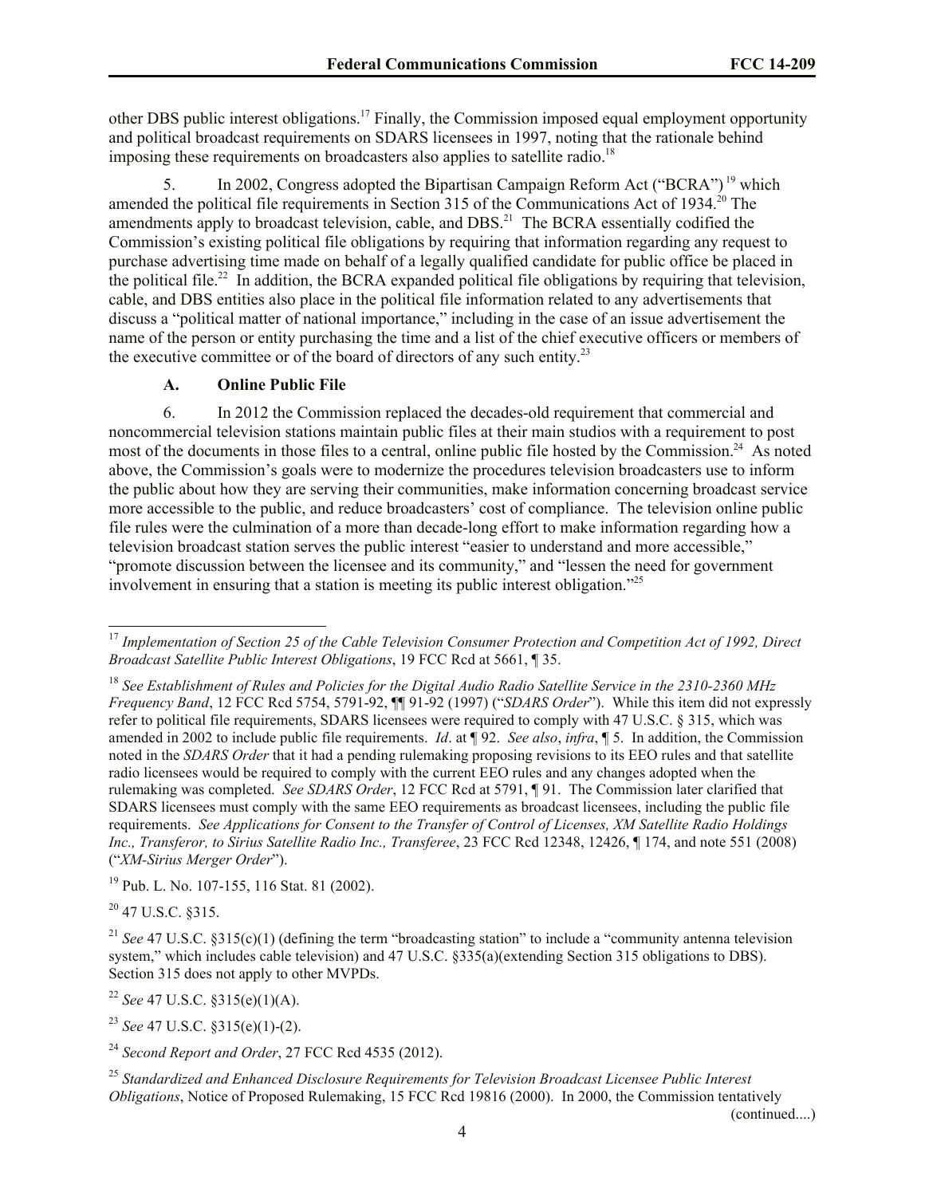other DBS public interest obligations.[17] Finally, the Commission imposed equal employment opportunity and political broadcast requirements on SDARS licensees in 1997, noting that the rationale behind imposing these requirements on broadcasters also applies to satellite radio.[18]

5. In 2002, Congress adopted the Bipartisan Campaign Reform Act ("BCRA")[19] which amended the political file requirements in Section 315 of the Communications Act of 1934.[20] The amendments apply to broadcast television, cable, and DBS.[21] The BCRA essentially codified the Commission's existing political file obligations by requiring that information regarding any request to purchase advertising time made on behalf of a legally qualified candidate for public office be placed in the political file.[22] In addition, the BCRA expanded political file obligations by requiring that television, cable, and DBS entities also place in the political file information related to any advertisements that discuss a "political matter of national importance," including in the case of an issue advertisement the name of the person or entity purchasing the time and a list of the chief executive officers or members of the executive committee or of the board of directors of any such entity.[23]

### A. Online Public File

6. In 2012 the Commission replaced the decades-old requirement that commercial and noncommercial television stations maintain public files at their main studios with a requirement to post most of the documents in those files to a central, online public file hosted by the Commission.[24] As noted above, the Commission's goals were to modernize the procedures television broadcasters use to inform the public about how they are serving their communities, make information concerning broadcast service more accessible to the public, and reduce broadcasters' cost of compliance. The television online public file rules were the culmination of a more than decade-long effort to make information regarding how a television broadcast station serves the public interest "easier to understand and more accessible," "promote discussion between the licensee and its community," and "lessen the need for government involvement in ensuring that a station is meeting its public interest obligation."[25]

---

[17] *Implementation of Section 25 of the Cable Television Consumer Protection and Competition Act of 1992, Direct Broadcast Satellite Public Interest Obligations*, 19 FCC Rcd at 5661, ¶ 35.

[18] *See Establishment of Rules and Policies for the Digital Audio Radio Satellite Service in the 2310-2360 MHz Frequency Band*, 12 FCC Rcd 5754, 5791-92, ¶¶ 91-92 (1997) ("*SDARS Order*"). While this item did not expressly refer to political file requirements, SDARS licensees were required to comply with 47 U.S.C. § 315, which was amended in 2002 to include public file requirements. *Id*. at ¶ 92. *See also*, *infra*, ¶ 5. In addition, the Commission noted in the *SDARS Order* that it had a pending rulemaking proposing revisions to its EEO rules and that satellite radio licensees would be required to comply with the current EEO rules and any changes adopted when the rulemaking was completed. *See SDARS Order*, 12 FCC Rcd at 5791, ¶ 91. The Commission later clarified that SDARS licensees must comply with the same EEO requirements as broadcast licensees, including the public file requirements. *See Applications for Consent to the Transfer of Control of Licenses, XM Satellite Radio Holdings Inc., Transferor, to Sirius Satellite Radio Inc., Transferee*, 23 FCC Rcd 12348, 12426, ¶ 174, and note 551 (2008) ("*XM-Sirius Merger Order*").

[19] Pub. L. No. 107-155, 116 Stat. 81 (2002).

[20] 47 U.S.C. §315.

[21] *See* 47 U.S.C. §315(c)(1) (defining the term "broadcasting station" to include a "community antenna television system," which includes cable television) and 47 U.S.C. §335(a)(extending Section 315 obligations to DBS). Section 315 does not apply to other MVPDs.

[22] *See* 47 U.S.C. §315(e)(1)(A).

[23] *See* 47 U.S.C. §315(e)(1)-(2).

[24] *Second Report and Order*, 27 FCC Rcd 4535 (2012).

[25] *Standardized and Enhanced Disclosure Requirements for Television Broadcast Licensee Public Interest Obligations*, Notice of Proposed Rulemaking, 15 FCC Rcd 19816 (2000). In 2000, the Commission tentatively

(continued....)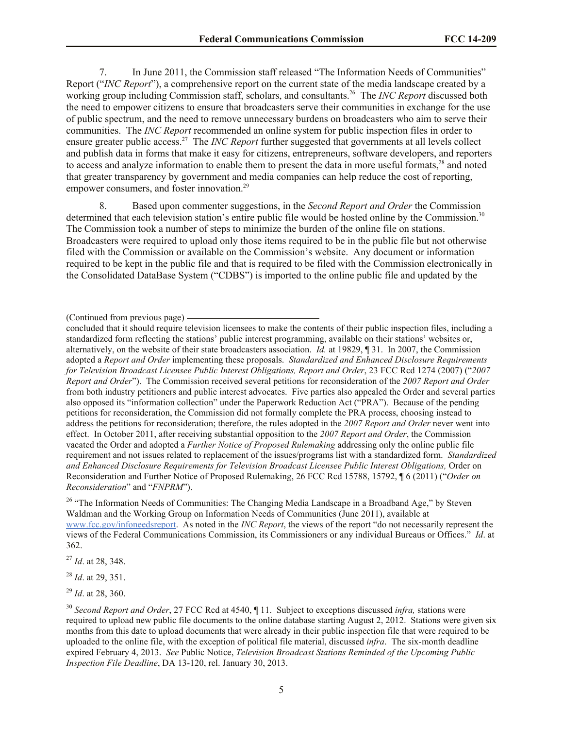7. In June 2011, the Commission staff released "The Information Needs of Communities" Report ("*INC Report*"), a comprehensive report on the current state of the media landscape created by a working group including Commission staff, scholars, and consultants.[26] The *INC Report* discussed both the need to empower citizens to ensure that broadcasters serve their communities in exchange for the use of public spectrum, and the need to remove unnecessary burdens on broadcasters who aim to serve their communities. The *INC Report* recommended an online system for public inspection files in order to ensure greater public access.[27] The *INC Report* further suggested that governments at all levels collect and publish data in forms that make it easy for citizens, entrepreneurs, software developers, and reporters to access and analyze information to enable them to present the data in more useful formats,[28] and noted that greater transparency by government and media companies can help reduce the cost of reporting, empower consumers, and foster innovation.[29]

8. Based upon commenter suggestions, in the *Second Report and Order* the Commission determined that each television station's entire public file would be hosted online by the Commission.[30] The Commission took a number of steps to minimize the burden of the online file on stations. Broadcasters were required to upload only those items required to be in the public file but not otherwise filed with the Commission or available on the Commission's website. Any document or information required to be kept in the public file and that is required to be filed with the Commission electronically in the Consolidated DataBase System ("CDBS") is imported to the online public file and updated by the

---

(Continued from previous page)

concluded that it should require television licensees to make the contents of their public inspection files, including a standardized form reflecting the stations' public interest programming, available on their stations' websites or, alternatively, on the website of their state broadcasters association. *Id.* at 19829, ¶ 31. In 2007, the Commission adopted a *Report and Order* implementing these proposals. *Standardized and Enhanced Disclosure Requirements for Television Broadcast Licensee Public Interest Obligations, Report and Order*, 23 FCC Rcd 1274 (2007) ("*2007 Report and Order*"). The Commission received several petitions for reconsideration of the *2007 Report and Order* from both industry petitioners and public interest advocates. Five parties also appealed the Order and several parties also opposed its "information collection" under the Paperwork Reduction Act ("PRA"). Because of the pending petitions for reconsideration, the Commission did not formally complete the PRA process, choosing instead to address the petitions for reconsideration; therefore, the rules adopted in the *2007 Report and Order* never went into effect. In October 2011, after receiving substantial opposition to the *2007 Report and Order*, the Commission vacated the Order and adopted a *Further Notice of Proposed Rulemaking* addressing only the online public file requirement and not issues related to replacement of the issues/programs list with a standardized form. *Standardized and Enhanced Disclosure Requirements for Television Broadcast Licensee Public Interest Obligations,* Order on Reconsideration and Further Notice of Proposed Rulemaking, 26 FCC Rcd 15788, 15792, ¶ 6 (2011) ("*Order on Reconsideration*" and "*FNPRM*").

[26] "The Information Needs of Communities: The Changing Media Landscape in a Broadband Age," by Steven Waldman and the Working Group on Information Needs of Communities (June 2011), available at www.fcc.gov/infoneedsreport. As noted in the *INC Report*, the views of the report "do not necessarily represent the views of the Federal Communications Commission, its Commissioners or any individual Bureaus or Offices." *Id*. at 362.

[27] *Id*. at 28, 348.

[28] *Id*. at 29, 351.

[29] *Id*. at 28, 360.

[30] *Second Report and Order*, 27 FCC Rcd at 4540, ¶ 11. Subject to exceptions discussed *infra,* stations were required to upload new public file documents to the online database starting August 2, 2012. Stations were given six months from this date to upload documents that were already in their public inspection file that were required to be uploaded to the online file, with the exception of political file material, discussed *infra*. The six-month deadline expired February 4, 2013. *See* Public Notice, *Television Broadcast Stations Reminded of the Upcoming Public Inspection File Deadline*, DA 13-120, rel. January 30, 2013.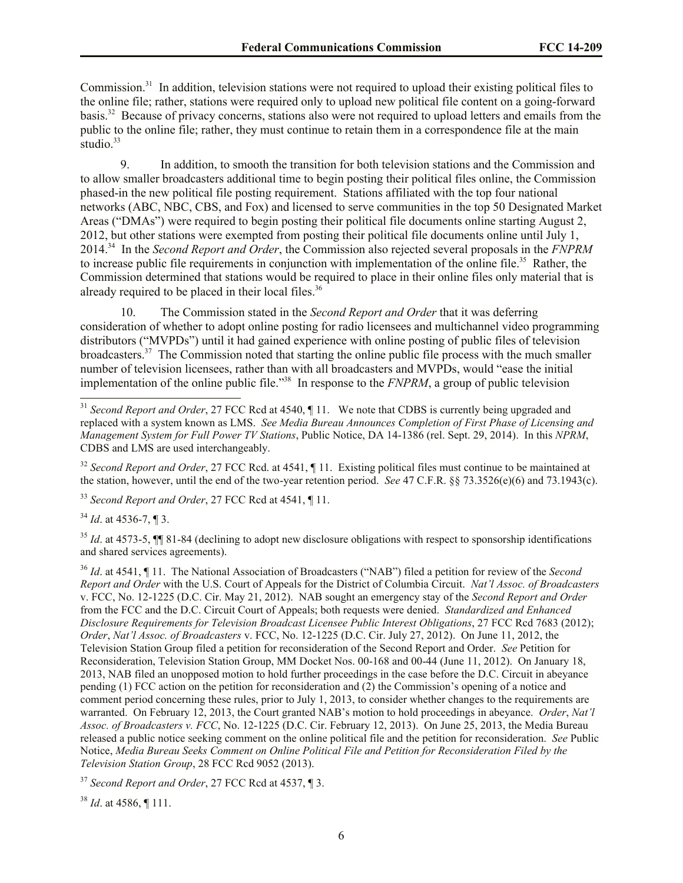Commission.[31] In addition, television stations were not required to upload their existing political files to the online file; rather, stations were required only to upload new political file content on a going-forward basis.[32] Because of privacy concerns, stations also were not required to upload letters and emails from the public to the online file; rather, they must continue to retain them in a correspondence file at the main studio.[33]

9. In addition, to smooth the transition for both television stations and the Commission and to allow smaller broadcasters additional time to begin posting their political files online, the Commission phased-in the new political file posting requirement. Stations affiliated with the top four national networks (ABC, NBC, CBS, and Fox) and licensed to serve communities in the top 50 Designated Market Areas ("DMAs") were required to begin posting their political file documents online starting August 2, 2012, but other stations were exempted from posting their political file documents online until July 1, 2014.[34] In the *Second Report and Order*, the Commission also rejected several proposals in the *FNPRM* to increase public file requirements in conjunction with implementation of the online file.[35] Rather, the Commission determined that stations would be required to place in their online files only material that is already required to be placed in their local files.[36]

10. The Commission stated in the *Second Report and Order* that it was deferring consideration of whether to adopt online posting for radio licensees and multichannel video programming distributors ("MVPDs") until it had gained experience with online posting of public files of television broadcasters.[37] The Commission noted that starting the online public file process with the much smaller number of television licensees, rather than with all broadcasters and MVPDs, would "ease the initial implementation of the online public file."[38] In response to the *FNPRM*, a group of public television

---

[31] *Second Report and Order*, 27 FCC Rcd at 4540, ¶ 11. We note that CDBS is currently being upgraded and replaced with a system known as LMS. *See Media Bureau Announces Completion of First Phase of Licensing and Management System for Full Power TV Stations*, Public Notice, DA 14-1386 (rel. Sept. 29, 2014). In this *NPRM*, CDBS and LMS are used interchangeably.

[32] *Second Report and Order*, 27 FCC Rcd. at 4541, ¶ 11. Existing political files must continue to be maintained at the station, however, until the end of the two-year retention period. *See* 47 C.F.R. §§ 73.3526(e)(6) and 73.1943(c).

[33] *Second Report and Order*, 27 FCC Rcd at 4541, ¶ 11.

[34] *Id*. at 4536-7, ¶ 3.

[35] *Id*. at 4573-5, ¶¶ 81-84 (declining to adopt new disclosure obligations with respect to sponsorship identifications and shared services agreements).

[36] *Id*. at 4541, ¶ 11. The National Association of Broadcasters ("NAB") filed a petition for review of the *Second Report and Order* with the U.S. Court of Appeals for the District of Columbia Circuit. *Nat'l Assoc. of Broadcasters* v. FCC, No. 12-1225 (D.C. Cir. May 21, 2012). NAB sought an emergency stay of the *Second Report and Order* from the FCC and the D.C. Circuit Court of Appeals; both requests were denied. *Standardized and Enhanced Disclosure Requirements for Television Broadcast Licensee Public Interest Obligations*, 27 FCC Rcd 7683 (2012); *Order*, *Nat'l Assoc. of Broadcasters* v. FCC, No. 12-1225 (D.C. Cir. July 27, 2012). On June 11, 2012, the Television Station Group filed a petition for reconsideration of the Second Report and Order. *See* Petition for Reconsideration, Television Station Group, MM Docket Nos. 00-168 and 00-44 (June 11, 2012). On January 18, 2013, NAB filed an unopposed motion to hold further proceedings in the case before the D.C. Circuit in abeyance pending (1) FCC action on the petition for reconsideration and (2) the Commission's opening of a notice and comment period concerning these rules, prior to July 1, 2013, to consider whether changes to the requirements are warranted. On February 12, 2013, the Court granted NAB's motion to hold proceedings in abeyance. *Order*, *Nat'l Assoc. of Broadcasters v. FCC*, No. 12-1225 (D.C. Cir. February 12, 2013). On June 25, 2013, the Media Bureau released a public notice seeking comment on the online political file and the petition for reconsideration. *See* Public Notice, *Media Bureau Seeks Comment on Online Political File and Petition for Reconsideration Filed by the Television Station Group*, 28 FCC Rcd 9052 (2013).

[37] *Second Report and Order*, 27 FCC Rcd at 4537, ¶ 3.

[38] *Id*. at 4586, ¶ 111.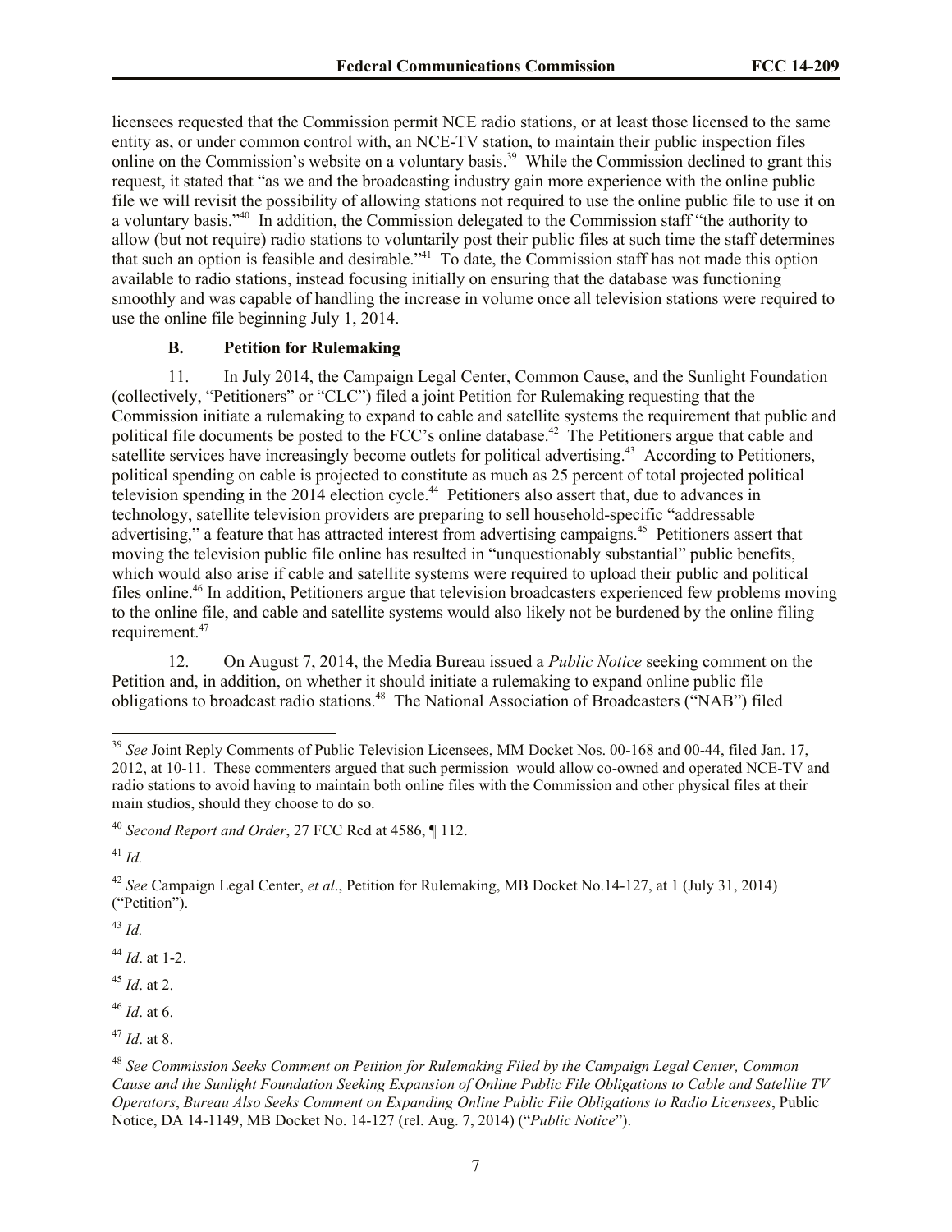licensees requested that the Commission permit NCE radio stations, or at least those licensed to the same entity as, or under common control with, an NCE-TV station, to maintain their public inspection files online on the Commission's website on a voluntary basis.[39] While the Commission declined to grant this request, it stated that "as we and the broadcasting industry gain more experience with the online public file we will revisit the possibility of allowing stations not required to use the online public file to use it on a voluntary basis."[40] In addition, the Commission delegated to the Commission staff "the authority to allow (but not require) radio stations to voluntarily post their public files at such time the staff determines that such an option is feasible and desirable."[41] To date, the Commission staff has not made this option available to radio stations, instead focusing initially on ensuring that the database was functioning smoothly and was capable of handling the increase in volume once all television stations were required to use the online file beginning July 1, 2014.

### B. Petition for Rulemaking

11. In July 2014, the Campaign Legal Center, Common Cause, and the Sunlight Foundation (collectively, "Petitioners" or "CLC") filed a joint Petition for Rulemaking requesting that the Commission initiate a rulemaking to expand to cable and satellite systems the requirement that public and political file documents be posted to the FCC's online database.[42] The Petitioners argue that cable and satellite services have increasingly become outlets for political advertising.[43] According to Petitioners, political spending on cable is projected to constitute as much as 25 percent of total projected political television spending in the 2014 election cycle.[44] Petitioners also assert that, due to advances in technology, satellite television providers are preparing to sell household-specific "addressable advertising," a feature that has attracted interest from advertising campaigns.[45] Petitioners assert that moving the television public file online has resulted in "unquestionably substantial" public benefits, which would also arise if cable and satellite systems were required to upload their public and political files online.[46] In addition, Petitioners argue that television broadcasters experienced few problems moving to the online file, and cable and satellite systems would also likely not be burdened by the online filing requirement.[47]

12. On August 7, 2014, the Media Bureau issued a *Public Notice* seeking comment on the Petition and, in addition, on whether it should initiate a rulemaking to expand online public file obligations to broadcast radio stations.[48] The National Association of Broadcasters ("NAB") filed

---

[39] *See* Joint Reply Comments of Public Television Licensees, MM Docket Nos. 00-168 and 00-44, filed Jan. 17, 2012, at 10-11. These commenters argued that such permission would allow co-owned and operated NCE-TV and radio stations to avoid having to maintain both online files with the Commission and other physical files at their main studios, should they choose to do so.

[40] *Second Report and Order*, 27 FCC Rcd at 4586, ¶ 112.

[41] *Id.*

[42] *See* Campaign Legal Center, *et al*., Petition for Rulemaking, MB Docket No.14-127, at 1 (July 31, 2014) ("Petition").

[43] *Id.*

[44] *Id*. at 1-2.

[45] *Id*. at 2.

[46] *Id*. at 6.

[47] *Id*. at 8.

[48] *See Commission Seeks Comment on Petition for Rulemaking Filed by the Campaign Legal Center, Common Cause and the Sunlight Foundation Seeking Expansion of Online Public File Obligations to Cable and Satellite TV Operators*, *Bureau Also Seeks Comment on Expanding Online Public File Obligations to Radio Licensees*, Public Notice, DA 14-1149, MB Docket No. 14-127 (rel. Aug. 7, 2014) ("*Public Notice*").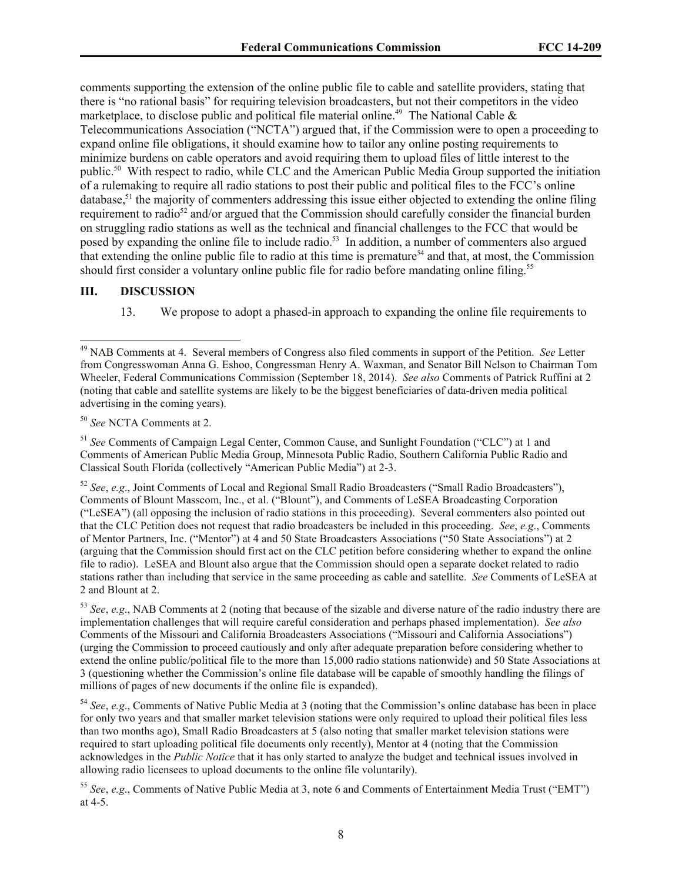comments supporting the extension of the online public file to cable and satellite providers, stating that there is "no rational basis" for requiring television broadcasters, but not their competitors in the video marketplace, to disclose public and political file material online.[49] The National Cable & Telecommunications Association ("NCTA") argued that, if the Commission were to open a proceeding to expand online file obligations, it should examine how to tailor any online posting requirements to minimize burdens on cable operators and avoid requiring them to upload files of little interest to the public.[50] With respect to radio, while CLC and the American Public Media Group supported the initiation of a rulemaking to require all radio stations to post their public and political files to the FCC's online database,[51] the majority of commenters addressing this issue either objected to extending the online filing requirement to radio[52] and/or argued that the Commission should carefully consider the financial burden on struggling radio stations as well as the technical and financial challenges to the FCC that would be posed by expanding the online file to include radio.[53] In addition, a number of commenters also argued that extending the online public file to radio at this time is premature[54] and that, at most, the Commission should first consider a voluntary online public file for radio before mandating online filing.[55]

## III. DISCUSSION

13. We propose to adopt a phased-in approach to expanding the online file requirements to

---

[49] NAB Comments at 4. Several members of Congress also filed comments in support of the Petition. *See* Letter from Congresswoman Anna G. Eshoo, Congressman Henry A. Waxman, and Senator Bill Nelson to Chairman Tom Wheeler, Federal Communications Commission (September 18, 2014). *See also* Comments of Patrick Ruffini at 2 (noting that cable and satellite systems are likely to be the biggest beneficiaries of data-driven media political advertising in the coming years).

[50] *See* NCTA Comments at 2.

[51] *See* Comments of Campaign Legal Center, Common Cause, and Sunlight Foundation ("CLC") at 1 and Comments of American Public Media Group, Minnesota Public Radio, Southern California Public Radio and Classical South Florida (collectively "American Public Media") at 2-3.

[52] *See*, *e.g.*, Joint Comments of Local and Regional Small Radio Broadcasters ("Small Radio Broadcasters"), Comments of Blount Masscom, Inc., et al. ("Blount"), and Comments of LeSEA Broadcasting Corporation ("LeSEA") (all opposing the inclusion of radio stations in this proceeding). Several commenters also pointed out that the CLC Petition does not request that radio broadcasters be included in this proceeding. *See*, *e.g.*, Comments of Mentor Partners, Inc. ("Mentor") at 4 and 50 State Broadcasters Associations ("50 State Associations") at 2 (arguing that the Commission should first act on the CLC petition before considering whether to expand the online file to radio). LeSEA and Blount also argue that the Commission should open a separate docket related to radio stations rather than including that service in the same proceeding as cable and satellite. *See* Comments of LeSEA at 2 and Blount at 2.

[53] *See*, *e.g.*, NAB Comments at 2 (noting that because of the sizable and diverse nature of the radio industry there are implementation challenges that will require careful consideration and perhaps phased implementation). *See also* Comments of the Missouri and California Broadcasters Associations ("Missouri and California Associations") (urging the Commission to proceed cautiously and only after adequate preparation before considering whether to extend the online public/political file to the more than 15,000 radio stations nationwide) and 50 State Associations at 3 (questioning whether the Commission's online file database will be capable of smoothly handling the filings of millions of pages of new documents if the online file is expanded).

[54] *See*, *e.g.*, Comments of Native Public Media at 3 (noting that the Commission's online database has been in place for only two years and that smaller market television stations were only required to upload their political files less than two months ago), Small Radio Broadcasters at 5 (also noting that smaller market television stations were required to start uploading political file documents only recently), Mentor at 4 (noting that the Commission acknowledges in the *Public Notice* that it has only started to analyze the budget and technical issues involved in allowing radio licensees to upload documents to the online file voluntarily).

[55] *See*, *e.g.*, Comments of Native Public Media at 3, note 6 and Comments of Entertainment Media Trust ("EMT") at 4-5.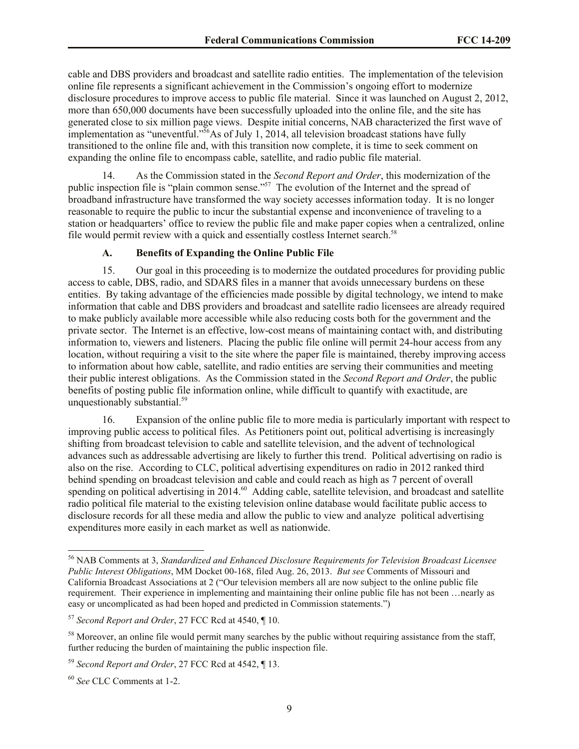cable and DBS providers and broadcast and satellite radio entities. The implementation of the television online file represents a significant achievement in the Commission's ongoing effort to modernize disclosure procedures to improve access to public file material. Since it was launched on August 2, 2012, more than 650,000 documents have been successfully uploaded into the online file, and the site has generated close to six million page views. Despite initial concerns, NAB characterized the first wave of implementation as "uneventful."[56] As of July 1, 2014, all television broadcast stations have fully transitioned to the online file and, with this transition now complete, it is time to seek comment on expanding the online file to encompass cable, satellite, and radio public file material.

14. As the Commission stated in the *Second Report and Order*, this modernization of the public inspection file is "plain common sense."[57] The evolution of the Internet and the spread of broadband infrastructure have transformed the way society accesses information today. It is no longer reasonable to require the public to incur the substantial expense and inconvenience of traveling to a station or headquarters' office to review the public file and make paper copies when a centralized, online file would permit review with a quick and essentially costless Internet search.[58]

### A. Benefits of Expanding the Online Public File

15. Our goal in this proceeding is to modernize the outdated procedures for providing public access to cable, DBS, radio, and SDARS files in a manner that avoids unnecessary burdens on these entities. By taking advantage of the efficiencies made possible by digital technology, we intend to make information that cable and DBS providers and broadcast and satellite radio licensees are already required to make publicly available more accessible while also reducing costs both for the government and the private sector. The Internet is an effective, low-cost means of maintaining contact with, and distributing information to, viewers and listeners. Placing the public file online will permit 24-hour access from any location, without requiring a visit to the site where the paper file is maintained, thereby improving access to information about how cable, satellite, and radio entities are serving their communities and meeting their public interest obligations. As the Commission stated in the *Second Report and Order*, the public benefits of posting public file information online, while difficult to quantify with exactitude, are unquestionably substantial.[59]

16. Expansion of the online public file to more media is particularly important with respect to improving public access to political files. As Petitioners point out, political advertising is increasingly shifting from broadcast television to cable and satellite television, and the advent of technological advances such as addressable advertising are likely to further this trend. Political advertising on radio is also on the rise. According to CLC, political advertising expenditures on radio in 2012 ranked third behind spending on broadcast television and cable and could reach as high as 7 percent of overall spending on political advertising in 2014.[60] Adding cable, satellite television, and broadcast and satellite radio political file material to the existing television online database would facilitate public access to disclosure records for all these media and allow the public to view and analyze political advertising expenditures more easily in each market as well as nationwide.

---

[56] NAB Comments at 3, *Standardized and Enhanced Disclosure Requirements for Television Broadcast Licensee Public Interest Obligations*, MM Docket 00-168, filed Aug. 26, 2013. *But see* Comments of Missouri and California Broadcast Associations at 2 ("Our television members all are now subject to the online public file requirement. Their experience in implementing and maintaining their online public file has not been …nearly as easy or uncomplicated as had been hoped and predicted in Commission statements.")

[57] *Second Report and Order*, 27 FCC Rcd at 4540, ¶ 10.

[58] Moreover, an online file would permit many searches by the public without requiring assistance from the staff, further reducing the burden of maintaining the public inspection file.

[59] *Second Report and Order*, 27 FCC Rcd at 4542, ¶ 13.

[60] *See* CLC Comments at 1-2.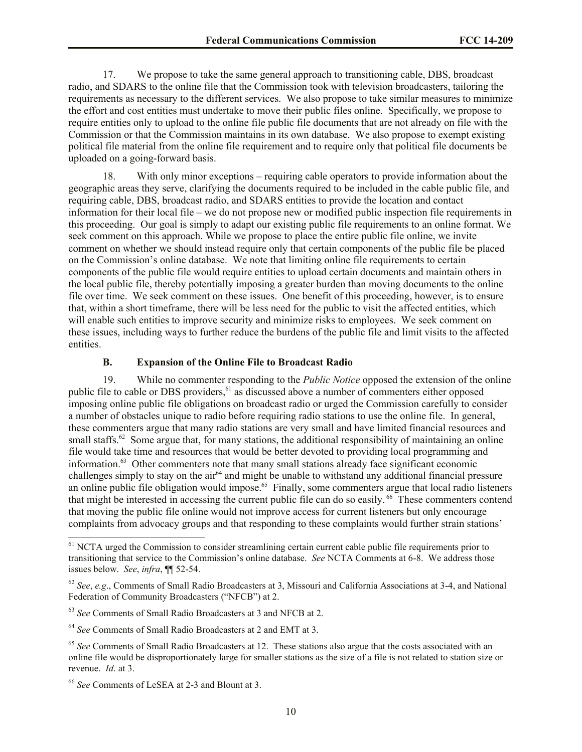17. We propose to take the same general approach to transitioning cable, DBS, broadcast radio, and SDARS to the online file that the Commission took with television broadcasters, tailoring the requirements as necessary to the different services. We also propose to take similar measures to minimize the effort and cost entities must undertake to move their public files online. Specifically, we propose to require entities only to upload to the online file public file documents that are not already on file with the Commission or that the Commission maintains in its own database. We also propose to exempt existing political file material from the online file requirement and to require only that political file documents be uploaded on a going-forward basis.

18. With only minor exceptions – requiring cable operators to provide information about the geographic areas they serve, clarifying the documents required to be included in the cable public file, and requiring cable, DBS, broadcast radio, and SDARS entities to provide the location and contact information for their local file – we do not propose new or modified public inspection file requirements in this proceeding. Our goal is simply to adapt our existing public file requirements to an online format. We seek comment on this approach. While we propose to place the entire public file online, we invite comment on whether we should instead require only that certain components of the public file be placed on the Commission's online database. We note that limiting online file requirements to certain components of the public file would require entities to upload certain documents and maintain others in the local public file, thereby potentially imposing a greater burden than moving documents to the online file over time. We seek comment on these issues. One benefit of this proceeding, however, is to ensure that, within a short timeframe, there will be less need for the public to visit the affected entities, which will enable such entities to improve security and minimize risks to employees. We seek comment on these issues, including ways to further reduce the burdens of the public file and limit visits to the affected entities.

### B. Expansion of the Online File to Broadcast Radio

19. While no commenter responding to the *Public Notice* opposed the extension of the online public file to cable or DBS providers,[61] as discussed above a number of commenters either opposed imposing online public file obligations on broadcast radio or urged the Commission carefully to consider a number of obstacles unique to radio before requiring radio stations to use the online file. In general, these commenters argue that many radio stations are very small and have limited financial resources and small staffs.[62] Some argue that, for many stations, the additional responsibility of maintaining an online file would take time and resources that would be better devoted to providing local programming and information.[63] Other commenters note that many small stations already face significant economic challenges simply to stay on the air[64] and might be unable to withstand any additional financial pressure an online public file obligation would impose.[65] Finally, some commenters argue that local radio listeners that might be interested in accessing the current public file can do so easily.[66] These commenters contend that moving the public file online would not improve access for current listeners but only encourage complaints from advocacy groups and that responding to these complaints would further strain stations'

---

[61] NCTA urged the Commission to consider streamlining certain current cable public file requirements prior to transitioning that service to the Commission's online database. *See* NCTA Comments at 6-8. We address those issues below. *See*, *infra*, ¶¶ 52-54.

[62] *See*, *e.g.*, Comments of Small Radio Broadcasters at 3, Missouri and California Associations at 3-4, and National Federation of Community Broadcasters ("NFCB") at 2.

[63] *See* Comments of Small Radio Broadcasters at 3 and NFCB at 2.

[64] *See* Comments of Small Radio Broadcasters at 2 and EMT at 3.

[65] *See* Comments of Small Radio Broadcasters at 12. These stations also argue that the costs associated with an online file would be disproportionately large for smaller stations as the size of a file is not related to station size or revenue. *Id*. at 3.

[66] *See* Comments of LeSEA at 2-3 and Blount at 3.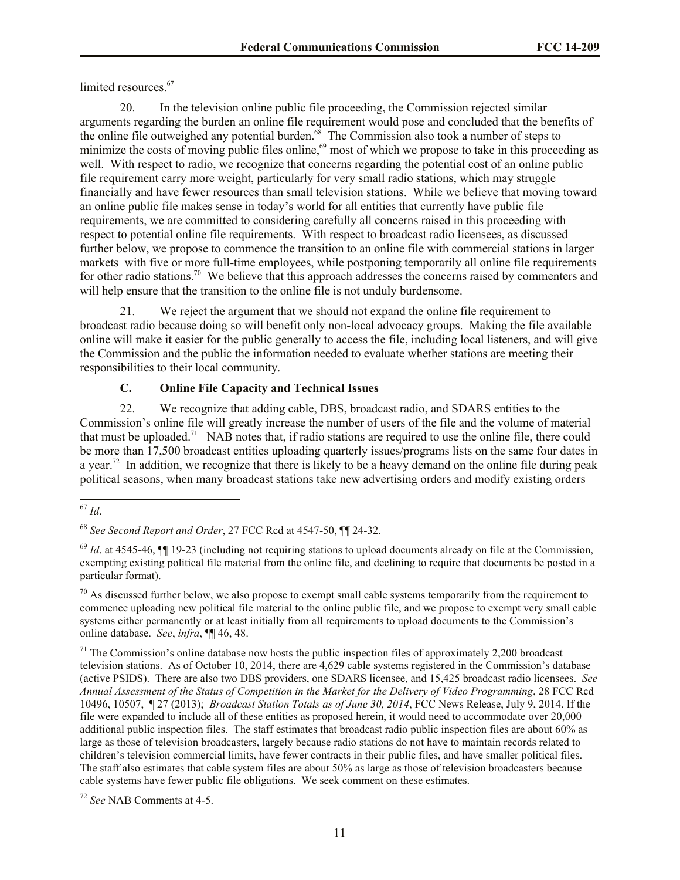limited resources.[67]

20. In the television online public file proceeding, the Commission rejected similar arguments regarding the burden an online file requirement would pose and concluded that the benefits of the online file outweighed any potential burden.[68] The Commission also took a number of steps to minimize the costs of moving public files online,[69] most of which we propose to take in this proceeding as well. With respect to radio, we recognize that concerns regarding the potential cost of an online public file requirement carry more weight, particularly for very small radio stations, which may struggle financially and have fewer resources than small television stations. While we believe that moving toward an online public file makes sense in today's world for all entities that currently have public file requirements, we are committed to considering carefully all concerns raised in this proceeding with respect to potential online file requirements. With respect to broadcast radio licensees, as discussed further below, we propose to commence the transition to an online file with commercial stations in larger markets with five or more full-time employees, while postponing temporarily all online file requirements for other radio stations.[70] We believe that this approach addresses the concerns raised by commenters and will help ensure that the transition to the online file is not unduly burdensome.

21. We reject the argument that we should not expand the online file requirement to broadcast radio because doing so will benefit only non-local advocacy groups. Making the file available online will make it easier for the public generally to access the file, including local listeners, and will give the Commission and the public the information needed to evaluate whether stations are meeting their responsibilities to their local community.

### C. Online File Capacity and Technical Issues

22. We recognize that adding cable, DBS, broadcast radio, and SDARS entities to the Commission's online file will greatly increase the number of users of the file and the volume of material that must be uploaded.[71] NAB notes that, if radio stations are required to use the online file, there could be more than 17,500 broadcast entities uploading quarterly issues/programs lists on the same four dates in a year.[72] In addition, we recognize that there is likely to be a heavy demand on the online file during peak political seasons, when many broadcast stations take new advertising orders and modify existing orders

---

[67] *Id*.

[68] *See Second Report and Order*, 27 FCC Rcd at 4547-50, ¶¶ 24-32.

[69] *Id*. at 4545-46, ¶¶ 19-23 (including not requiring stations to upload documents already on file at the Commission, exempting existing political file material from the online file, and declining to require that documents be posted in a particular format).

[70] As discussed further below, we also propose to exempt small cable systems temporarily from the requirement to commence uploading new political file material to the online public file, and we propose to exempt very small cable systems either permanently or at least initially from all requirements to upload documents to the Commission's online database. *See*, *infra*, ¶¶ 46, 48.

[71] The Commission's online database now hosts the public inspection files of approximately 2,200 broadcast television stations. As of October 10, 2014, there are 4,629 cable systems registered in the Commission's database (active PSIDS). There are also two DBS providers, one SDARS licensee, and 15,425 broadcast radio licensees. *See Annual Assessment of the Status of Competition in the Market for the Delivery of Video Programming*, 28 FCC Rcd 10496, 10507, ¶ 27 (2013); *Broadcast Station Totals as of June 30, 2014*, FCC News Release, July 9, 2014. If the file were expanded to include all of these entities as proposed herein, it would need to accommodate over 20,000 additional public inspection files. The staff estimates that broadcast radio public inspection files are about 60% as large as those of television broadcasters, largely because radio stations do not have to maintain records related to children's television commercial limits, have fewer contracts in their public files, and have smaller political files. The staff also estimates that cable system files are about 50% as large as those of television broadcasters because cable systems have fewer public file obligations. We seek comment on these estimates.

[72] *See* NAB Comments at 4-5.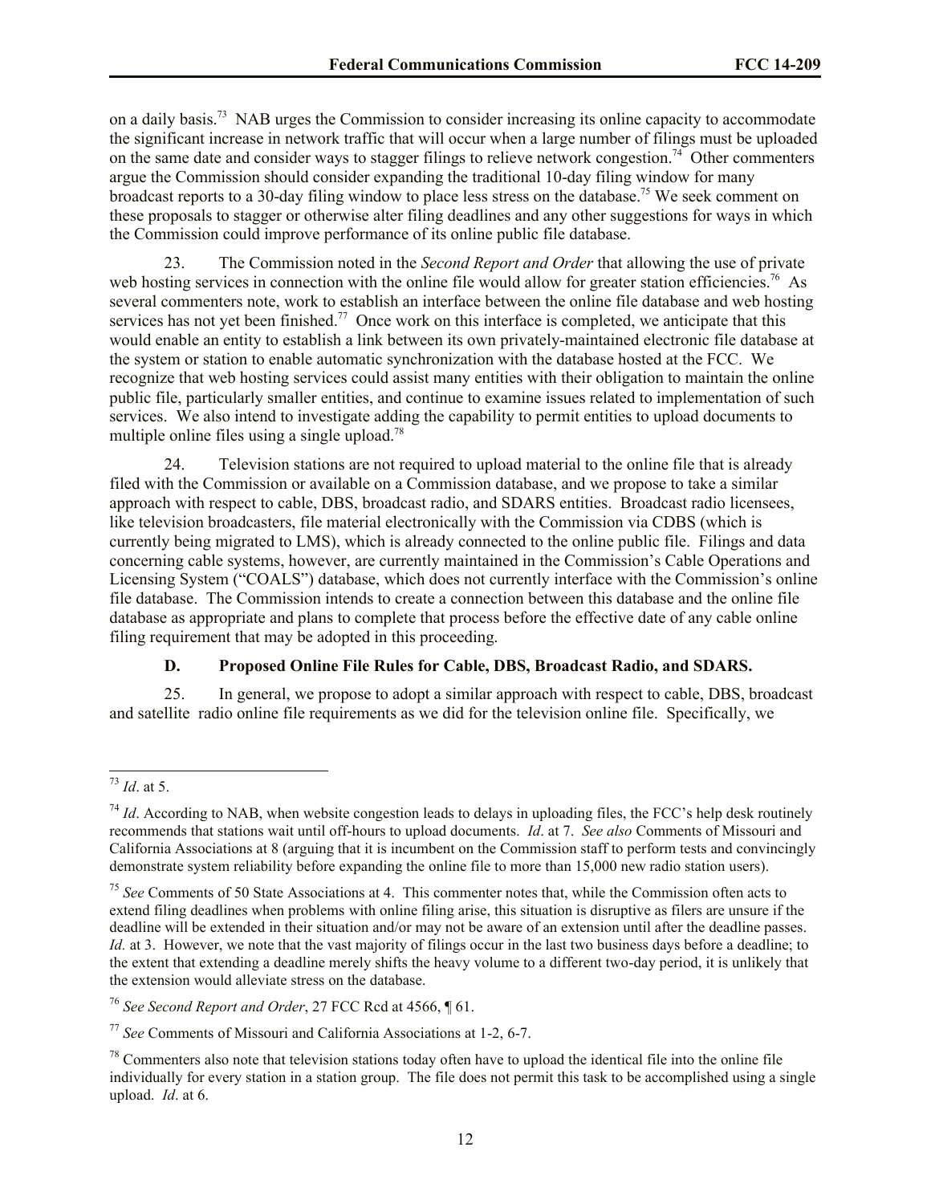on a daily basis.[73] NAB urges the Commission to consider increasing its online capacity to accommodate the significant increase in network traffic that will occur when a large number of filings must be uploaded on the same date and consider ways to stagger filings to relieve network congestion.[74] Other commenters argue the Commission should consider expanding the traditional 10-day filing window for many broadcast reports to a 30-day filing window to place less stress on the database.[75] We seek comment on these proposals to stagger or otherwise alter filing deadlines and any other suggestions for ways in which the Commission could improve performance of its online public file database.

23. The Commission noted in the *Second Report and Order* that allowing the use of private web hosting services in connection with the online file would allow for greater station efficiencies.[76] As several commenters note, work to establish an interface between the online file database and web hosting services has not yet been finished.[77] Once work on this interface is completed, we anticipate that this would enable an entity to establish a link between its own privately-maintained electronic file database at the system or station to enable automatic synchronization with the database hosted at the FCC. We recognize that web hosting services could assist many entities with their obligation to maintain the online public file, particularly smaller entities, and continue to examine issues related to implementation of such services. We also intend to investigate adding the capability to permit entities to upload documents to multiple online files using a single upload.[78]

24. Television stations are not required to upload material to the online file that is already filed with the Commission or available on a Commission database, and we propose to take a similar approach with respect to cable, DBS, broadcast radio, and SDARS entities. Broadcast radio licensees, like television broadcasters, file material electronically with the Commission via CDBS (which is currently being migrated to LMS), which is already connected to the online public file. Filings and data concerning cable systems, however, are currently maintained in the Commission's Cable Operations and Licensing System ("COALS") database, which does not currently interface with the Commission's online file database. The Commission intends to create a connection between this database and the online file database as appropriate and plans to complete that process before the effective date of any cable online filing requirement that may be adopted in this proceeding.

### D. Proposed Online File Rules for Cable, DBS, Broadcast Radio, and SDARS.

25. In general, we propose to adopt a similar approach with respect to cable, DBS, broadcast and satellite radio online file requirements as we did for the television online file. Specifically, we

---

[73] *Id*. at 5.

[74] *Id*. According to NAB, when website congestion leads to delays in uploading files, the FCC's help desk routinely recommends that stations wait until off-hours to upload documents. *Id*. at 7. *See also* Comments of Missouri and California Associations at 8 (arguing that it is incumbent on the Commission staff to perform tests and convincingly demonstrate system reliability before expanding the online file to more than 15,000 new radio station users).

[75] *See* Comments of 50 State Associations at 4. This commenter notes that, while the Commission often acts to extend filing deadlines when problems with online filing arise, this situation is disruptive as filers are unsure if the deadline will be extended in their situation and/or may not be aware of an extension until after the deadline passes. *Id.* at 3. However, we note that the vast majority of filings occur in the last two business days before a deadline; to the extent that extending a deadline merely shifts the heavy volume to a different two-day period, it is unlikely that the extension would alleviate stress on the database.

[76] *See Second Report and Order*, 27 FCC Rcd at 4566, ¶ 61.

[77] *See* Comments of Missouri and California Associations at 1-2, 6-7.

[78] Commenters also note that television stations today often have to upload the identical file into the online file individually for every station in a station group. The file does not permit this task to be accomplished using a single upload. *Id*. at 6.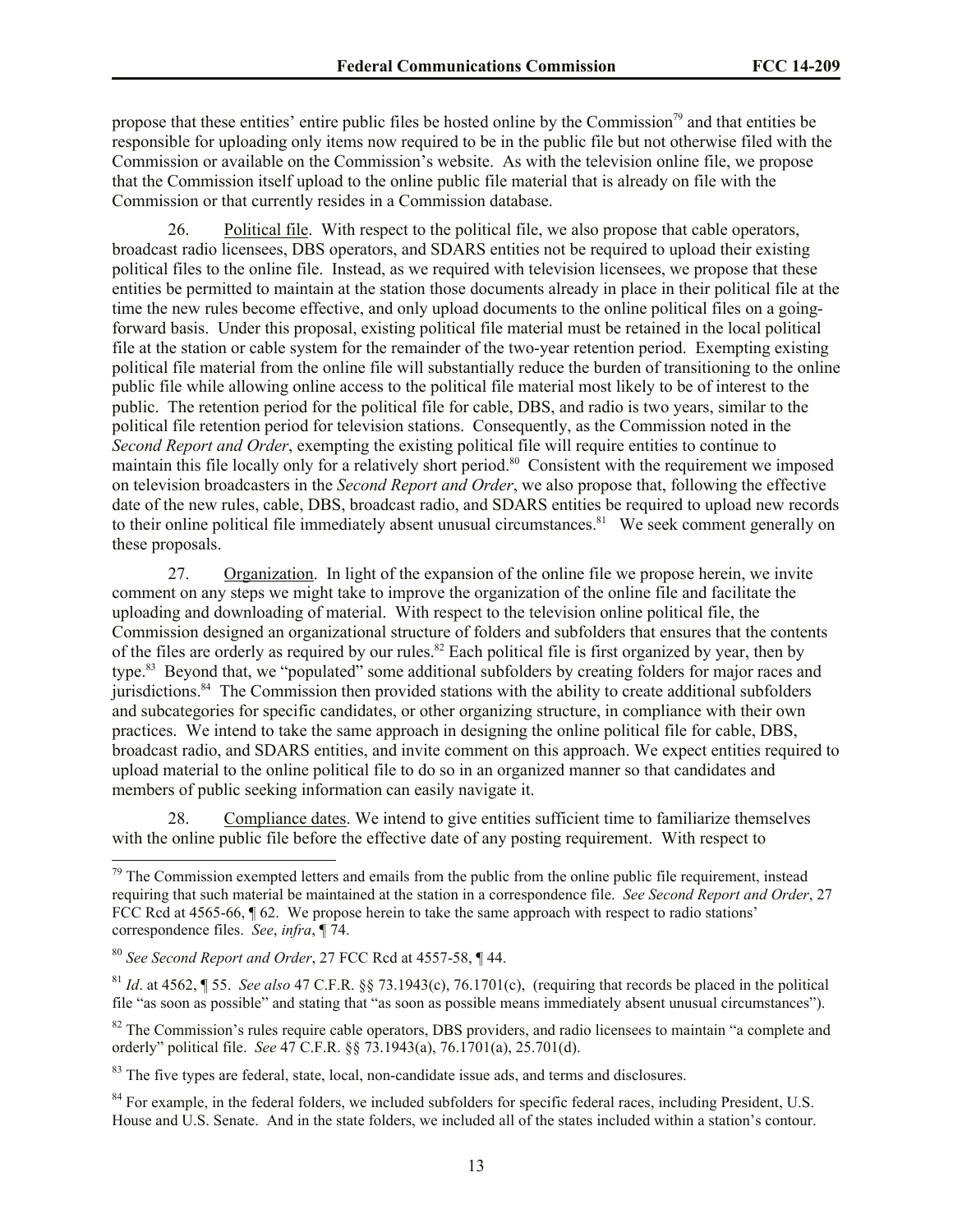propose that these entities' entire public files be hosted online by the Commission[79] and that entities be responsible for uploading only items now required to be in the public file but not otherwise filed with the Commission or available on the Commission's website. As with the television online file, we propose that the Commission itself upload to the online public file material that is already on file with the Commission or that currently resides in a Commission database.

26. Political file. With respect to the political file, we also propose that cable operators, broadcast radio licensees, DBS operators, and SDARS entities not be required to upload their existing political files to the online file. Instead, as we required with television licensees, we propose that these entities be permitted to maintain at the station those documents already in place in their political file at the time the new rules become effective, and only upload documents to the online political files on a going-forward basis. Under this proposal, existing political file material must be retained in the local political file at the station or cable system for the remainder of the two-year retention period. Exempting existing political file material from the online file will substantially reduce the burden of transitioning to the online public file while allowing online access to the political file material most likely to be of interest to the public. The retention period for the political file for cable, DBS, and radio is two years, similar to the political file retention period for television stations. Consequently, as the Commission noted in the *Second Report and Order*, exempting the existing political file will require entities to continue to maintain this file locally only for a relatively short period.[80] Consistent with the requirement we imposed on television broadcasters in the *Second Report and Order*, we also propose that, following the effective date of the new rules, cable, DBS, broadcast radio, and SDARS entities be required to upload new records to their online political file immediately absent unusual circumstances.[81] We seek comment generally on these proposals.

27. Organization. In light of the expansion of the online file we propose herein, we invite comment on any steps we might take to improve the organization of the online file and facilitate the uploading and downloading of material. With respect to the television online political file, the Commission designed an organizational structure of folders and subfolders that ensures that the contents of the files are orderly as required by our rules.[82] Each political file is first organized by year, then by type.[83] Beyond that, we "populated" some additional subfolders by creating folders for major races and jurisdictions.[84] The Commission then provided stations with the ability to create additional subfolders and subcategories for specific candidates, or other organizing structure, in compliance with their own practices. We intend to take the same approach in designing the online political file for cable, DBS, broadcast radio, and SDARS entities, and invite comment on this approach. We expect entities required to upload material to the online political file to do so in an organized manner so that candidates and members of public seeking information can easily navigate it.

28. Compliance dates. We intend to give entities sufficient time to familiarize themselves with the online public file before the effective date of any posting requirement. With respect to

---

[79] The Commission exempted letters and emails from the public from the online public file requirement, instead requiring that such material be maintained at the station in a correspondence file. *See Second Report and Order*, 27 FCC Rcd at 4565-66, ¶ 62. We propose herein to take the same approach with respect to radio stations' correspondence files. *See*, *infra*, ¶ 74.

[80] *See Second Report and Order*, 27 FCC Rcd at 4557-58, ¶ 44.

[81] *Id*. at 4562, ¶ 55. *See also* 47 C.F.R. §§ 73.1943(c), 76.1701(c), (requiring that records be placed in the political file "as soon as possible" and stating that "as soon as possible means immediately absent unusual circumstances").

[82] The Commission's rules require cable operators, DBS providers, and radio licensees to maintain "a complete and orderly" political file. *See* 47 C.F.R. §§ 73.1943(a), 76.1701(a), 25.701(d).

[83] The five types are federal, state, local, non-candidate issue ads, and terms and disclosures.

[84] For example, in the federal folders, we included subfolders for specific federal races, including President, U.S. House and U.S. Senate. And in the state folders, we included all of the states included within a station's contour.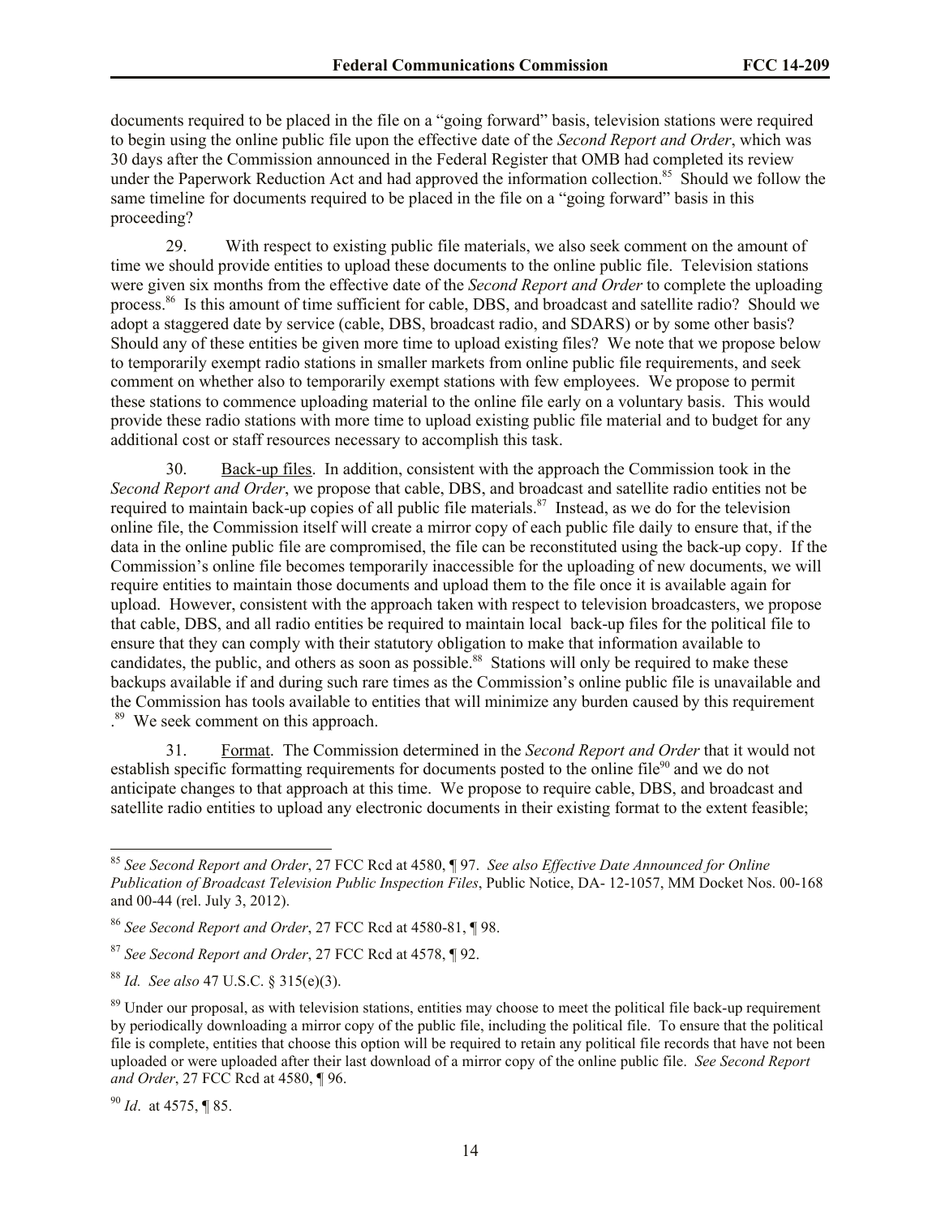documents required to be placed in the file on a "going forward" basis, television stations were required to begin using the online public file upon the effective date of the *Second Report and Order*, which was 30 days after the Commission announced in the Federal Register that OMB had completed its review under the Paperwork Reduction Act and had approved the information collection.[85] Should we follow the same timeline for documents required to be placed in the file on a "going forward" basis in this proceeding?

29. With respect to existing public file materials, we also seek comment on the amount of time we should provide entities to upload these documents to the online public file. Television stations were given six months from the effective date of the *Second Report and Order* to complete the uploading process.[86] Is this amount of time sufficient for cable, DBS, and broadcast and satellite radio? Should we adopt a staggered date by service (cable, DBS, broadcast radio, and SDARS) or by some other basis? Should any of these entities be given more time to upload existing files? We note that we propose below to temporarily exempt radio stations in smaller markets from online public file requirements, and seek comment on whether also to temporarily exempt stations with few employees. We propose to permit these stations to commence uploading material to the online file early on a voluntary basis. This would provide these radio stations with more time to upload existing public file material and to budget for any additional cost or staff resources necessary to accomplish this task.

30. Back-up files. In addition, consistent with the approach the Commission took in the *Second Report and Order*, we propose that cable, DBS, and broadcast and satellite radio entities not be required to maintain back-up copies of all public file materials.[87] Instead, as we do for the television online file, the Commission itself will create a mirror copy of each public file daily to ensure that, if the data in the online public file are compromised, the file can be reconstituted using the back-up copy. If the Commission's online file becomes temporarily inaccessible for the uploading of new documents, we will require entities to maintain those documents and upload them to the file once it is available again for upload. However, consistent with the approach taken with respect to television broadcasters, we propose that cable, DBS, and all radio entities be required to maintain local back-up files for the political file to ensure that they can comply with their statutory obligation to make that information available to candidates, the public, and others as soon as possible.[88] Stations will only be required to make these backups available if and during such rare times as the Commission's online public file is unavailable and the Commission has tools available to entities that will minimize any burden caused by this requirement .[89] We seek comment on this approach.

31. Format. The Commission determined in the *Second Report and Order* that it would not establish specific formatting requirements for documents posted to the online file[90] and we do not anticipate changes to that approach at this time. We propose to require cable, DBS, and broadcast and satellite radio entities to upload any electronic documents in their existing format to the extent feasible;

---

[85] *See Second Report and Order*, 27 FCC Rcd at 4580, ¶ 97. *See also Effective Date Announced for Online Publication of Broadcast Television Public Inspection Files*, Public Notice, DA- 12-1057, MM Docket Nos. 00-168 and 00-44 (rel. July 3, 2012).

[86] *See Second Report and Order*, 27 FCC Rcd at 4580-81, ¶ 98.

[87] *See Second Report and Order*, 27 FCC Rcd at 4578, ¶ 92.

[88] *Id. See also* 47 U.S.C. § 315(e)(3).

[89] Under our proposal, as with television stations, entities may choose to meet the political file back-up requirement by periodically downloading a mirror copy of the public file, including the political file. To ensure that the political file is complete, entities that choose this option will be required to retain any political file records that have not been uploaded or were uploaded after their last download of a mirror copy of the online public file. *See Second Report and Order*, 27 FCC Rcd at 4580, ¶ 96.

[90] *Id*. at 4575, ¶ 85.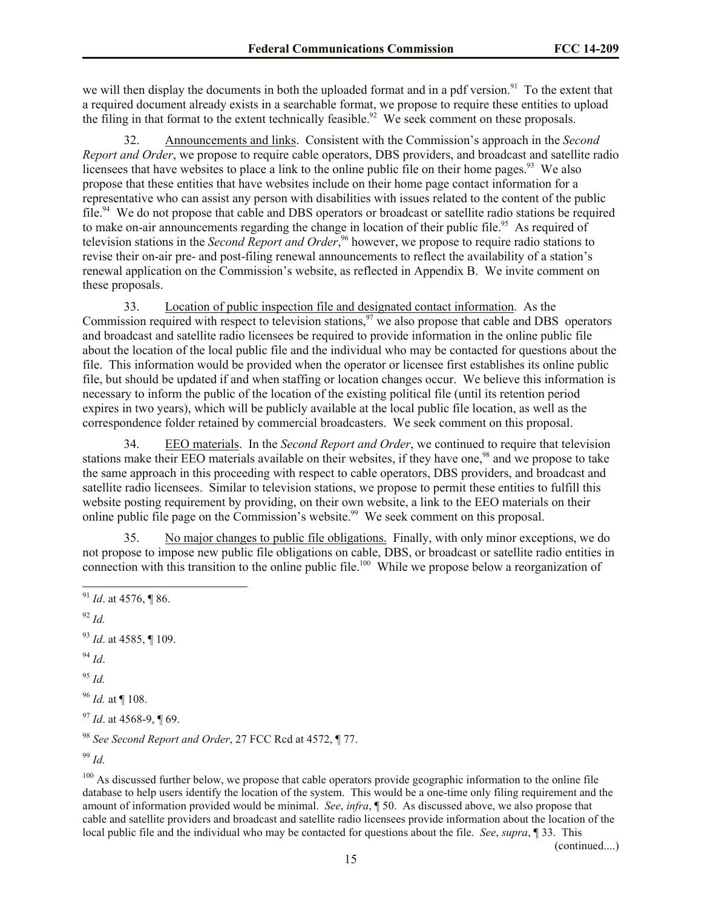we will then display the documents in both the uploaded format and in a pdf version.[91] To the extent that a required document already exists in a searchable format, we propose to require these entities to upload the filing in that format to the extent technically feasible.[92] We seek comment on these proposals.

32. Announcements and links. Consistent with the Commission's approach in the *Second Report and Order*, we propose to require cable operators, DBS providers, and broadcast and satellite radio licensees that have websites to place a link to the online public file on their home pages.[93] We also propose that these entities that have websites include on their home page contact information for a representative who can assist any person with disabilities with issues related to the content of the public file.[94] We do not propose that cable and DBS operators or broadcast or satellite radio stations be required to make on-air announcements regarding the change in location of their public file.[95] As required of television stations in the *Second Report and Order*,[96] however, we propose to require radio stations to revise their on-air pre- and post-filing renewal announcements to reflect the availability of a station's renewal application on the Commission's website, as reflected in Appendix B. We invite comment on these proposals.

33. Location of public inspection file and designated contact information. As the Commission required with respect to television stations,[97] we also propose that cable and DBS operators and broadcast and satellite radio licensees be required to provide information in the online public file about the location of the local public file and the individual who may be contacted for questions about the file. This information would be provided when the operator or licensee first establishes its online public file, but should be updated if and when staffing or location changes occur. We believe this information is necessary to inform the public of the location of the existing political file (until its retention period expires in two years), which will be publicly available at the local public file location, as well as the correspondence folder retained by commercial broadcasters. We seek comment on this proposal.

34. EEO materials. In the *Second Report and Order*, we continued to require that television stations make their EEO materials available on their websites, if they have one,[98] and we propose to take the same approach in this proceeding with respect to cable operators, DBS providers, and broadcast and satellite radio licensees. Similar to television stations, we propose to permit these entities to fulfill this website posting requirement by providing, on their own website, a link to the EEO materials on their online public file page on the Commission's website.[99] We seek comment on this proposal.

35. No major changes to public file obligations. Finally, with only minor exceptions, we do not propose to impose new public file obligations on cable, DBS, or broadcast or satellite radio entities in connection with this transition to the online public file.[100] While we propose below a reorganization of

---

[91] *Id*. at 4576, ¶ 86.

[92] *Id.*

[93] *Id*. at 4585, ¶ 109.

[94] *Id*.

[95] *Id.*

[96] *Id.* at ¶ 108.

[97] *Id*. at 4568-9, ¶ 69.

[98] *See Second Report and Order*, 27 FCC Rcd at 4572, ¶ 77.

[99] *Id.*

[100] As discussed further below, we propose that cable operators provide geographic information to the online file database to help users identify the location of the system. This would be a one-time only filing requirement and the amount of information provided would be minimal. *See*, *infra*, ¶ 50. As discussed above, we also propose that cable and satellite providers and broadcast and satellite radio licensees provide information about the location of the local public file and the individual who may be contacted for questions about the file. *See*, *supra*, ¶ 33. This (continued....)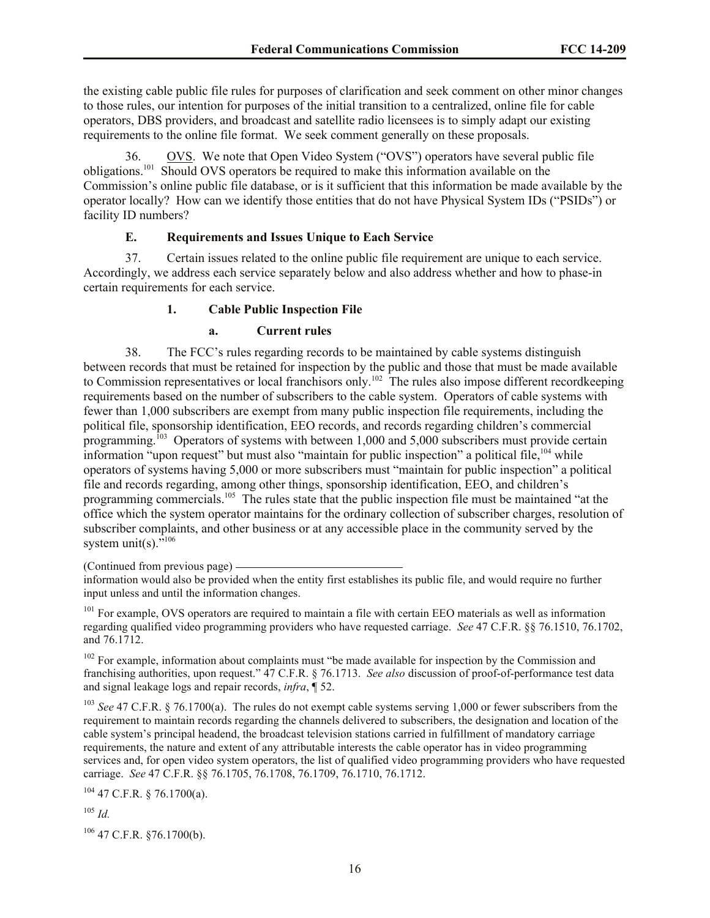the existing cable public file rules for purposes of clarification and seek comment on other minor changes to those rules, our intention for purposes of the initial transition to a centralized, online file for cable operators, DBS providers, and broadcast and satellite radio licensees is to simply adapt our existing requirements to the online file format. We seek comment generally on these proposals.

36. OVS. We note that Open Video System ("OVS") operators have several public file obligations.[101] Should OVS operators be required to make this information available on the Commission's online public file database, or is it sufficient that this information be made available by the operator locally? How can we identify those entities that do not have Physical System IDs ("PSIDs") or facility ID numbers?

### E. Requirements and Issues Unique to Each Service

37. Certain issues related to the online public file requirement are unique to each service. Accordingly, we address each service separately below and also address whether and how to phase-in certain requirements for each service.

#### 1. Cable Public Inspection File

##### a. Current rules

38. The FCC's rules regarding records to be maintained by cable systems distinguish between records that must be retained for inspection by the public and those that must be made available to Commission representatives or local franchisors only.[102] The rules also impose different recordkeeping requirements based on the number of subscribers to the cable system. Operators of cable systems with fewer than 1,000 subscribers are exempt from many public inspection file requirements, including the political file, sponsorship identification, EEO records, and records regarding children's commercial programming.[103] Operators of systems with between 1,000 and 5,000 subscribers must provide certain information "upon request" but must also "maintain for public inspection" a political file,[104] while operators of systems having 5,000 or more subscribers must "maintain for public inspection" a political file and records regarding, among other things, sponsorship identification, EEO, and children's programming commercials.[105] The rules state that the public inspection file must be maintained "at the office which the system operator maintains for the ordinary collection of subscriber charges, resolution of subscriber complaints, and other business or at any accessible place in the community served by the system unit(s)."[106]

(Continued from previous page)

information would also be provided when the entity first establishes its public file, and would require no further input unless and until the information changes.

[101] For example, OVS operators are required to maintain a file with certain EEO materials as well as information regarding qualified video programming providers who have requested carriage. *See* 47 C.F.R. §§ 76.1510, 76.1702, and 76.1712.

[102] For example, information about complaints must "be made available for inspection by the Commission and franchising authorities, upon request." 47 C.F.R. § 76.1713. *See also* discussion of proof-of-performance test data and signal leakage logs and repair records, *infra*, ¶ 52.

[103] *See* 47 C.F.R. § 76.1700(a). The rules do not exempt cable systems serving 1,000 or fewer subscribers from the requirement to maintain records regarding the channels delivered to subscribers, the designation and location of the cable system's principal headend, the broadcast television stations carried in fulfillment of mandatory carriage requirements, the nature and extent of any attributable interests the cable operator has in video programming services and, for open video system operators, the list of qualified video programming providers who have requested carriage. *See* 47 C.F.R. §§ 76.1705, 76.1708, 76.1709, 76.1710, 76.1712.

[104] 47 C.F.R. § 76.1700(a).

[105] *Id.*

[106] 47 C.F.R. §76.1700(b).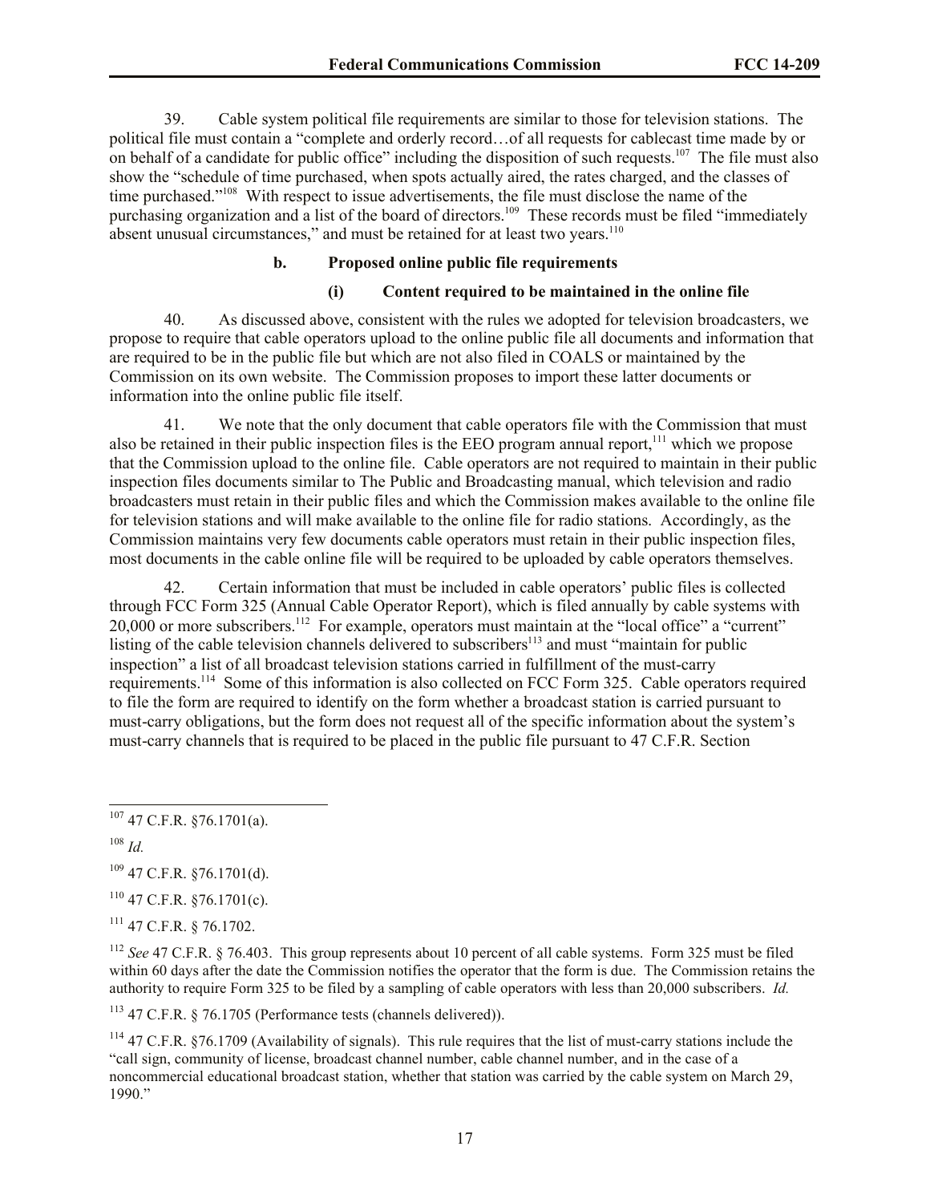39. Cable system political file requirements are similar to those for television stations. The political file must contain a "complete and orderly record…of all requests for cablecast time made by or on behalf of a candidate for public office" including the disposition of such requests.[107] The file must also show the "schedule of time purchased, when spots actually aired, the rates charged, and the classes of time purchased."[108] With respect to issue advertisements, the file must disclose the name of the purchasing organization and a list of the board of directors.[109] These records must be filed "immediately absent unusual circumstances," and must be retained for at least two years.[110]

### b. Proposed online public file requirements

#### (i) Content required to be maintained in the online file

40. As discussed above, consistent with the rules we adopted for television broadcasters, we propose to require that cable operators upload to the online public file all documents and information that are required to be in the public file but which are not also filed in COALS or maintained by the Commission on its own website. The Commission proposes to import these latter documents or information into the online public file itself.

41. We note that the only document that cable operators file with the Commission that must also be retained in their public inspection files is the EEO program annual report,[111] which we propose that the Commission upload to the online file. Cable operators are not required to maintain in their public inspection files documents similar to The Public and Broadcasting manual, which television and radio broadcasters must retain in their public files and which the Commission makes available to the online file for television stations and will make available to the online file for radio stations. Accordingly, as the Commission maintains very few documents cable operators must retain in their public inspection files, most documents in the cable online file will be required to be uploaded by cable operators themselves.

42. Certain information that must be included in cable operators' public files is collected through FCC Form 325 (Annual Cable Operator Report), which is filed annually by cable systems with 20,000 or more subscribers.[112] For example, operators must maintain at the "local office" a "current" listing of the cable television channels delivered to subscribers[113] and must "maintain for public inspection" a list of all broadcast television stations carried in fulfillment of the must-carry requirements.[114] Some of this information is also collected on FCC Form 325. Cable operators required to file the form are required to identify on the form whether a broadcast station is carried pursuant to must-carry obligations, but the form does not request all of the specific information about the system's must-carry channels that is required to be placed in the public file pursuant to 47 C.F.R. Section

---

[107] 47 C.F.R. §76.1701(a).

[108] *Id.*

[109] 47 C.F.R. §76.1701(d).

[110] 47 C.F.R. §76.1701(c).

[111] 47 C.F.R. § 76.1702.

[112] *See* 47 C.F.R. § 76.403. This group represents about 10 percent of all cable systems. Form 325 must be filed within 60 days after the date the Commission notifies the operator that the form is due. The Commission retains the authority to require Form 325 to be filed by a sampling of cable operators with less than 20,000 subscribers. *Id.*

[113] 47 C.F.R. § 76.1705 (Performance tests (channels delivered)).

[114] 47 C.F.R. §76.1709 (Availability of signals). This rule requires that the list of must-carry stations include the "call sign, community of license, broadcast channel number, cable channel number, and in the case of a noncommercial educational broadcast station, whether that station was carried by the cable system on March 29, 1990."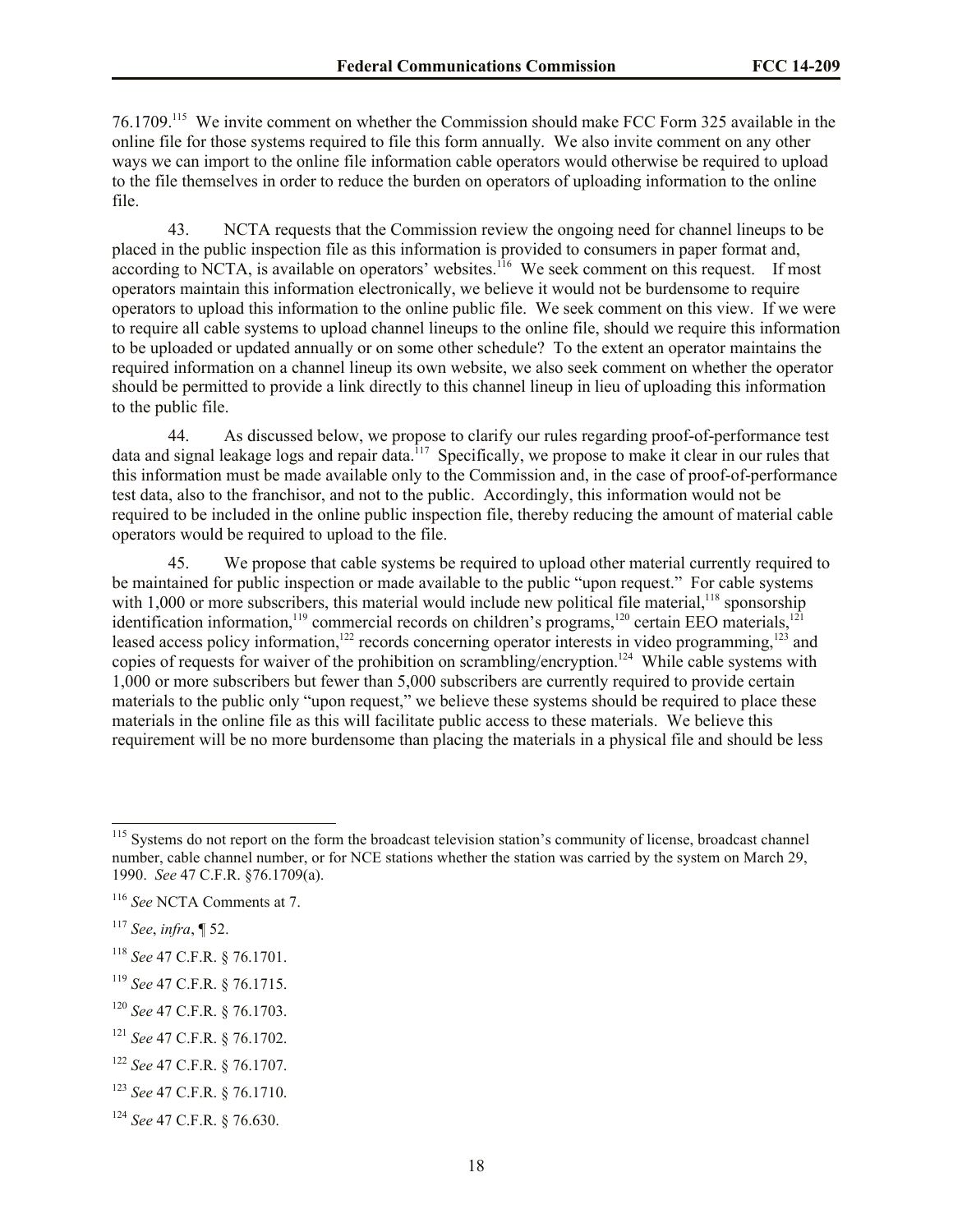76.1709.[115] We invite comment on whether the Commission should make FCC Form 325 available in the online file for those systems required to file this form annually. We also invite comment on any other ways we can import to the online file information cable operators would otherwise be required to upload to the file themselves in order to reduce the burden on operators of uploading information to the online file.

43. NCTA requests that the Commission review the ongoing need for channel lineups to be placed in the public inspection file as this information is provided to consumers in paper format and, according to NCTA, is available on operators' websites.[116] We seek comment on this request. If most operators maintain this information electronically, we believe it would not be burdensome to require operators to upload this information to the online public file. We seek comment on this view. If we were to require all cable systems to upload channel lineups to the online file, should we require this information to be uploaded or updated annually or on some other schedule? To the extent an operator maintains the required information on a channel lineup its own website, we also seek comment on whether the operator should be permitted to provide a link directly to this channel lineup in lieu of uploading this information to the public file.

44. As discussed below, we propose to clarify our rules regarding proof-of-performance test data and signal leakage logs and repair data.[117] Specifically, we propose to make it clear in our rules that this information must be made available only to the Commission and, in the case of proof-of-performance test data, also to the franchisor, and not to the public. Accordingly, this information would not be required to be included in the online public inspection file, thereby reducing the amount of material cable operators would be required to upload to the file.

45. We propose that cable systems be required to upload other material currently required to be maintained for public inspection or made available to the public "upon request." For cable systems with 1,000 or more subscribers, this material would include new political file material,[118] sponsorship identification information,[119] commercial records on children's programs,[120] certain EEO materials,[121] leased access policy information,[122] records concerning operator interests in video programming,[123] and copies of requests for waiver of the prohibition on scrambling/encryption.[124] While cable systems with 1,000 or more subscribers but fewer than 5,000 subscribers are currently required to provide certain materials to the public only "upon request," we believe these systems should be required to place these materials in the online file as this will facilitate public access to these materials. We believe this requirement will be no more burdensome than placing the materials in a physical file and should be less

---

[115] Systems do not report on the form the broadcast television station's community of license, broadcast channel number, cable channel number, or for NCE stations whether the station was carried by the system on March 29, 1990. *See* 47 C.F.R. §76.1709(a).

[116] *See* NCTA Comments at 7.

[117] *See*, *infra*, ¶ 52.

[118] *See* 47 C.F.R. § 76.1701.

[119] *See* 47 C.F.R. § 76.1715.

[120] *See* 47 C.F.R. § 76.1703.

[121] *See* 47 C.F.R. § 76.1702.

[122] *See* 47 C.F.R. § 76.1707.

[123] *See* 47 C.F.R. § 76.1710.

[124] *See* 47 C.F.R. § 76.630.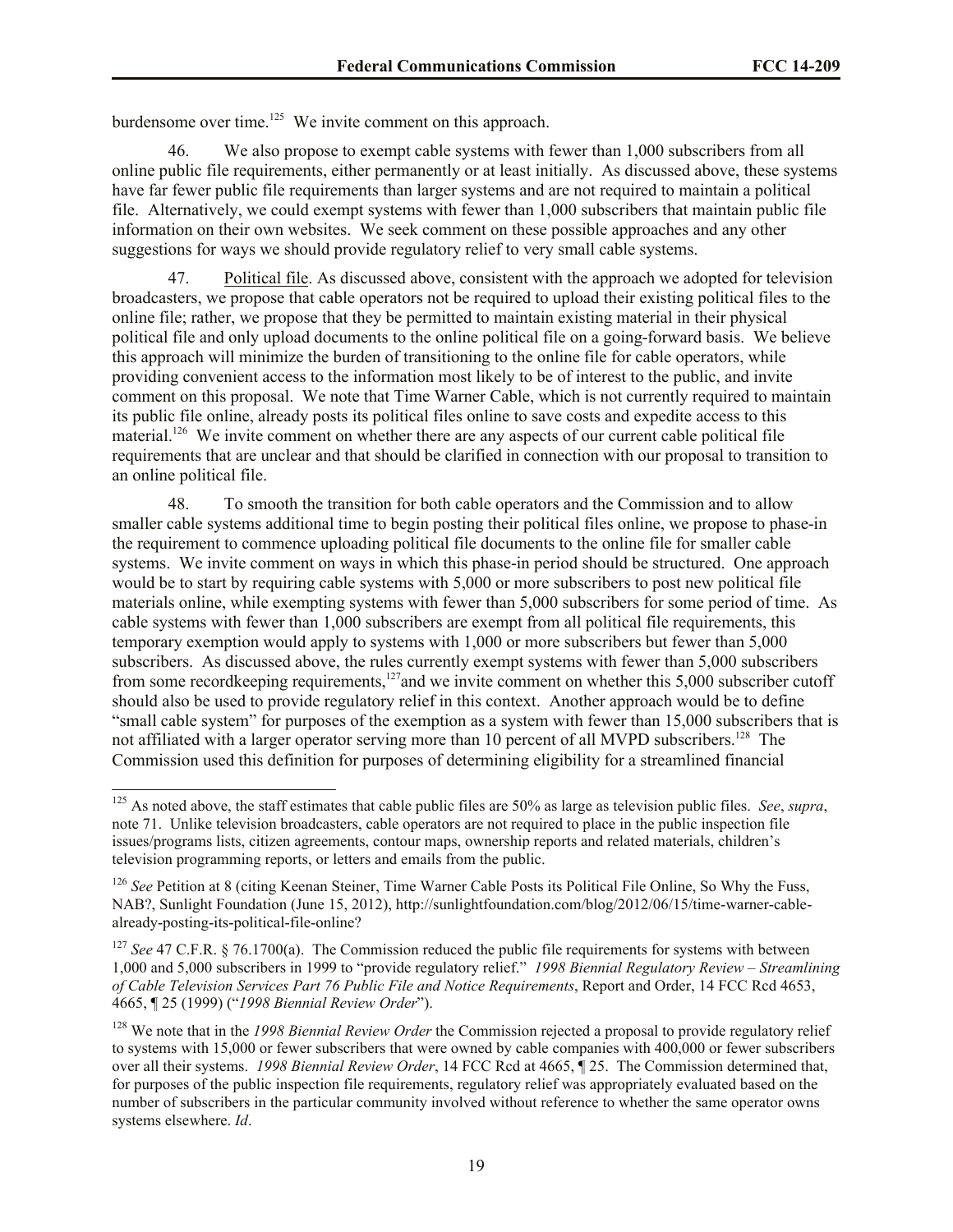burdensome over time.[125] We invite comment on this approach.

46. We also propose to exempt cable systems with fewer than 1,000 subscribers from all online public file requirements, either permanently or at least initially. As discussed above, these systems have far fewer public file requirements than larger systems and are not required to maintain a political file. Alternatively, we could exempt systems with fewer than 1,000 subscribers that maintain public file information on their own websites. We seek comment on these possible approaches and any other suggestions for ways we should provide regulatory relief to very small cable systems.

47. Political file. As discussed above, consistent with the approach we adopted for television broadcasters, we propose that cable operators not be required to upload their existing political files to the online file; rather, we propose that they be permitted to maintain existing material in their physical political file and only upload documents to the online political file on a going-forward basis. We believe this approach will minimize the burden of transitioning to the online file for cable operators, while providing convenient access to the information most likely to be of interest to the public, and invite comment on this proposal. We note that Time Warner Cable, which is not currently required to maintain its public file online, already posts its political files online to save costs and expedite access to this material.[126] We invite comment on whether there are any aspects of our current cable political file requirements that are unclear and that should be clarified in connection with our proposal to transition to an online political file.

48. To smooth the transition for both cable operators and the Commission and to allow smaller cable systems additional time to begin posting their political files online, we propose to phase-in the requirement to commence uploading political file documents to the online file for smaller cable systems. We invite comment on ways in which this phase-in period should be structured. One approach would be to start by requiring cable systems with 5,000 or more subscribers to post new political file materials online, while exempting systems with fewer than 5,000 subscribers for some period of time. As cable systems with fewer than 1,000 subscribers are exempt from all political file requirements, this temporary exemption would apply to systems with 1,000 or more subscribers but fewer than 5,000 subscribers. As discussed above, the rules currently exempt systems with fewer than 5,000 subscribers from some recordkeeping requirements,[127] and we invite comment on whether this 5,000 subscriber cutoff should also be used to provide regulatory relief in this context. Another approach would be to define "small cable system" for purposes of the exemption as a system with fewer than 15,000 subscribers that is not affiliated with a larger operator serving more than 10 percent of all MVPD subscribers.[128] The Commission used this definition for purposes of determining eligibility for a streamlined financial

---

[125] As noted above, the staff estimates that cable public files are 50% as large as television public files. *See*, *supra*, note 71. Unlike television broadcasters, cable operators are not required to place in the public inspection file issues/programs lists, citizen agreements, contour maps, ownership reports and related materials, children's television programming reports, or letters and emails from the public.

[126] *See* Petition at 8 (citing Keenan Steiner, Time Warner Cable Posts its Political File Online, So Why the Fuss, NAB?, Sunlight Foundation (June 15, 2012), http://sunlightfoundation.com/blog/2012/06/15/time-warner-cable-already-posting-its-political-file-online?

[127] *See* 47 C.F.R. § 76.1700(a). The Commission reduced the public file requirements for systems with between 1,000 and 5,000 subscribers in 1999 to "provide regulatory relief." *1998 Biennial Regulatory Review – Streamlining of Cable Television Services Part 76 Public File and Notice Requirements*, Report and Order, 14 FCC Rcd 4653, 4665, ¶ 25 (1999) ("*1998 Biennial Review Order*").

[128] We note that in the *1998 Biennial Review Order* the Commission rejected a proposal to provide regulatory relief to systems with 15,000 or fewer subscribers that were owned by cable companies with 400,000 or fewer subscribers over all their systems. *1998 Biennial Review Order*, 14 FCC Rcd at 4665, ¶ 25. The Commission determined that, for purposes of the public inspection file requirements, regulatory relief was appropriately evaluated based on the number of subscribers in the particular community involved without reference to whether the same operator owns systems elsewhere. *Id*.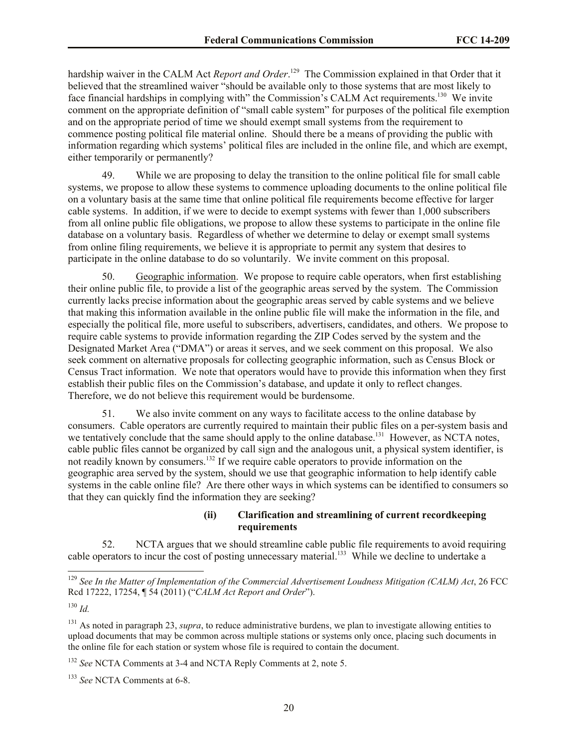hardship waiver in the CALM Act *Report and Order*.[129] The Commission explained in that Order that it believed that the streamlined waiver "should be available only to those systems that are most likely to face financial hardships in complying with" the Commission's CALM Act requirements.[130] We invite comment on the appropriate definition of "small cable system" for purposes of the political file exemption and on the appropriate period of time we should exempt small systems from the requirement to commence posting political file material online. Should there be a means of providing the public with information regarding which systems' political files are included in the online file, and which are exempt, either temporarily or permanently?

49. While we are proposing to delay the transition to the online political file for small cable systems, we propose to allow these systems to commence uploading documents to the online political file on a voluntary basis at the same time that online political file requirements become effective for larger cable systems. In addition, if we were to decide to exempt systems with fewer than 1,000 subscribers from all online public file obligations, we propose to allow these systems to participate in the online file database on a voluntary basis. Regardless of whether we determine to delay or exempt small systems from online filing requirements, we believe it is appropriate to permit any system that desires to participate in the online database to do so voluntarily. We invite comment on this proposal.

50. Geographic information. We propose to require cable operators, when first establishing their online public file, to provide a list of the geographic areas served by the system. The Commission currently lacks precise information about the geographic areas served by cable systems and we believe that making this information available in the online public file will make the information in the file, and especially the political file, more useful to subscribers, advertisers, candidates, and others. We propose to require cable systems to provide information regarding the ZIP Codes served by the system and the Designated Market Area ("DMA") or areas it serves, and we seek comment on this proposal. We also seek comment on alternative proposals for collecting geographic information, such as Census Block or Census Tract information. We note that operators would have to provide this information when they first establish their public files on the Commission's database, and update it only to reflect changes. Therefore, we do not believe this requirement would be burdensome.

51. We also invite comment on any ways to facilitate access to the online database by consumers. Cable operators are currently required to maintain their public files on a per-system basis and we tentatively conclude that the same should apply to the online database.[131] However, as NCTA notes, cable public files cannot be organized by call sign and the analogous unit, a physical system identifier, is not readily known by consumers.[132] If we require cable operators to provide information on the geographic area served by the system, should we use that geographic information to help identify cable systems in the cable online file? Are there other ways in which systems can be identified to consumers so that they can quickly find the information they are seeking?

#### (ii) Clarification and streamlining of current recordkeeping requirements

52. NCTA argues that we should streamline cable public file requirements to avoid requiring cable operators to incur the cost of posting unnecessary material.[133] While we decline to undertake a

---

[129] *See In the Matter of Implementation of the Commercial Advertisement Loudness Mitigation (CALM) Act*, 26 FCC Rcd 17222, 17254, ¶ 54 (2011) ("*CALM Act Report and Order*").

[130] *Id.*

[131] As noted in paragraph 23, *supra*, to reduce administrative burdens, we plan to investigate allowing entities to upload documents that may be common across multiple stations or systems only once, placing such documents in the online file for each station or system whose file is required to contain the document.

[132] *See* NCTA Comments at 3-4 and NCTA Reply Comments at 2, note 5.

[133] *See* NCTA Comments at 6-8.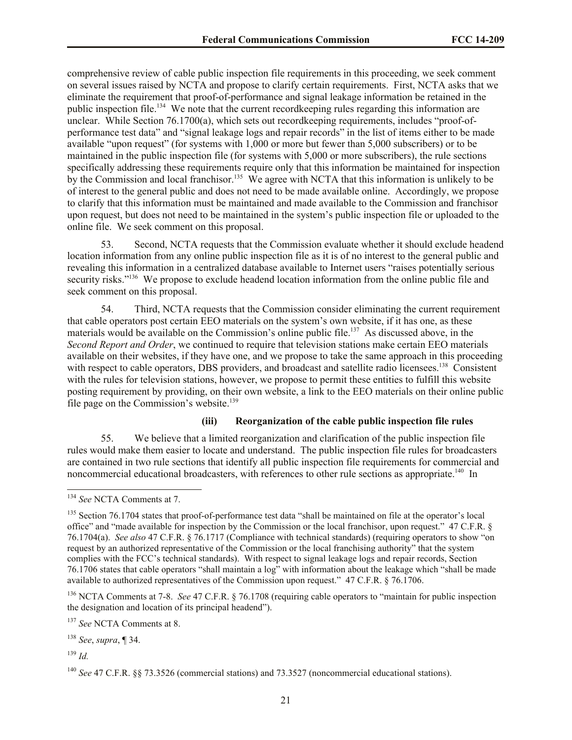comprehensive review of cable public inspection file requirements in this proceeding, we seek comment on several issues raised by NCTA and propose to clarify certain requirements. First, NCTA asks that we eliminate the requirement that proof-of-performance and signal leakage information be retained in the public inspection file.[134] We note that the current recordkeeping rules regarding this information are unclear. While Section 76.1700(a), which sets out recordkeeping requirements, includes "proof-of-performance test data" and "signal leakage logs and repair records" in the list of items either to be made available "upon request" (for systems with 1,000 or more but fewer than 5,000 subscribers) or to be maintained in the public inspection file (for systems with 5,000 or more subscribers), the rule sections specifically addressing these requirements require only that this information be maintained for inspection by the Commission and local franchisor.[135] We agree with NCTA that this information is unlikely to be of interest to the general public and does not need to be made available online. Accordingly, we propose to clarify that this information must be maintained and made available to the Commission and franchisor upon request, but does not need to be maintained in the system's public inspection file or uploaded to the online file. We seek comment on this proposal.

53. Second, NCTA requests that the Commission evaluate whether it should exclude headend location information from any online public inspection file as it is of no interest to the general public and revealing this information in a centralized database available to Internet users "raises potentially serious security risks."[136] We propose to exclude headend location information from the online public file and seek comment on this proposal.

54. Third, NCTA requests that the Commission consider eliminating the current requirement that cable operators post certain EEO materials on the system's own website, if it has one, as these materials would be available on the Commission's online public file.[137] As discussed above, in the *Second Report and Order*, we continued to require that television stations make certain EEO materials available on their websites, if they have one, and we propose to take the same approach in this proceeding with respect to cable operators, DBS providers, and broadcast and satellite radio licensees.[138] Consistent with the rules for television stations, however, we propose to permit these entities to fulfill this website posting requirement by providing, on their own website, a link to the EEO materials on their online public file page on the Commission's website.[139]

#### (iii) Reorganization of the cable public inspection file rules

55. We believe that a limited reorganization and clarification of the public inspection file rules would make them easier to locate and understand. The public inspection file rules for broadcasters are contained in two rule sections that identify all public inspection file requirements for commercial and noncommercial educational broadcasters, with references to other rule sections as appropriate.[140] In

---

[134] *See* NCTA Comments at 7.

[135] Section 76.1704 states that proof-of-performance test data "shall be maintained on file at the operator's local office" and "made available for inspection by the Commission or the local franchisor, upon request." 47 C.F.R. § 76.1704(a). *See also* 47 C.F.R. § 76.1717 (Compliance with technical standards) (requiring operators to show "on request by an authorized representative of the Commission or the local franchising authority" that the system complies with the FCC's technical standards). With respect to signal leakage logs and repair records, Section 76.1706 states that cable operators "shall maintain a log" with information about the leakage which "shall be made available to authorized representatives of the Commission upon request." 47 C.F.R. § 76.1706.

[136] NCTA Comments at 7-8. *See* 47 C.F.R. § 76.1708 (requiring cable operators to "maintain for public inspection the designation and location of its principal headend").

[137] *See* NCTA Comments at 8.

[138] *See*, *supra*, ¶ 34.

[139] *Id.*

[140] *See* 47 C.F.R. §§ 73.3526 (commercial stations) and 73.3527 (noncommercial educational stations).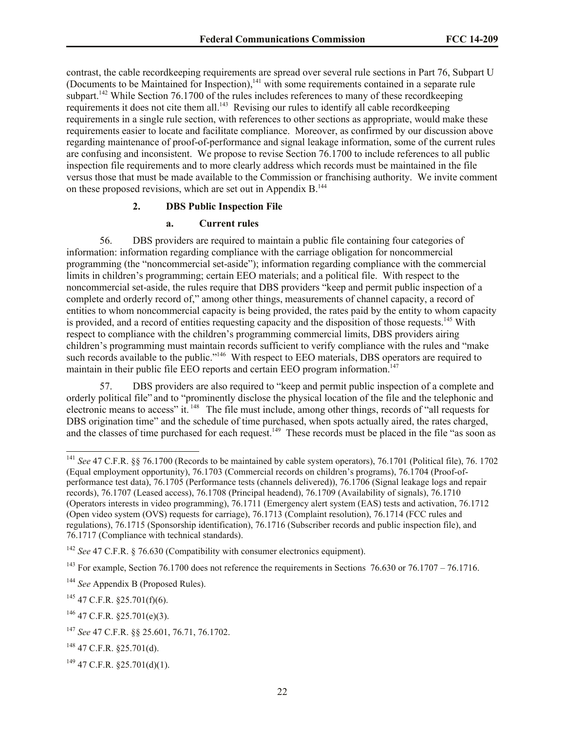contrast, the cable recordkeeping requirements are spread over several rule sections in Part 76, Subpart U (Documents to be Maintained for Inspection),[141] with some requirements contained in a separate rule subpart.[142] While Section 76.1700 of the rules includes references to many of these recordkeeping requirements it does not cite them all.[143] Revising our rules to identify all cable recordkeeping requirements in a single rule section, with references to other sections as appropriate, would make these requirements easier to locate and facilitate compliance. Moreover, as confirmed by our discussion above regarding maintenance of proof-of-performance and signal leakage information, some of the current rules are confusing and inconsistent. We propose to revise Section 76.1700 to include references to all public inspection file requirements and to more clearly address which records must be maintained in the file versus those that must be made available to the Commission or franchising authority. We invite comment on these proposed revisions, which are set out in Appendix B.[144]

### 2. DBS Public Inspection File

#### a. Current rules

56. DBS providers are required to maintain a public file containing four categories of information: information regarding compliance with the carriage obligation for noncommercial programming (the "noncommercial set-aside"); information regarding compliance with the commercial limits in children's programming; certain EEO materials; and a political file. With respect to the noncommercial set-aside, the rules require that DBS providers "keep and permit public inspection of a complete and orderly record of," among other things, measurements of channel capacity, a record of entities to whom noncommercial capacity is being provided, the rates paid by the entity to whom capacity is provided, and a record of entities requesting capacity and the disposition of those requests.[145] With respect to compliance with the children's programming commercial limits, DBS providers airing children's programming must maintain records sufficient to verify compliance with the rules and "make such records available to the public."[146] With respect to EEO materials, DBS operators are required to maintain in their public file EEO reports and certain EEO program information.[147]

57. DBS providers are also required to "keep and permit public inspection of a complete and orderly political file" and to "prominently disclose the physical location of the file and the telephonic and electronic means to access" it.[148] The file must include, among other things, records of "all requests for DBS origination time" and the schedule of time purchased, when spots actually aired, the rates charged, and the classes of time purchased for each request.[149] These records must be placed in the file "as soon as

---

[141] *See* 47 C.F.R. §§ 76.1700 (Records to be maintained by cable system operators), 76.1701 (Political file), 76. 1702 (Equal employment opportunity), 76.1703 (Commercial records on children's programs), 76.1704 (Proof-of-performance test data), 76.1705 (Performance tests (channels delivered)), 76.1706 (Signal leakage logs and repair records), 76.1707 (Leased access), 76.1708 (Principal headend), 76.1709 (Availability of signals), 76.1710 (Operators interests in video programming), 76.1711 (Emergency alert system (EAS) tests and activation, 76.1712 (Open video system (OVS) requests for carriage), 76.1713 (Complaint resolution), 76.1714 (FCC rules and regulations), 76.1715 (Sponsorship identification), 76.1716 (Subscriber records and public inspection file), and 76.1717 (Compliance with technical standards).

[142] *See* 47 C.F.R. § 76.630 (Compatibility with consumer electronics equipment).

[143] For example, Section 76.1700 does not reference the requirements in Sections 76.630 or 76.1707 – 76.1716.

[144] *See* Appendix B (Proposed Rules).

[145] 47 C.F.R. §25.701(f)(6).

[146] 47 C.F.R. §25.701(e)(3).

[147] *See* 47 C.F.R. §§ 25.601, 76.71, 76.1702.

[148] 47 C.F.R. §25.701(d).

[149] 47 C.F.R. §25.701(d)(1).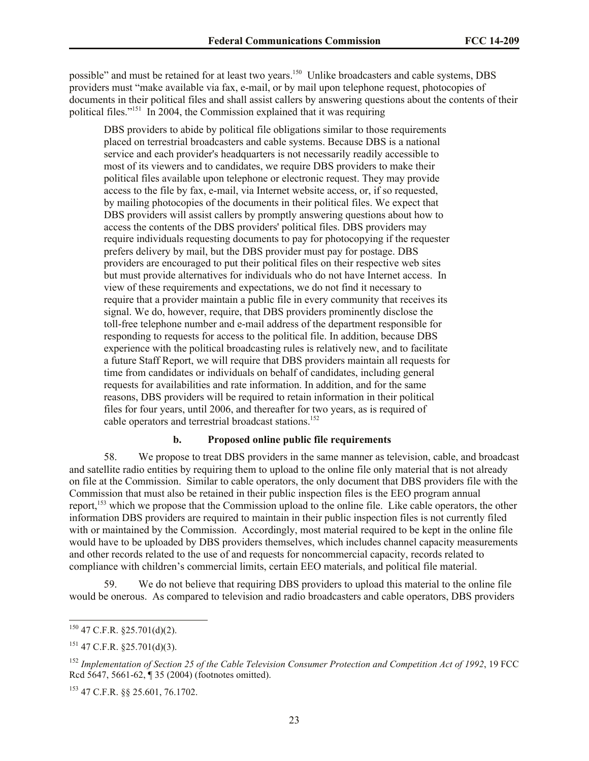possible" and must be retained for at least two years.[150] Unlike broadcasters and cable systems, DBS providers must "make available via fax, e-mail, or by mail upon telephone request, photocopies of documents in their political files and shall assist callers by answering questions about the contents of their political files."[151] In 2004, the Commission explained that it was requiring

> DBS providers to abide by political file obligations similar to those requirements placed on terrestrial broadcasters and cable systems. Because DBS is a national service and each provider's headquarters is not necessarily readily accessible to most of its viewers and to candidates, we require DBS providers to make their political files available upon telephone or electronic request. They may provide access to the file by fax, e-mail, via Internet website access, or, if so requested, by mailing photocopies of the documents in their political files. We expect that DBS providers will assist callers by promptly answering questions about how to access the contents of the DBS providers' political files. DBS providers may require individuals requesting documents to pay for photocopying if the requester prefers delivery by mail, but the DBS provider must pay for postage. DBS providers are encouraged to put their political files on their respective web sites but must provide alternatives for individuals who do not have Internet access. In view of these requirements and expectations, we do not find it necessary to require that a provider maintain a public file in every community that receives its signal. We do, however, require, that DBS providers prominently disclose the toll-free telephone number and e-mail address of the department responsible for responding to requests for access to the political file. In addition, because DBS experience with the political broadcasting rules is relatively new, and to facilitate a future Staff Report, we will require that DBS providers maintain all requests for time from candidates or individuals on behalf of candidates, including general requests for availabilities and rate information. In addition, and for the same reasons, DBS providers will be required to retain information in their political files for four years, until 2006, and thereafter for two years, as is required of cable operators and terrestrial broadcast stations.[152]

### b. Proposed online public file requirements

58. We propose to treat DBS providers in the same manner as television, cable, and broadcast and satellite radio entities by requiring them to upload to the online file only material that is not already on file at the Commission. Similar to cable operators, the only document that DBS providers file with the Commission that must also be retained in their public inspection files is the EEO program annual report,[153] which we propose that the Commission upload to the online file. Like cable operators, the other information DBS providers are required to maintain in their public inspection files is not currently filed with or maintained by the Commission. Accordingly, most material required to be kept in the online file would have to be uploaded by DBS providers themselves, which includes channel capacity measurements and other records related to the use of and requests for noncommercial capacity, records related to compliance with children's commercial limits, certain EEO materials, and political file material.

59. We do not believe that requiring DBS providers to upload this material to the online file would be onerous. As compared to television and radio broadcasters and cable operators, DBS providers

---

[150] 47 C.F.R. §25.701(d)(2).

[151] 47 C.F.R. §25.701(d)(3).

[152] *Implementation of Section 25 of the Cable Television Consumer Protection and Competition Act of 1992*, 19 FCC Rcd 5647, 5661-62, ¶ 35 (2004) (footnotes omitted).

[153] 47 C.F.R. §§ 25.601, 76.1702.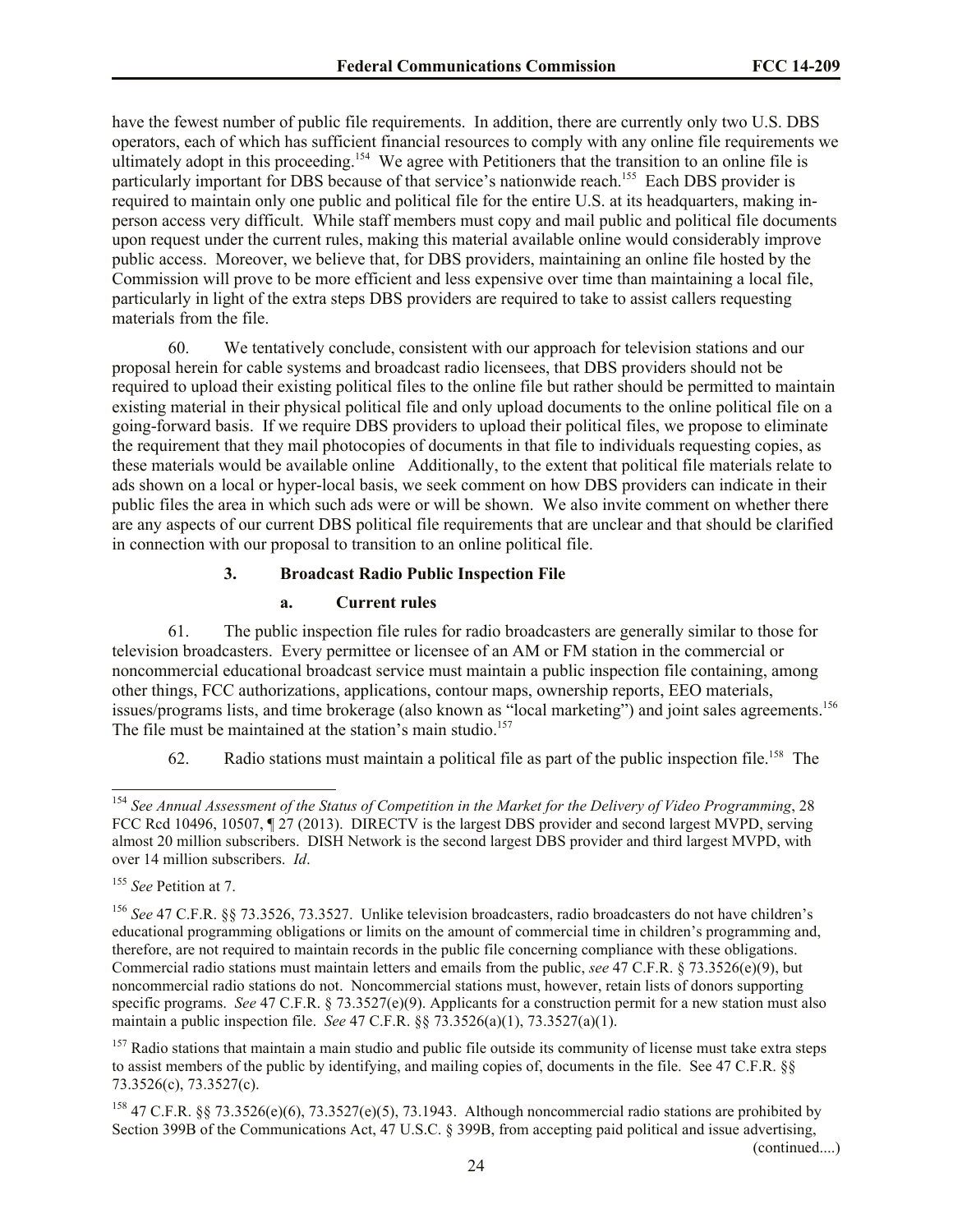have the fewest number of public file requirements. In addition, there are currently only two U.S. DBS operators, each of which has sufficient financial resources to comply with any online file requirements we ultimately adopt in this proceeding.[154] We agree with Petitioners that the transition to an online file is particularly important for DBS because of that service's nationwide reach.[155] Each DBS provider is required to maintain only one public and political file for the entire U.S. at its headquarters, making in-person access very difficult. While staff members must copy and mail public and political file documents upon request under the current rules, making this material available online would considerably improve public access. Moreover, we believe that, for DBS providers, maintaining an online file hosted by the Commission will prove to be more efficient and less expensive over time than maintaining a local file, particularly in light of the extra steps DBS providers are required to take to assist callers requesting materials from the file.

60. We tentatively conclude, consistent with our approach for television stations and our proposal herein for cable systems and broadcast radio licensees, that DBS providers should not be required to upload their existing political files to the online file but rather should be permitted to maintain existing material in their physical political file and only upload documents to the online political file on a going-forward basis. If we require DBS providers to upload their political files, we propose to eliminate the requirement that they mail photocopies of documents in that file to individuals requesting copies, as these materials would be available online Additionally, to the extent that political file materials relate to ads shown on a local or hyper-local basis, we seek comment on how DBS providers can indicate in their public files the area in which such ads were or will be shown. We also invite comment on whether there are any aspects of our current DBS political file requirements that are unclear and that should be clarified in connection with our proposal to transition to an online political file.

### 3. Broadcast Radio Public Inspection File

#### a. Current rules

61. The public inspection file rules for radio broadcasters are generally similar to those for television broadcasters. Every permittee or licensee of an AM or FM station in the commercial or noncommercial educational broadcast service must maintain a public inspection file containing, among other things, FCC authorizations, applications, contour maps, ownership reports, EEO materials, issues/programs lists, and time brokerage (also known as "local marketing") and joint sales agreements.[156] The file must be maintained at the station's main studio.[157]

62. Radio stations must maintain a political file as part of the public inspection file.[158] The

---

[154] *See Annual Assessment of the Status of Competition in the Market for the Delivery of Video Programming*, 28 FCC Rcd 10496, 10507, ¶ 27 (2013). DIRECTV is the largest DBS provider and second largest MVPD, serving almost 20 million subscribers. DISH Network is the second largest DBS provider and third largest MVPD, with over 14 million subscribers. *Id*.

[155] *See* Petition at 7.

[156] *See* 47 C.F.R. §§ 73.3526, 73.3527. Unlike television broadcasters, radio broadcasters do not have children's educational programming obligations or limits on the amount of commercial time in children's programming and, therefore, are not required to maintain records in the public file concerning compliance with these obligations. Commercial radio stations must maintain letters and emails from the public, *see* 47 C.F.R. § 73.3526(e)(9), but noncommercial radio stations do not. Noncommercial stations must, however, retain lists of donors supporting specific programs. *See* 47 C.F.R. § 73.3527(e)(9). Applicants for a construction permit for a new station must also maintain a public inspection file. *See* 47 C.F.R. §§ 73.3526(a)(1), 73.3527(a)(1).

[157] Radio stations that maintain a main studio and public file outside its community of license must take extra steps to assist members of the public by identifying, and mailing copies of, documents in the file. See 47 C.F.R. §§ 73.3526(c), 73.3527(c).

[158] 47 C.F.R. §§ 73.3526(e)(6), 73.3527(e)(5), 73.1943. Although noncommercial radio stations are prohibited by Section 399B of the Communications Act, 47 U.S.C. § 399B, from accepting paid political and issue advertising,

(continued....)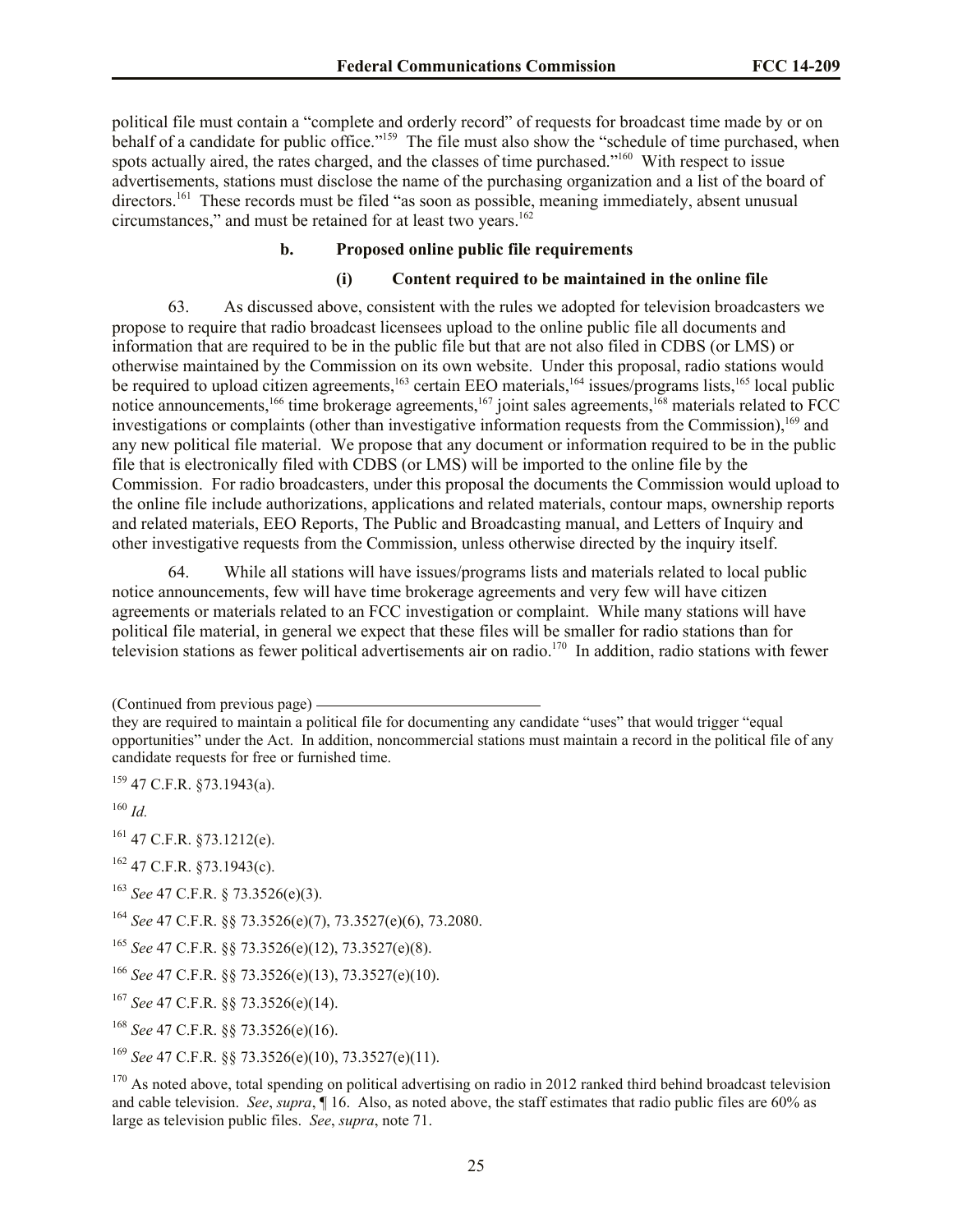political file must contain a "complete and orderly record" of requests for broadcast time made by or on behalf of a candidate for public office."[159] The file must also show the "schedule of time purchased, when spots actually aired, the rates charged, and the classes of time purchased."[160] With respect to issue advertisements, stations must disclose the name of the purchasing organization and a list of the board of directors.[161] These records must be filed "as soon as possible, meaning immediately, absent unusual circumstances," and must be retained for at least two years.[162]

**b. Proposed online public file requirements**

**(i) Content required to be maintained in the online file**

63. As discussed above, consistent with the rules we adopted for television broadcasters we propose to require that radio broadcast licensees upload to the online public file all documents and information that are required to be in the public file but that are not also filed in CDBS (or LMS) or otherwise maintained by the Commission on its own website. Under this proposal, radio stations would be required to upload citizen agreements,[163] certain EEO materials,[164] issues/programs lists,[165] local public notice announcements,[166] time brokerage agreements,[167] joint sales agreements,[168] materials related to FCC investigations or complaints (other than investigative information requests from the Commission),[169] and any new political file material. We propose that any document or information required to be in the public file that is electronically filed with CDBS (or LMS) will be imported to the online file by the Commission. For radio broadcasters, under this proposal the documents the Commission would upload to the online file include authorizations, applications and related materials, contour maps, ownership reports and related materials, EEO Reports, The Public and Broadcasting manual, and Letters of Inquiry and other investigative requests from the Commission, unless otherwise directed by the inquiry itself.

64. While all stations will have issues/programs lists and materials related to local public notice announcements, few will have time brokerage agreements and very few will have citizen agreements or materials related to an FCC investigation or complaint. While many stations will have political file material, in general we expect that these files will be smaller for radio stations than for television stations as fewer political advertisements air on radio.[170] In addition, radio stations with fewer

(Continued from previous page)

they are required to maintain a political file for documenting any candidate "uses" that would trigger "equal opportunities" under the Act. In addition, noncommercial stations must maintain a record in the political file of any candidate requests for free or furnished time.

[159] 47 C.F.R. §73.1943(a).

[160] *Id.*

[161] 47 C.F.R. §73.1212(e).

[162] 47 C.F.R. §73.1943(c).

[163] *See* 47 C.F.R. § 73.3526(e)(3).

[164] *See* 47 C.F.R. §§ 73.3526(e)(7), 73.3527(e)(6), 73.2080.

[165] *See* 47 C.F.R. §§ 73.3526(e)(12), 73.3527(e)(8).

[166] *See* 47 C.F.R. §§ 73.3526(e)(13), 73.3527(e)(10).

[167] *See* 47 C.F.R. §§ 73.3526(e)(14).

[168] *See* 47 C.F.R. §§ 73.3526(e)(16).

[169] *See* 47 C.F.R. §§ 73.3526(e)(10), 73.3527(e)(11).

[170] As noted above, total spending on political advertising on radio in 2012 ranked third behind broadcast television and cable television. *See*, *supra*, ¶ 16. Also, as noted above, the staff estimates that radio public files are 60% as large as television public files. *See*, *supra*, note 71.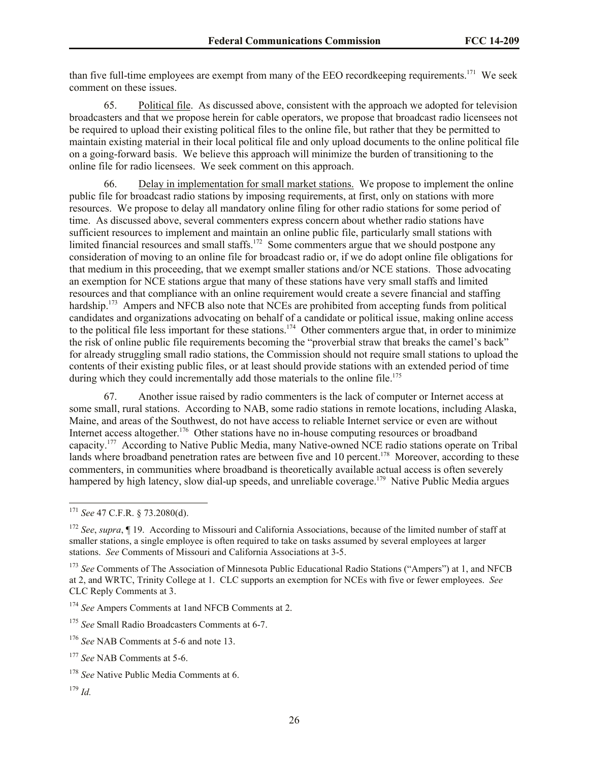than five full-time employees are exempt from many of the EEO recordkeeping requirements.[171] We seek comment on these issues.

65. Political file. As discussed above, consistent with the approach we adopted for television broadcasters and that we propose herein for cable operators, we propose that broadcast radio licensees not be required to upload their existing political files to the online file, but rather that they be permitted to maintain existing material in their local political file and only upload documents to the online political file on a going-forward basis. We believe this approach will minimize the burden of transitioning to the online file for radio licensees. We seek comment on this approach.

66. Delay in implementation for small market stations. We propose to implement the online public file for broadcast radio stations by imposing requirements, at first, only on stations with more resources. We propose to delay all mandatory online filing for other radio stations for some period of time. As discussed above, several commenters express concern about whether radio stations have sufficient resources to implement and maintain an online public file, particularly small stations with limited financial resources and small staffs.[172] Some commenters argue that we should postpone any consideration of moving to an online file for broadcast radio or, if we do adopt online file obligations for that medium in this proceeding, that we exempt smaller stations and/or NCE stations. Those advocating an exemption for NCE stations argue that many of these stations have very small staffs and limited resources and that compliance with an online requirement would create a severe financial and staffing hardship.[173] Ampers and NFCB also note that NCEs are prohibited from accepting funds from political candidates and organizations advocating on behalf of a candidate or political issue, making online access to the political file less important for these stations.[174] Other commenters argue that, in order to minimize the risk of online public file requirements becoming the "proverbial straw that breaks the camel's back" for already struggling small radio stations, the Commission should not require small stations to upload the contents of their existing public files, or at least should provide stations with an extended period of time during which they could incrementally add those materials to the online file.[175]

67. Another issue raised by radio commenters is the lack of computer or Internet access at some small, rural stations. According to NAB, some radio stations in remote locations, including Alaska, Maine, and areas of the Southwest, do not have access to reliable Internet service or even are without Internet access altogether.[176] Other stations have no in-house computing resources or broadband capacity.[177] According to Native Public Media, many Native-owned NCE radio stations operate on Tribal lands where broadband penetration rates are between five and 10 percent.[178] Moreover, according to these commenters, in communities where broadband is theoretically available actual access is often severely hampered by high latency, slow dial-up speeds, and unreliable coverage.[179] Native Public Media argues

---

[171] *See* 47 C.F.R. § 73.2080(d).

[172] *See*, *supra*, ¶ 19. According to Missouri and California Associations, because of the limited number of staff at smaller stations, a single employee is often required to take on tasks assumed by several employees at larger stations. *See* Comments of Missouri and California Associations at 3-5.

[173] *See* Comments of The Association of Minnesota Public Educational Radio Stations ("Ampers") at 1, and NFCB at 2, and WRTC, Trinity College at 1. CLC supports an exemption for NCEs with five or fewer employees. *See* CLC Reply Comments at 3.

[174] *See* Ampers Comments at 1and NFCB Comments at 2.

[175] *See* Small Radio Broadcasters Comments at 6-7.

[176] *See* NAB Comments at 5-6 and note 13.

[177] *See* NAB Comments at 5-6.

[178] *See* Native Public Media Comments at 6.

[179] *Id.*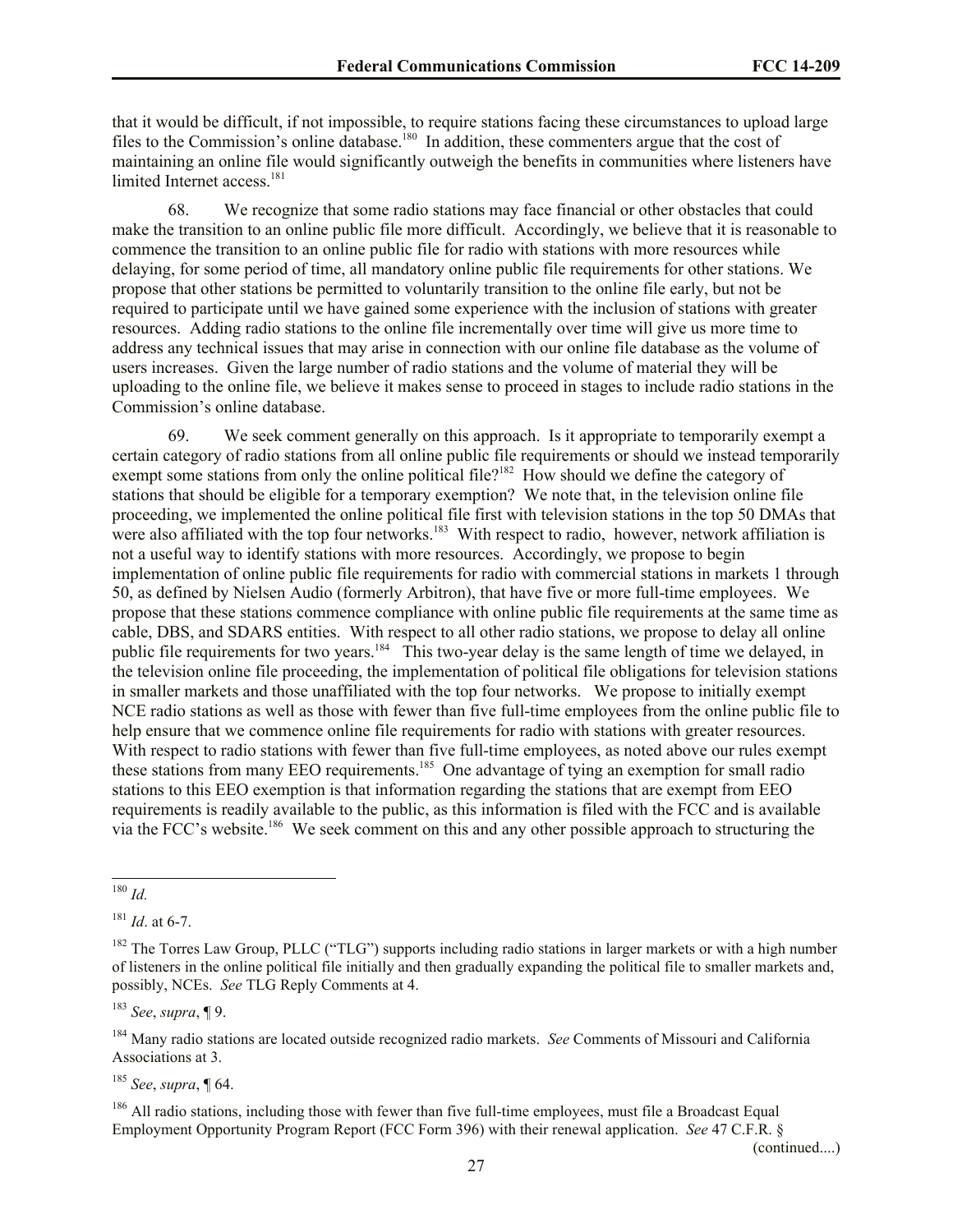that it would be difficult, if not impossible, to require stations facing these circumstances to upload large files to the Commission's online database.[180] In addition, these commenters argue that the cost of maintaining an online file would significantly outweigh the benefits in communities where listeners have limited Internet access.[181]

68. We recognize that some radio stations may face financial or other obstacles that could make the transition to an online public file more difficult. Accordingly, we believe that it is reasonable to commence the transition to an online public file for radio with stations with more resources while delaying, for some period of time, all mandatory online public file requirements for other stations. We propose that other stations be permitted to voluntarily transition to the online file early, but not be required to participate until we have gained some experience with the inclusion of stations with greater resources. Adding radio stations to the online file incrementally over time will give us more time to address any technical issues that may arise in connection with our online file database as the volume of users increases. Given the large number of radio stations and the volume of material they will be uploading to the online file, we believe it makes sense to proceed in stages to include radio stations in the Commission's online database.

69. We seek comment generally on this approach. Is it appropriate to temporarily exempt a certain category of radio stations from all online public file requirements or should we instead temporarily exempt some stations from only the online political file?[182] How should we define the category of stations that should be eligible for a temporary exemption? We note that, in the television online file proceeding, we implemented the online political file first with television stations in the top 50 DMAs that were also affiliated with the top four networks.[183] With respect to radio, however, network affiliation is not a useful way to identify stations with more resources. Accordingly, we propose to begin implementation of online public file requirements for radio with commercial stations in markets 1 through 50, as defined by Nielsen Audio (formerly Arbitron), that have five or more full-time employees. We propose that these stations commence compliance with online public file requirements at the same time as cable, DBS, and SDARS entities. With respect to all other radio stations, we propose to delay all online public file requirements for two years.[184] This two-year delay is the same length of time we delayed, in the television online file proceeding, the implementation of political file obligations for television stations in smaller markets and those unaffiliated with the top four networks. We propose to initially exempt NCE radio stations as well as those with fewer than five full-time employees from the online public file to help ensure that we commence online file requirements for radio with stations with greater resources. With respect to radio stations with fewer than five full-time employees, as noted above our rules exempt these stations from many EEO requirements.[185] One advantage of tying an exemption for small radio stations to this EEO exemption is that information regarding the stations that are exempt from EEO requirements is readily available to the public, as this information is filed with the FCC and is available via the FCC's website.[186] We seek comment on this and any other possible approach to structuring the

---

[180] *Id.*

[181] *Id*. at 6-7.

[182] The Torres Law Group, PLLC ("TLG") supports including radio stations in larger markets or with a high number of listeners in the online political file initially and then gradually expanding the political file to smaller markets and, possibly, NCEs. *See* TLG Reply Comments at 4.

[183] *See*, *supra*, ¶ 9.

[184] Many radio stations are located outside recognized radio markets. *See* Comments of Missouri and California Associations at 3.

[185] *See*, *supra*, ¶ 64.

[186] All radio stations, including those with fewer than five full-time employees, must file a Broadcast Equal Employment Opportunity Program Report (FCC Form 396) with their renewal application. *See* 47 C.F.R. §

(continued....)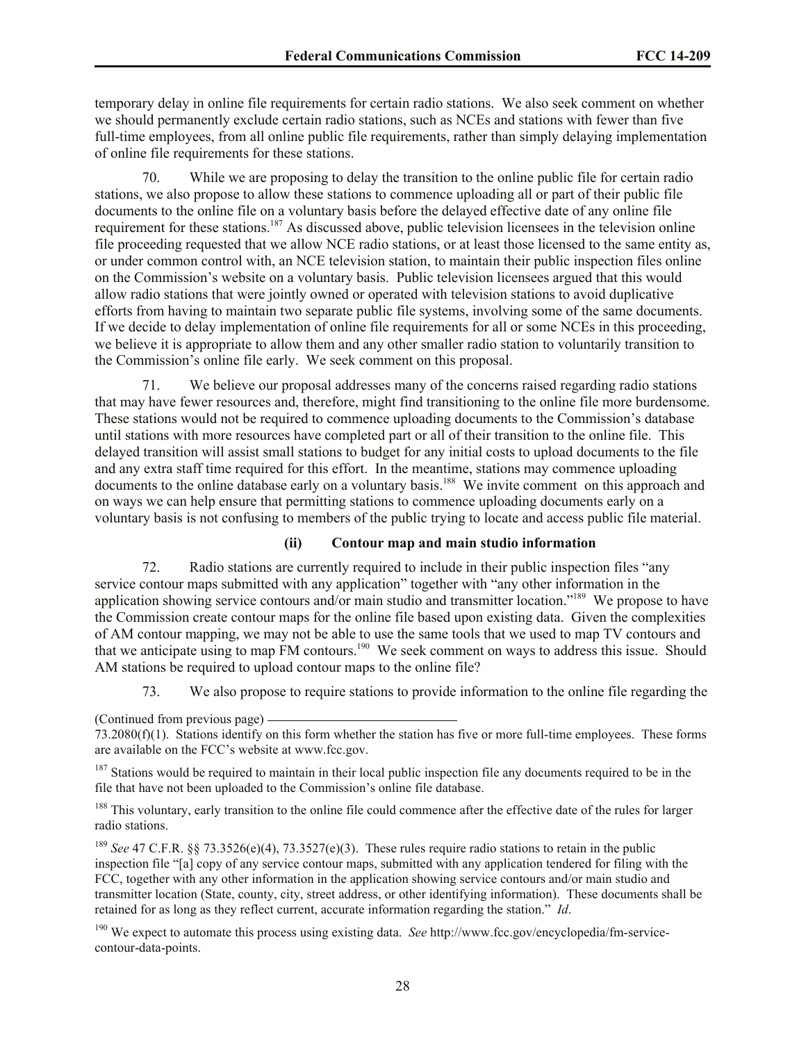temporary delay in online file requirements for certain radio stations. We also seek comment on whether we should permanently exclude certain radio stations, such as NCEs and stations with fewer than five full-time employees, from all online public file requirements, rather than simply delaying implementation of online file requirements for these stations.

70. While we are proposing to delay the transition to the online public file for certain radio stations, we also propose to allow these stations to commence uploading all or part of their public file documents to the online file on a voluntary basis before the delayed effective date of any online file requirement for these stations.[187] As discussed above, public television licensees in the television online file proceeding requested that we allow NCE radio stations, or at least those licensed to the same entity as, or under common control with, an NCE television station, to maintain their public inspection files online on the Commission's website on a voluntary basis. Public television licensees argued that this would allow radio stations that were jointly owned or operated with television stations to avoid duplicative efforts from having to maintain two separate public file systems, involving some of the same documents. If we decide to delay implementation of online file requirements for all or some NCEs in this proceeding, we believe it is appropriate to allow them and any other smaller radio station to voluntarily transition to the Commission's online file early. We seek comment on this proposal.

71. We believe our proposal addresses many of the concerns raised regarding radio stations that may have fewer resources and, therefore, might find transitioning to the online file more burdensome. These stations would not be required to commence uploading documents to the Commission's database until stations with more resources have completed part or all of their transition to the online file. This delayed transition will assist small stations to budget for any initial costs to upload documents to the file and any extra staff time required for this effort. In the meantime, stations may commence uploading documents to the online database early on a voluntary basis.[188] We invite comment on this approach and on ways we can help ensure that permitting stations to commence uploading documents early on a voluntary basis is not confusing to members of the public trying to locate and access public file material.

#### (ii) Contour map and main studio information

72. Radio stations are currently required to include in their public inspection files "any service contour maps submitted with any application" together with "any other information in the application showing service contours and/or main studio and transmitter location."[189] We propose to have the Commission create contour maps for the online file based upon existing data. Given the complexities of AM contour mapping, we may not be able to use the same tools that we used to map TV contours and that we anticipate using to map FM contours.[190] We seek comment on ways to address this issue. Should AM stations be required to upload contour maps to the online file?

73. We also propose to require stations to provide information to the online file regarding the

---

(Continued from previous page)
73.2080(f)(1). Stations identify on this form whether the station has five or more full-time employees. These forms are available on the FCC's website at www.fcc.gov.

[187] Stations would be required to maintain in their local public inspection file any documents required to be in the file that have not been uploaded to the Commission's online file database.

[188] This voluntary, early transition to the online file could commence after the effective date of the rules for larger radio stations.

[189] *See* 47 C.F.R. §§ 73.3526(e)(4), 73.3527(e)(3). These rules require radio stations to retain in the public inspection file "[a] copy of any service contour maps, submitted with any application tendered for filing with the FCC, together with any other information in the application showing service contours and/or main studio and transmitter location (State, county, city, street address, or other identifying information). These documents shall be retained for as long as they reflect current, accurate information regarding the station." *Id*.

[190] We expect to automate this process using existing data. *See* http://www.fcc.gov/encyclopedia/fm-service-contour-data-points.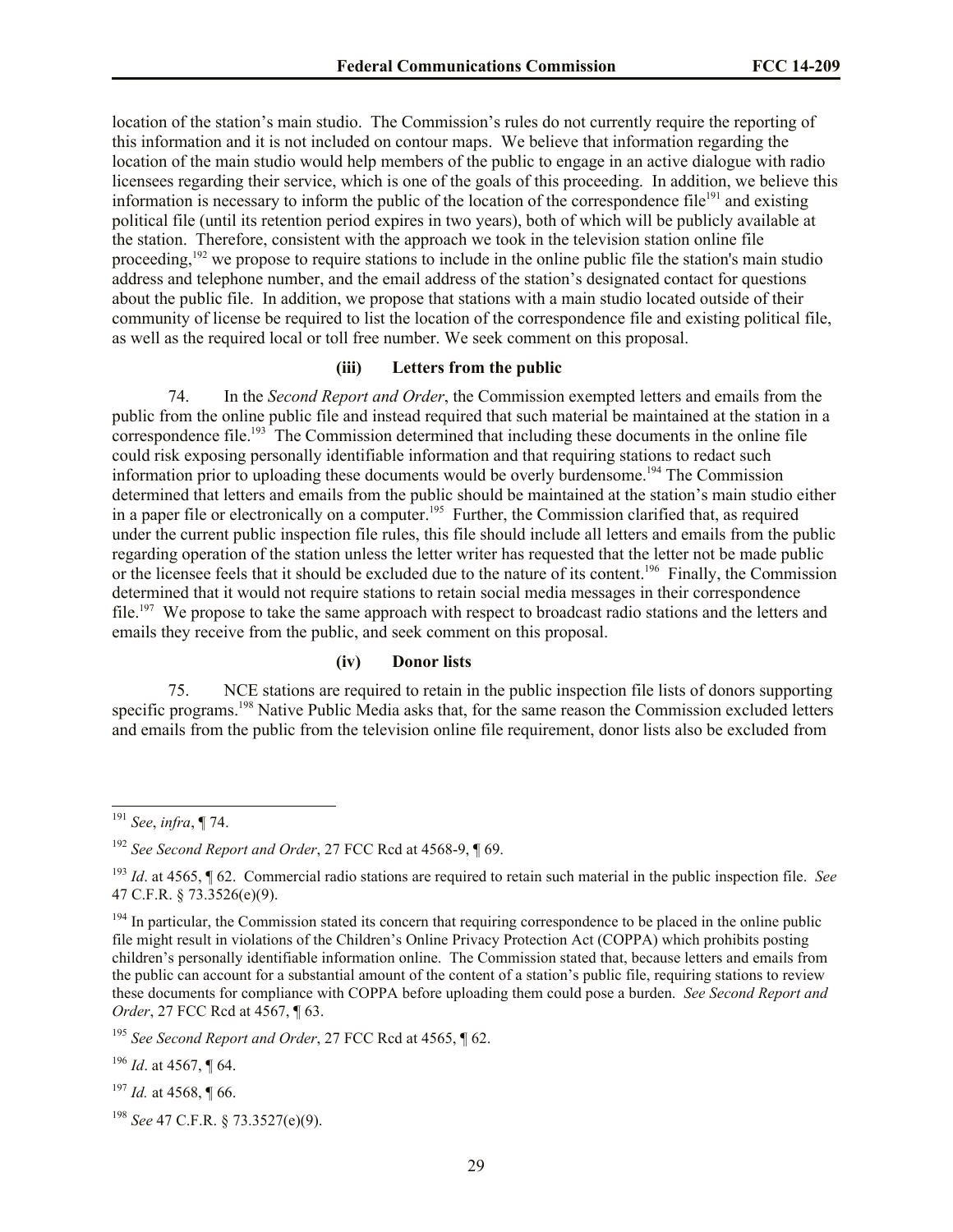location of the station's main studio. The Commission's rules do not currently require the reporting of this information and it is not included on contour maps. We believe that information regarding the location of the main studio would help members of the public to engage in an active dialogue with radio licensees regarding their service, which is one of the goals of this proceeding. In addition, we believe this information is necessary to inform the public of the location of the correspondence file[191] and existing political file (until its retention period expires in two years), both of which will be publicly available at the station. Therefore, consistent with the approach we took in the television station online file proceeding,[192] we propose to require stations to include in the online public file the station's main studio address and telephone number, and the email address of the station's designated contact for questions about the public file. In addition, we propose that stations with a main studio located outside of their community of license be required to list the location of the correspondence file and existing political file, as well as the required local or toll free number. We seek comment on this proposal.

#### (iii) Letters from the public

74. In the *Second Report and Order*, the Commission exempted letters and emails from the public from the online public file and instead required that such material be maintained at the station in a correspondence file.[193] The Commission determined that including these documents in the online file could risk exposing personally identifiable information and that requiring stations to redact such information prior to uploading these documents would be overly burdensome.[194] The Commission determined that letters and emails from the public should be maintained at the station's main studio either in a paper file or electronically on a computer.[195] Further, the Commission clarified that, as required under the current public inspection file rules, this file should include all letters and emails from the public regarding operation of the station unless the letter writer has requested that the letter not be made public or the licensee feels that it should be excluded due to the nature of its content.[196] Finally, the Commission determined that it would not require stations to retain social media messages in their correspondence file.[197] We propose to take the same approach with respect to broadcast radio stations and the letters and emails they receive from the public, and seek comment on this proposal.

#### (iv) Donor lists

75. NCE stations are required to retain in the public inspection file lists of donors supporting specific programs.[198] Native Public Media asks that, for the same reason the Commission excluded letters and emails from the public from the television online file requirement, donor lists also be excluded from

---

[191] *See*, *infra*, ¶ 74.

[192] *See Second Report and Order*, 27 FCC Rcd at 4568-9, ¶ 69.

[193] *Id*. at 4565, ¶ 62. Commercial radio stations are required to retain such material in the public inspection file. *See* 47 C.F.R. § 73.3526(e)(9).

[194] In particular, the Commission stated its concern that requiring correspondence to be placed in the online public file might result in violations of the Children's Online Privacy Protection Act (COPPA) which prohibits posting children's personally identifiable information online. The Commission stated that, because letters and emails from the public can account for a substantial amount of the content of a station's public file, requiring stations to review these documents for compliance with COPPA before uploading them could pose a burden. *See Second Report and Order*, 27 FCC Rcd at 4567, ¶ 63.

[195] *See Second Report and Order*, 27 FCC Rcd at 4565, ¶ 62.

[196] *Id*. at 4567, ¶ 64.

[197] *Id.* at 4568, ¶ 66.

[198] *See* 47 C.F.R. § 73.3527(e)(9).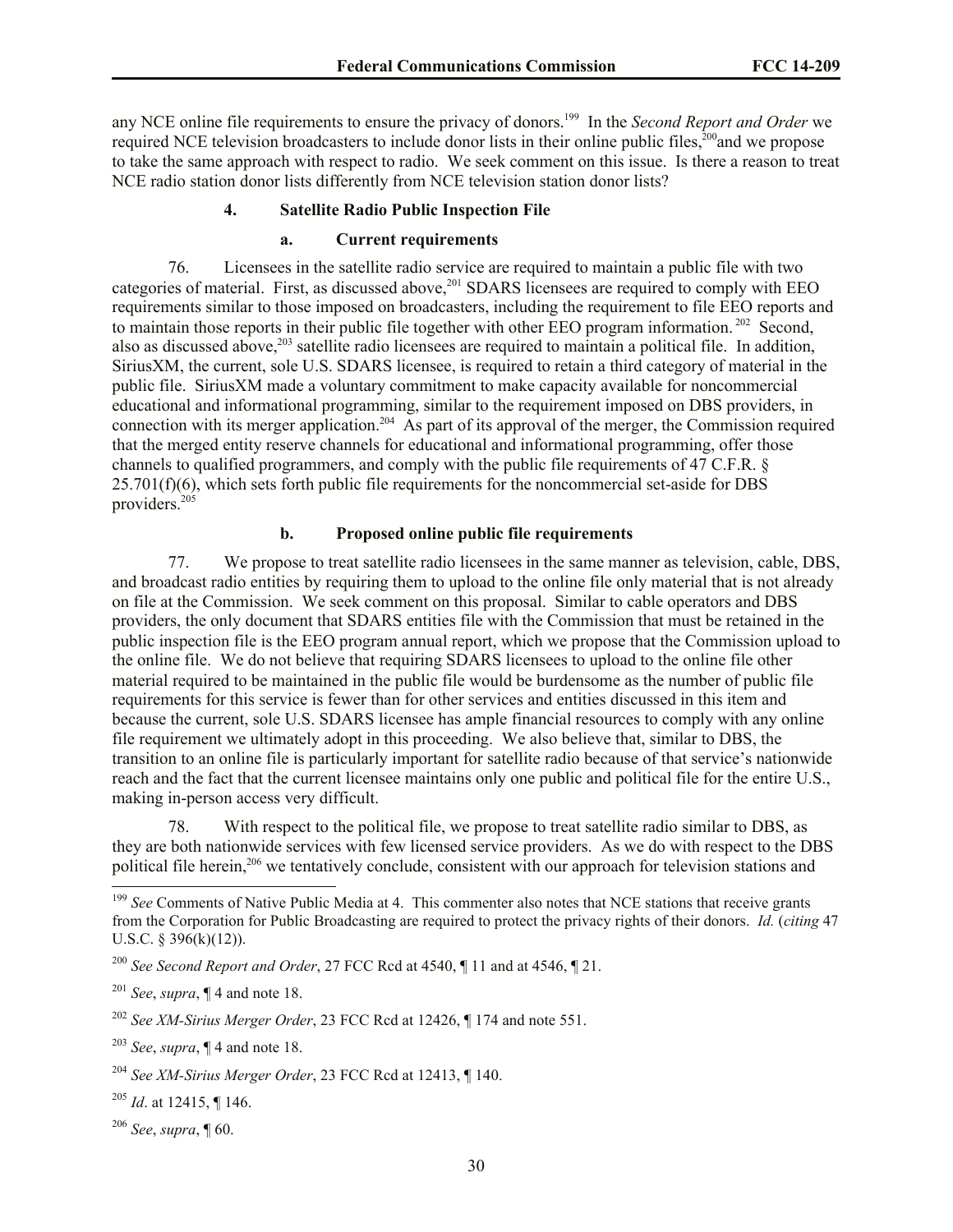any NCE online file requirements to ensure the privacy of donors.[199] In the *Second Report and Order* we required NCE television broadcasters to include donor lists in their online public files,[200] and we propose to take the same approach with respect to radio. We seek comment on this issue. Is there a reason to treat NCE radio station donor lists differently from NCE television station donor lists?

### 4. Satellite Radio Public Inspection File

#### a. Current requirements

76. Licensees in the satellite radio service are required to maintain a public file with two categories of material. First, as discussed above,[201] SDARS licensees are required to comply with EEO requirements similar to those imposed on broadcasters, including the requirement to file EEO reports and to maintain those reports in their public file together with other EEO program information.[202] Second, also as discussed above,[203] satellite radio licensees are required to maintain a political file. In addition, SiriusXM, the current, sole U.S. SDARS licensee, is required to retain a third category of material in the public file. SiriusXM made a voluntary commitment to make capacity available for noncommercial educational and informational programming, similar to the requirement imposed on DBS providers, in connection with its merger application.[204] As part of its approval of the merger, the Commission required that the merged entity reserve channels for educational and informational programming, offer those channels to qualified programmers, and comply with the public file requirements of 47 C.F.R. § 25.701(f)(6), which sets forth public file requirements for the noncommercial set-aside for DBS providers.[205]

#### b. Proposed online public file requirements

77. We propose to treat satellite radio licensees in the same manner as television, cable, DBS, and broadcast radio entities by requiring them to upload to the online file only material that is not already on file at the Commission. We seek comment on this proposal. Similar to cable operators and DBS providers, the only document that SDARS entities file with the Commission that must be retained in the public inspection file is the EEO program annual report, which we propose that the Commission upload to the online file. We do not believe that requiring SDARS licensees to upload to the online file other material required to be maintained in the public file would be burdensome as the number of public file requirements for this service is fewer than for other services and entities discussed in this item and because the current, sole U.S. SDARS licensee has ample financial resources to comply with any online file requirement we ultimately adopt in this proceeding. We also believe that, similar to DBS, the transition to an online file is particularly important for satellite radio because of that service's nationwide reach and the fact that the current licensee maintains only one public and political file for the entire U.S., making in-person access very difficult.

78. With respect to the political file, we propose to treat satellite radio similar to DBS, as they are both nationwide services with few licensed service providers. As we do with respect to the DBS political file herein,[206] we tentatively conclude, consistent with our approach for television stations and

---

[199] *See* Comments of Native Public Media at 4. This commenter also notes that NCE stations that receive grants from the Corporation for Public Broadcasting are required to protect the privacy rights of their donors. *Id.* (*citing* 47 U.S.C. § 396(k)(12)).

[200] *See Second Report and Order*, 27 FCC Rcd at 4540, ¶ 11 and at 4546, ¶ 21.

[201] *See*, *supra*, ¶ 4 and note 18.

[202] *See XM-Sirius Merger Order*, 23 FCC Rcd at 12426, ¶ 174 and note 551.

[203] *See*, *supra*, ¶ 4 and note 18.

[204] *See XM-Sirius Merger Order*, 23 FCC Rcd at 12413, ¶ 140.

[205] *Id*. at 12415, ¶ 146.

[206] *See*, *supra*, ¶ 60.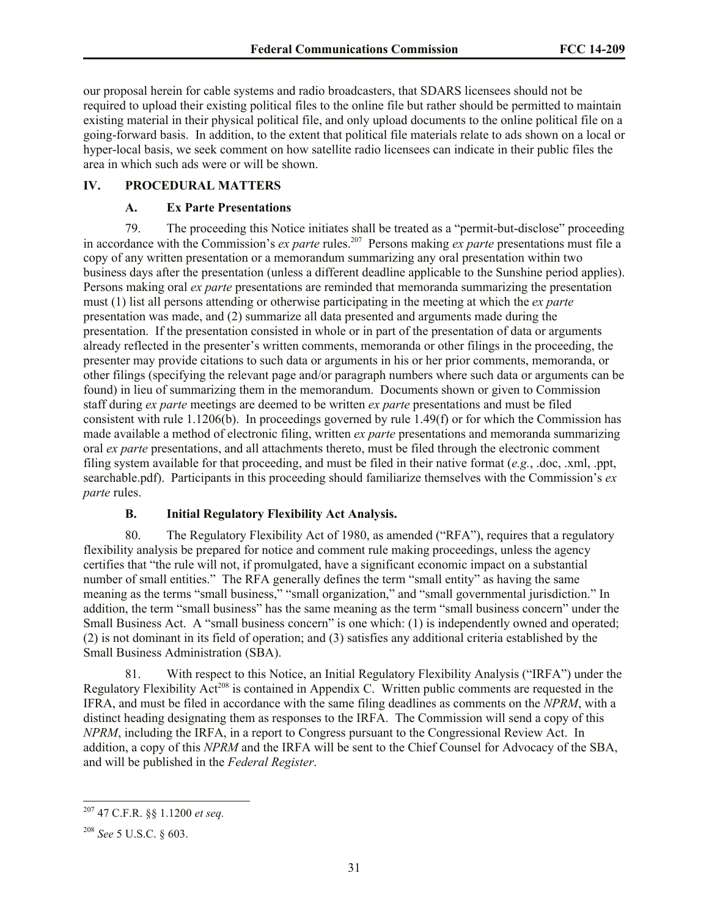our proposal herein for cable systems and radio broadcasters, that SDARS licensees should not be required to upload their existing political files to the online file but rather should be permitted to maintain existing material in their physical political file, and only upload documents to the online political file on a going-forward basis. In addition, to the extent that political file materials relate to ads shown on a local or hyper-local basis, we seek comment on how satellite radio licensees can indicate in their public files the area in which such ads were or will be shown.

## IV. PROCEDURAL MATTERS

### A. Ex Parte Presentations

79. The proceeding this Notice initiates shall be treated as a "permit-but-disclose" proceeding in accordance with the Commission's *ex parte* rules.[207] Persons making *ex parte* presentations must file a copy of any written presentation or a memorandum summarizing any oral presentation within two business days after the presentation (unless a different deadline applicable to the Sunshine period applies). Persons making oral *ex parte* presentations are reminded that memoranda summarizing the presentation must (1) list all persons attending or otherwise participating in the meeting at which the *ex parte* presentation was made, and (2) summarize all data presented and arguments made during the presentation. If the presentation consisted in whole or in part of the presentation of data or arguments already reflected in the presenter's written comments, memoranda or other filings in the proceeding, the presenter may provide citations to such data or arguments in his or her prior comments, memoranda, or other filings (specifying the relevant page and/or paragraph numbers where such data or arguments can be found) in lieu of summarizing them in the memorandum. Documents shown or given to Commission staff during *ex parte* meetings are deemed to be written *ex parte* presentations and must be filed consistent with rule 1.1206(b). In proceedings governed by rule 1.49(f) or for which the Commission has made available a method of electronic filing, written *ex parte* presentations and memoranda summarizing oral *ex parte* presentations, and all attachments thereto, must be filed through the electronic comment filing system available for that proceeding, and must be filed in their native format (*e.g.*, .doc, .xml, .ppt, searchable.pdf). Participants in this proceeding should familiarize themselves with the Commission's *ex parte* rules.

### B. Initial Regulatory Flexibility Act Analysis.

80. The Regulatory Flexibility Act of 1980, as amended ("RFA"), requires that a regulatory flexibility analysis be prepared for notice and comment rule making proceedings, unless the agency certifies that "the rule will not, if promulgated, have a significant economic impact on a substantial number of small entities." The RFA generally defines the term "small entity" as having the same meaning as the terms "small business," "small organization," and "small governmental jurisdiction." In addition, the term "small business" has the same meaning as the term "small business concern" under the Small Business Act. A "small business concern" is one which: (1) is independently owned and operated; (2) is not dominant in its field of operation; and (3) satisfies any additional criteria established by the Small Business Administration (SBA).

81. With respect to this Notice, an Initial Regulatory Flexibility Analysis ("IRFA") under the Regulatory Flexibility Act[208] is contained in Appendix C. Written public comments are requested in the IFRA, and must be filed in accordance with the same filing deadlines as comments on the *NPRM*, with a distinct heading designating them as responses to the IRFA. The Commission will send a copy of this *NPRM*, including the IRFA, in a report to Congress pursuant to the Congressional Review Act. In addition, a copy of this *NPRM* and the IRFA will be sent to the Chief Counsel for Advocacy of the SBA, and will be published in the *Federal Register*.

---

[207] 47 C.F.R. §§ 1.1200 *et seq.*

[208] *See* 5 U.S.C. § 603.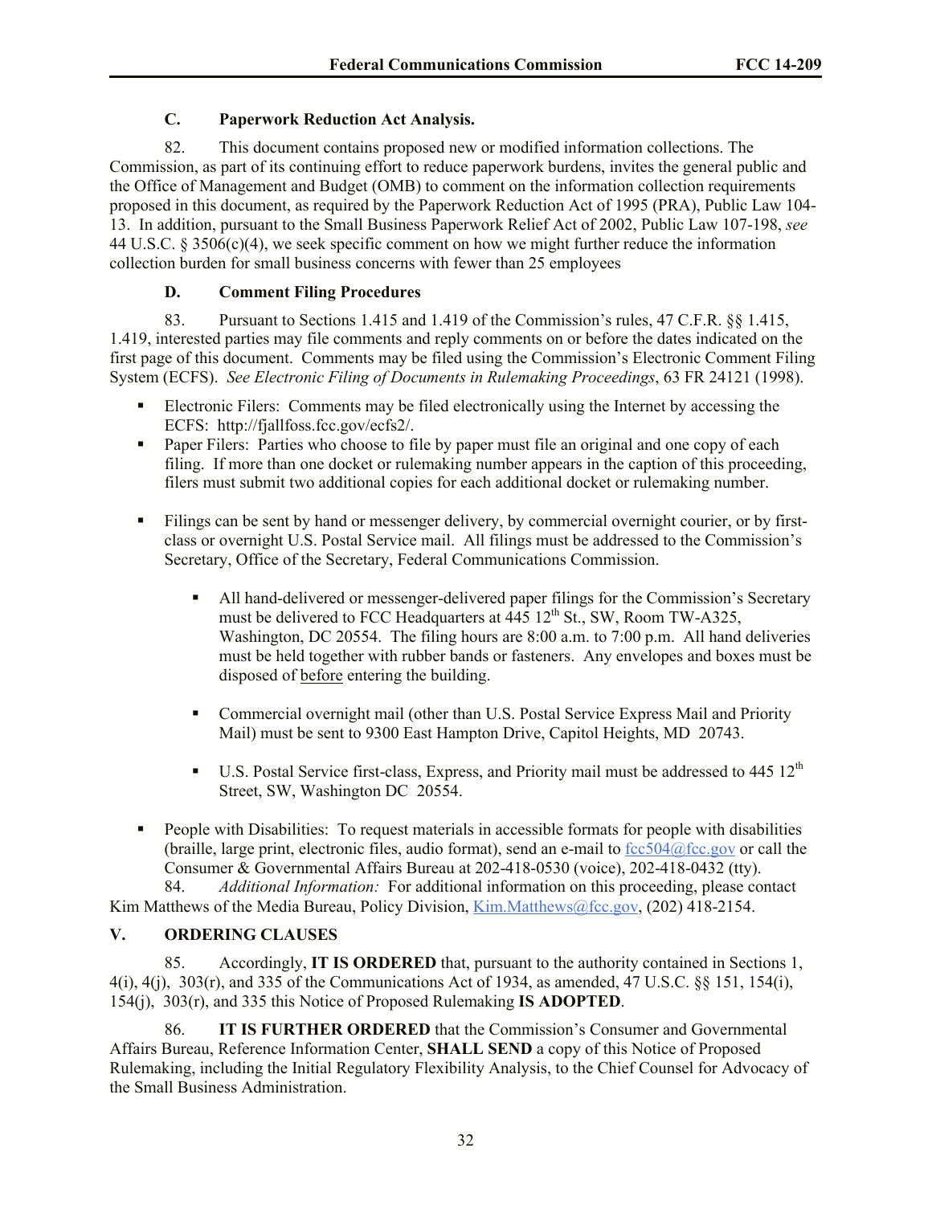### C. Paperwork Reduction Act Analysis.

82. This document contains proposed new or modified information collections. The Commission, as part of its continuing effort to reduce paperwork burdens, invites the general public and the Office of Management and Budget (OMB) to comment on the information collection requirements proposed in this document, as required by the Paperwork Reduction Act of 1995 (PRA), Public Law 104-13. In addition, pursuant to the Small Business Paperwork Relief Act of 2002, Public Law 107-198, *see* 44 U.S.C. § 3506(c)(4), we seek specific comment on how we might further reduce the information collection burden for small business concerns with fewer than 25 employees

### D. Comment Filing Procedures

83. Pursuant to Sections 1.415 and 1.419 of the Commission's rules, 47 C.F.R. §§ 1.415, 1.419, interested parties may file comments and reply comments on or before the dates indicated on the first page of this document. Comments may be filed using the Commission's Electronic Comment Filing System (ECFS). *See Electronic Filing of Documents in Rulemaking Proceedings*, 63 FR 24121 (1998).

- Electronic Filers: Comments may be filed electronically using the Internet by accessing the ECFS: http://fjallfoss.fcc.gov/ecfs2/.
- Paper Filers: Parties who choose to file by paper must file an original and one copy of each filing. If more than one docket or rulemaking number appears in the caption of this proceeding, filers must submit two additional copies for each additional docket or rulemaking number.
- Filings can be sent by hand or messenger delivery, by commercial overnight courier, or by first-class or overnight U.S. Postal Service mail. All filings must be addressed to the Commission's Secretary, Office of the Secretary, Federal Communications Commission.
  - All hand-delivered or messenger-delivered paper filings for the Commission's Secretary must be delivered to FCC Headquarters at 445 12th St., SW, Room TW-A325, Washington, DC 20554. The filing hours are 8:00 a.m. to 7:00 p.m. All hand deliveries must be held together with rubber bands or fasteners. Any envelopes and boxes must be disposed of <u>before</u> entering the building.
  - Commercial overnight mail (other than U.S. Postal Service Express Mail and Priority Mail) must be sent to 9300 East Hampton Drive, Capitol Heights, MD 20743.
  - U.S. Postal Service first-class, Express, and Priority mail must be addressed to 445 12th Street, SW, Washington DC 20554.
- People with Disabilities: To request materials in accessible formats for people with disabilities (braille, large print, electronic files, audio format), send an e-mail to fcc504@fcc.gov or call the Consumer & Governmental Affairs Bureau at 202-418-0530 (voice), 202-418-0432 (tty).

84. *Additional Information:* For additional information on this proceeding, please contact Kim Matthews of the Media Bureau, Policy Division, Kim.Matthews@fcc.gov, (202) 418-2154.

## V. ORDERING CLAUSES

85. Accordingly, **IT IS ORDERED** that, pursuant to the authority contained in Sections 1, 4(i), 4(j), 303(r), and 335 of the Communications Act of 1934, as amended, 47 U.S.C. §§ 151, 154(i), 154(j), 303(r), and 335 this Notice of Proposed Rulemaking **IS ADOPTED**.

86. **IT IS FURTHER ORDERED** that the Commission's Consumer and Governmental Affairs Bureau, Reference Information Center, **SHALL SEND** a copy of this Notice of Proposed Rulemaking, including the Initial Regulatory Flexibility Analysis, to the Chief Counsel for Advocacy of the Small Business Administration.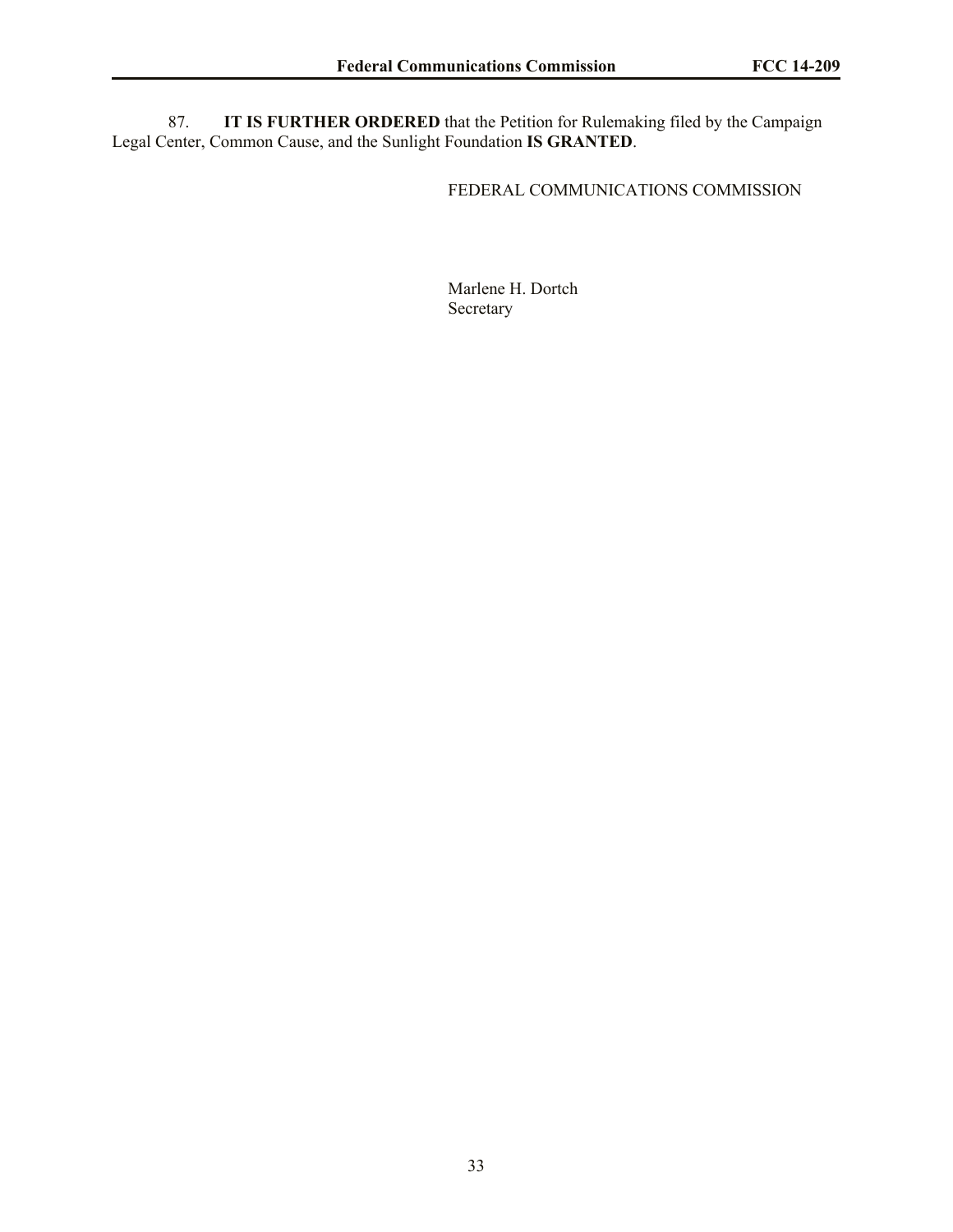87. **IT IS FURTHER ORDERED** that the Petition for Rulemaking filed by the Campaign Legal Center, Common Cause, and the Sunlight Foundation **IS GRANTED**.

FEDERAL COMMUNICATIONS COMMISSION

Marlene H. Dortch
Secretary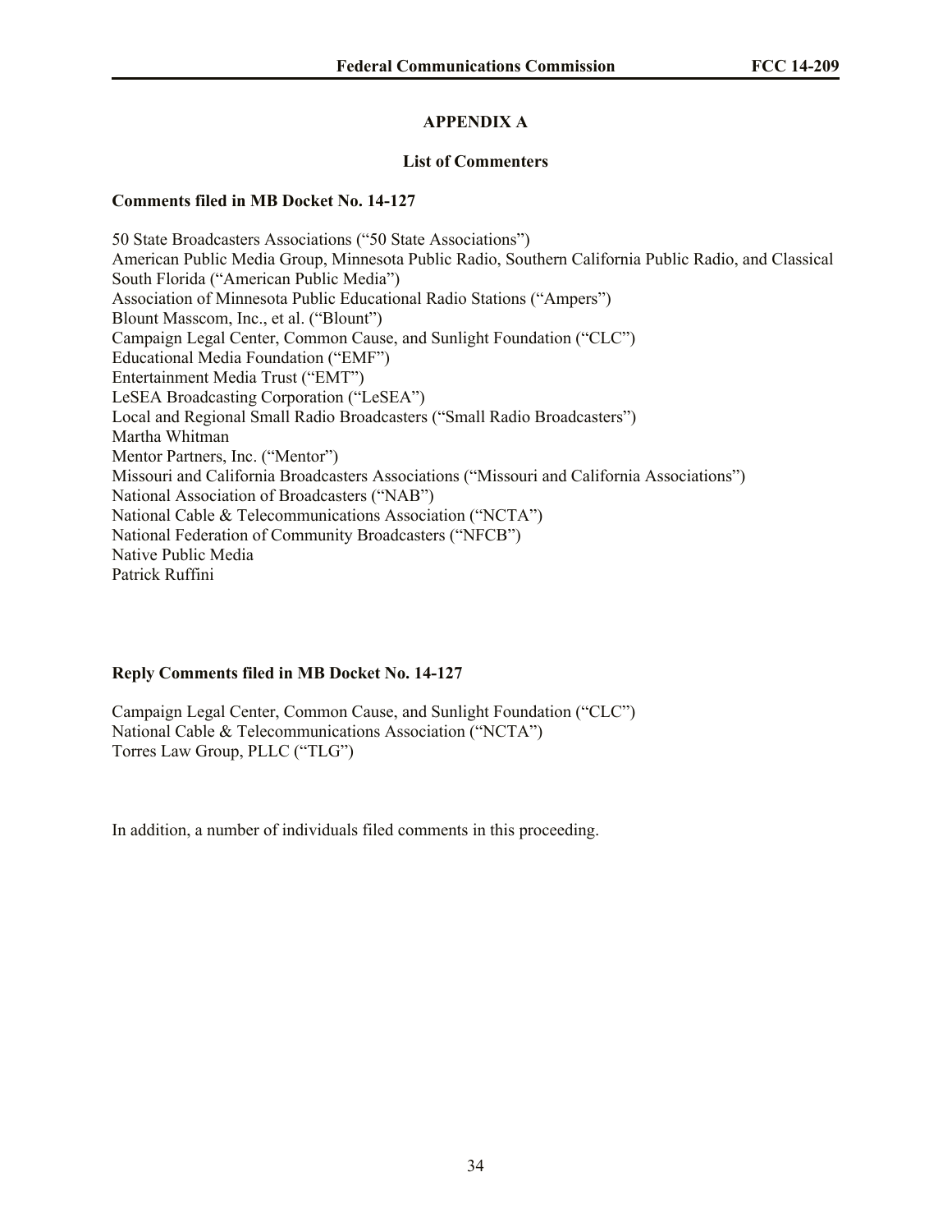## APPENDIX A

### List of Commenters

**Comments filed in MB Docket No. 14-127**

50 State Broadcasters Associations ("50 State Associations")
American Public Media Group, Minnesota Public Radio, Southern California Public Radio, and Classical South Florida ("American Public Media")
Association of Minnesota Public Educational Radio Stations ("Ampers")
Blount Masscom, Inc., et al. ("Blount")
Campaign Legal Center, Common Cause, and Sunlight Foundation ("CLC")
Educational Media Foundation ("EMF")
Entertainment Media Trust ("EMT")
LeSEA Broadcasting Corporation ("LeSEA")
Local and Regional Small Radio Broadcasters ("Small Radio Broadcasters")
Martha Whitman
Mentor Partners, Inc. ("Mentor")
Missouri and California Broadcasters Associations ("Missouri and California Associations")
National Association of Broadcasters ("NAB")
National Cable & Telecommunications Association ("NCTA")
National Federation of Community Broadcasters ("NFCB")
Native Public Media
Patrick Ruffini

**Reply Comments filed in MB Docket No. 14-127**

Campaign Legal Center, Common Cause, and Sunlight Foundation ("CLC")
National Cable & Telecommunications Association ("NCTA")
Torres Law Group, PLLC ("TLG")

In addition, a number of individuals filed comments in this proceeding.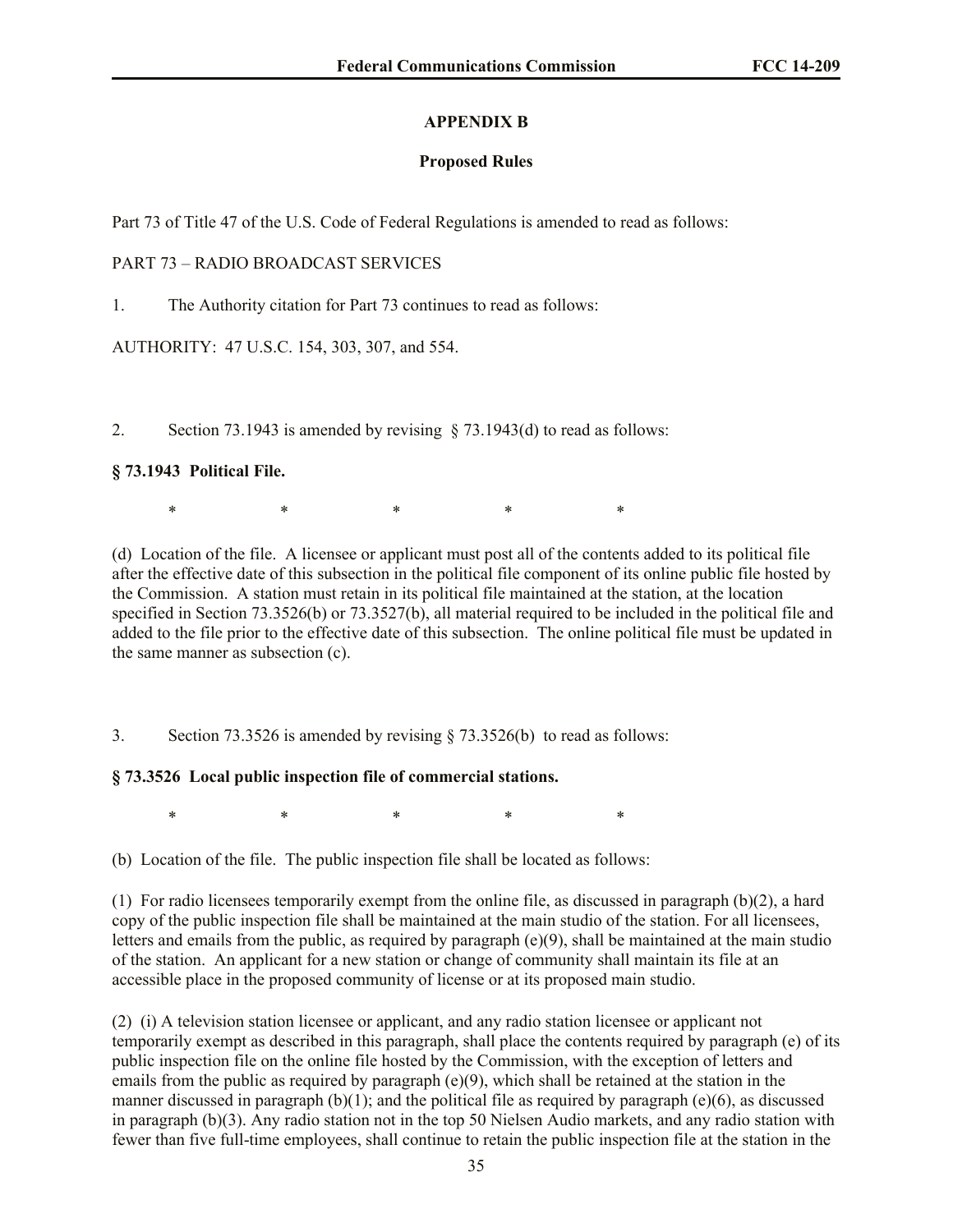## APPENDIX B

### Proposed Rules

Part 73 of Title 47 of the U.S. Code of Federal Regulations is amended to read as follows:

PART 73 – RADIO BROADCAST SERVICES

1. The Authority citation for Part 73 continues to read as follows:

AUTHORITY: 47 U.S.C. 154, 303, 307, and 554.

2. Section 73.1943 is amended by revising § 73.1943(d) to read as follows:

**§ 73.1943 Political File.**

\* \* \* \* \*

(d) Location of the file. A licensee or applicant must post all of the contents added to its political file after the effective date of this subsection in the political file component of its online public file hosted by the Commission. A station must retain in its political file maintained at the station, at the location specified in Section 73.3526(b) or 73.3527(b), all material required to be included in the political file and added to the file prior to the effective date of this subsection. The online political file must be updated in the same manner as subsection (c).

3. Section 73.3526 is amended by revising § 73.3526(b) to read as follows:

**§ 73.3526 Local public inspection file of commercial stations.**

\* \* \* \* \*

(b) Location of the file. The public inspection file shall be located as follows:

(1) For radio licensees temporarily exempt from the online file, as discussed in paragraph (b)(2), a hard copy of the public inspection file shall be maintained at the main studio of the station. For all licensees, letters and emails from the public, as required by paragraph (e)(9), shall be maintained at the main studio of the station. An applicant for a new station or change of community shall maintain its file at an accessible place in the proposed community of license or at its proposed main studio.

(2) (i) A television station licensee or applicant, and any radio station licensee or applicant not temporarily exempt as described in this paragraph, shall place the contents required by paragraph (e) of its public inspection file on the online file hosted by the Commission, with the exception of letters and emails from the public as required by paragraph (e)(9), which shall be retained at the station in the manner discussed in paragraph (b)(1); and the political file as required by paragraph (e)(6), as discussed in paragraph (b)(3). Any radio station not in the top 50 Nielsen Audio markets, and any radio station with fewer than five full-time employees, shall continue to retain the public inspection file at the station in the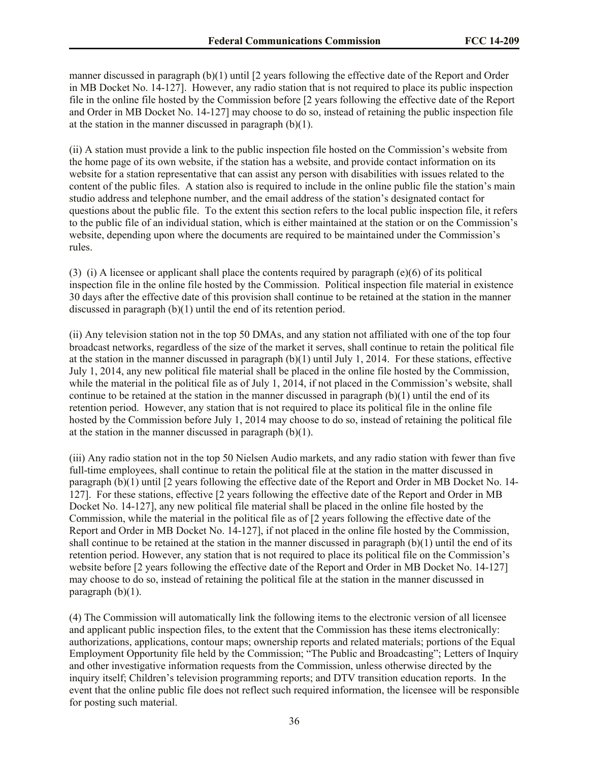manner discussed in paragraph (b)(1) until [2 years following the effective date of the Report and Order in MB Docket No. 14-127]. However, any radio station that is not required to place its public inspection file in the online file hosted by the Commission before [2 years following the effective date of the Report and Order in MB Docket No. 14-127] may choose to do so, instead of retaining the public inspection file at the station in the manner discussed in paragraph (b)(1).

(ii) A station must provide a link to the public inspection file hosted on the Commission's website from the home page of its own website, if the station has a website, and provide contact information on its website for a station representative that can assist any person with disabilities with issues related to the content of the public files. A station also is required to include in the online public file the station's main studio address and telephone number, and the email address of the station's designated contact for questions about the public file. To the extent this section refers to the local public inspection file, it refers to the public file of an individual station, which is either maintained at the station or on the Commission's website, depending upon where the documents are required to be maintained under the Commission's rules.

(3) (i) A licensee or applicant shall place the contents required by paragraph (e)(6) of its political inspection file in the online file hosted by the Commission. Political inspection file material in existence 30 days after the effective date of this provision shall continue to be retained at the station in the manner discussed in paragraph (b)(1) until the end of its retention period.

(ii) Any television station not in the top 50 DMAs, and any station not affiliated with one of the top four broadcast networks, regardless of the size of the market it serves, shall continue to retain the political file at the station in the manner discussed in paragraph (b)(1) until July 1, 2014. For these stations, effective July 1, 2014, any new political file material shall be placed in the online file hosted by the Commission, while the material in the political file as of July 1, 2014, if not placed in the Commission's website, shall continue to be retained at the station in the manner discussed in paragraph (b)(1) until the end of its retention period. However, any station that is not required to place its political file in the online file hosted by the Commission before July 1, 2014 may choose to do so, instead of retaining the political file at the station in the manner discussed in paragraph (b)(1).

(iii) Any radio station not in the top 50 Nielsen Audio markets, and any radio station with fewer than five full-time employees, shall continue to retain the political file at the station in the matter discussed in paragraph (b)(1) until [2 years following the effective date of the Report and Order in MB Docket No. 14-127]. For these stations, effective [2 years following the effective date of the Report and Order in MB Docket No. 14-127], any new political file material shall be placed in the online file hosted by the Commission, while the material in the political file as of [2 years following the effective date of the Report and Order in MB Docket No. 14-127], if not placed in the online file hosted by the Commission, shall continue to be retained at the station in the manner discussed in paragraph (b)(1) until the end of its retention period. However, any station that is not required to place its political file on the Commission's website before [2 years following the effective date of the Report and Order in MB Docket No. 14-127] may choose to do so, instead of retaining the political file at the station in the manner discussed in paragraph (b)(1).

(4) The Commission will automatically link the following items to the electronic version of all licensee and applicant public inspection files, to the extent that the Commission has these items electronically: authorizations, applications, contour maps; ownership reports and related materials; portions of the Equal Employment Opportunity file held by the Commission; "The Public and Broadcasting"; Letters of Inquiry and other investigative information requests from the Commission, unless otherwise directed by the inquiry itself; Children's television programming reports; and DTV transition education reports. In the event that the online public file does not reflect such required information, the licensee will be responsible for posting such material.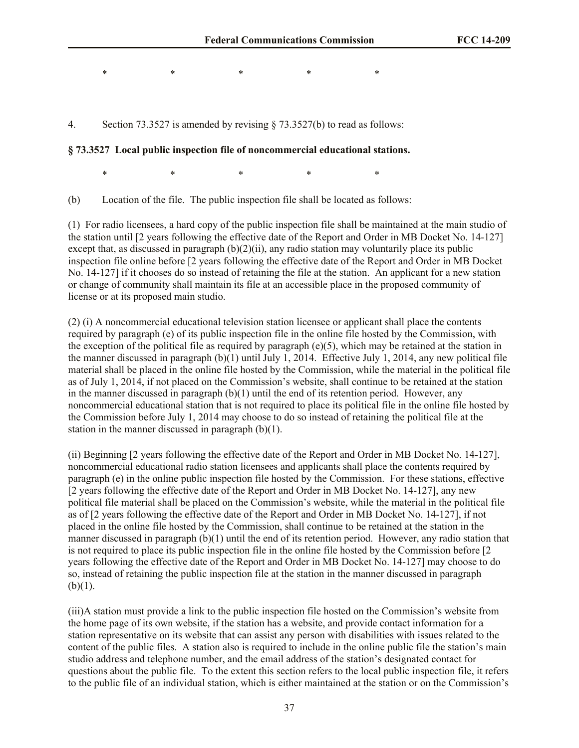\*               \*               \*               \*               \*

4. Section 73.3527 is amended by revising § 73.3527(b) to read as follows:

**§ 73.3527 Local public inspection file of noncommercial educational stations.**

\*               \*               \*               \*               \*

(b) Location of the file. The public inspection file shall be located as follows:

(1) For radio licensees, a hard copy of the public inspection file shall be maintained at the main studio of the station until [2 years following the effective date of the Report and Order in MB Docket No. 14-127] except that, as discussed in paragraph (b)(2)(ii), any radio station may voluntarily place its public inspection file online before [2 years following the effective date of the Report and Order in MB Docket No. 14-127] if it chooses do so instead of retaining the file at the station. An applicant for a new station or change of community shall maintain its file at an accessible place in the proposed community of license or at its proposed main studio.

(2) (i) A noncommercial educational television station licensee or applicant shall place the contents required by paragraph (e) of its public inspection file in the online file hosted by the Commission, with the exception of the political file as required by paragraph (e)(5), which may be retained at the station in the manner discussed in paragraph (b)(1) until July 1, 2014. Effective July 1, 2014, any new political file material shall be placed in the online file hosted by the Commission, while the material in the political file as of July 1, 2014, if not placed on the Commission's website, shall continue to be retained at the station in the manner discussed in paragraph (b)(1) until the end of its retention period. However, any noncommercial educational station that is not required to place its political file in the online file hosted by the Commission before July 1, 2014 may choose to do so instead of retaining the political file at the station in the manner discussed in paragraph (b)(1).

(ii) Beginning [2 years following the effective date of the Report and Order in MB Docket No. 14-127], noncommercial educational radio station licensees and applicants shall place the contents required by paragraph (e) in the online public inspection file hosted by the Commission. For these stations, effective [2 years following the effective date of the Report and Order in MB Docket No. 14-127], any new political file material shall be placed on the Commission's website, while the material in the political file as of [2 years following the effective date of the Report and Order in MB Docket No. 14-127], if not placed in the online file hosted by the Commission, shall continue to be retained at the station in the manner discussed in paragraph (b)(1) until the end of its retention period. However, any radio station that is not required to place its public inspection file in the online file hosted by the Commission before [2 years following the effective date of the Report and Order in MB Docket No. 14-127] may choose to do so, instead of retaining the public inspection file at the station in the manner discussed in paragraph (b)(1).

(iii)A station must provide a link to the public inspection file hosted on the Commission's website from the home page of its own website, if the station has a website, and provide contact information for a station representative on its website that can assist any person with disabilities with issues related to the content of the public files. A station also is required to include in the online public file the station's main studio address and telephone number, and the email address of the station's designated contact for questions about the public file. To the extent this section refers to the local public inspection file, it refers to the public file of an individual station, which is either maintained at the station or on the Commission's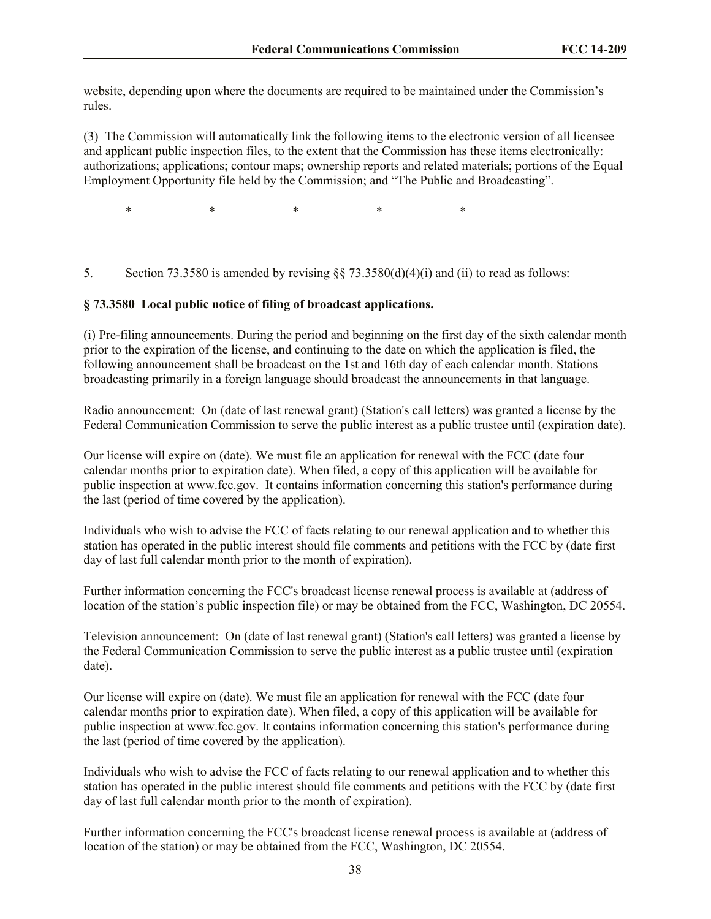website, depending upon where the documents are required to be maintained under the Commission's rules.

(3) The Commission will automatically link the following items to the electronic version of all licensee and applicant public inspection files, to the extent that the Commission has these items electronically: authorizations; applications; contour maps; ownership reports and related materials; portions of the Equal Employment Opportunity file held by the Commission; and "The Public and Broadcasting".

\* \* \* \* \*

5. Section 73.3580 is amended by revising §§ 73.3580(d)(4)(i) and (ii) to read as follows:

**§ 73.3580 Local public notice of filing of broadcast applications.**

(i) Pre-filing announcements. During the period and beginning on the first day of the sixth calendar month prior to the expiration of the license, and continuing to the date on which the application is filed, the following announcement shall be broadcast on the 1st and 16th day of each calendar month. Stations broadcasting primarily in a foreign language should broadcast the announcements in that language.

Radio announcement: On (date of last renewal grant) (Station's call letters) was granted a license by the Federal Communication Commission to serve the public interest as a public trustee until (expiration date).

Our license will expire on (date). We must file an application for renewal with the FCC (date four calendar months prior to expiration date). When filed, a copy of this application will be available for public inspection at www.fcc.gov. It contains information concerning this station's performance during the last (period of time covered by the application).

Individuals who wish to advise the FCC of facts relating to our renewal application and to whether this station has operated in the public interest should file comments and petitions with the FCC by (date first day of last full calendar month prior to the month of expiration).

Further information concerning the FCC's broadcast license renewal process is available at (address of location of the station's public inspection file) or may be obtained from the FCC, Washington, DC 20554.

Television announcement: On (date of last renewal grant) (Station's call letters) was granted a license by the Federal Communication Commission to serve the public interest as a public trustee until (expiration date).

Our license will expire on (date). We must file an application for renewal with the FCC (date four calendar months prior to expiration date). When filed, a copy of this application will be available for public inspection at www.fcc.gov. It contains information concerning this station's performance during the last (period of time covered by the application).

Individuals who wish to advise the FCC of facts relating to our renewal application and to whether this station has operated in the public interest should file comments and petitions with the FCC by (date first day of last full calendar month prior to the month of expiration).

Further information concerning the FCC's broadcast license renewal process is available at (address of location of the station) or may be obtained from the FCC, Washington, DC 20554.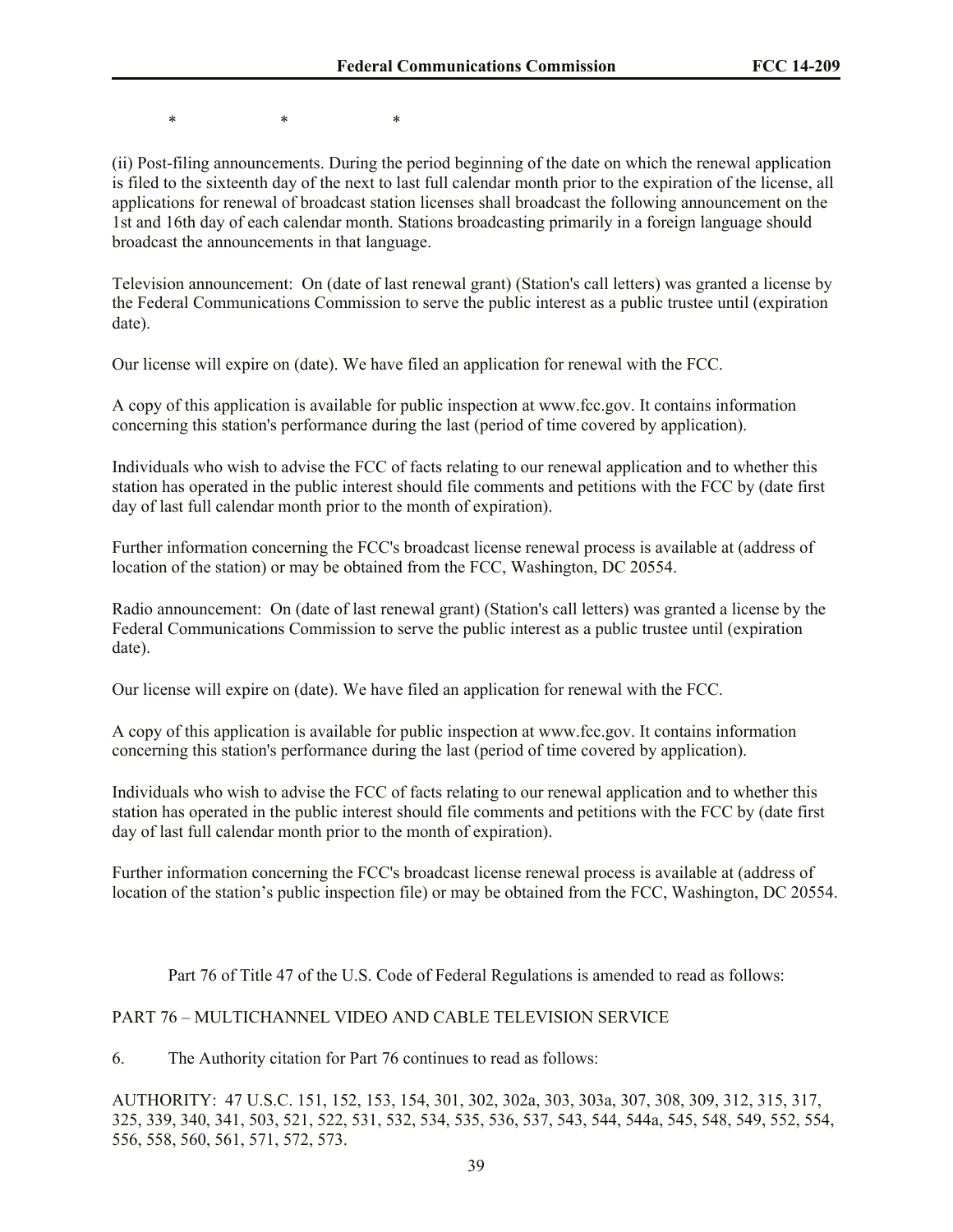\*                    \*                    \*

(ii) Post-filing announcements. During the period beginning of the date on which the renewal application is filed to the sixteenth day of the next to last full calendar month prior to the expiration of the license, all applications for renewal of broadcast station licenses shall broadcast the following announcement on the 1st and 16th day of each calendar month. Stations broadcasting primarily in a foreign language should broadcast the announcements in that language.

Television announcement: On (date of last renewal grant) (Station's call letters) was granted a license by the Federal Communications Commission to serve the public interest as a public trustee until (expiration date).

Our license will expire on (date). We have filed an application for renewal with the FCC.

A copy of this application is available for public inspection at www.fcc.gov. It contains information concerning this station's performance during the last (period of time covered by application).

Individuals who wish to advise the FCC of facts relating to our renewal application and to whether this station has operated in the public interest should file comments and petitions with the FCC by (date first day of last full calendar month prior to the month of expiration).

Further information concerning the FCC's broadcast license renewal process is available at (address of location of the station) or may be obtained from the FCC, Washington, DC 20554.

Radio announcement: On (date of last renewal grant) (Station's call letters) was granted a license by the Federal Communications Commission to serve the public interest as a public trustee until (expiration date).

Our license will expire on (date). We have filed an application for renewal with the FCC.

A copy of this application is available for public inspection at www.fcc.gov. It contains information concerning this station's performance during the last (period of time covered by application).

Individuals who wish to advise the FCC of facts relating to our renewal application and to whether this station has operated in the public interest should file comments and petitions with the FCC by (date first day of last full calendar month prior to the month of expiration).

Further information concerning the FCC's broadcast license renewal process is available at (address of location of the station's public inspection file) or may be obtained from the FCC, Washington, DC 20554.

Part 76 of Title 47 of the U.S. Code of Federal Regulations is amended to read as follows:

PART 76 – MULTICHANNEL VIDEO AND CABLE TELEVISION SERVICE

6. The Authority citation for Part 76 continues to read as follows:

AUTHORITY: 47 U.S.C. 151, 152, 153, 154, 301, 302, 302a, 303, 303a, 307, 308, 309, 312, 315, 317, 325, 339, 340, 341, 503, 521, 522, 531, 532, 534, 535, 536, 537, 543, 544, 544a, 545, 548, 549, 552, 554, 556, 558, 560, 561, 571, 572, 573.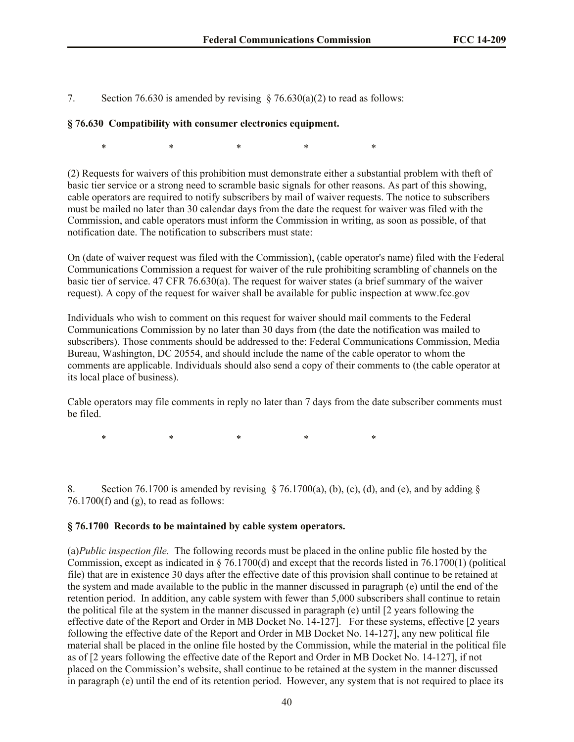7. Section 76.630 is amended by revising § 76.630(a)(2) to read as follows:

**§ 76.630 Compatibility with consumer electronics equipment.**

\* \* \* \* \*

(2) Requests for waivers of this prohibition must demonstrate either a substantial problem with theft of basic tier service or a strong need to scramble basic signals for other reasons. As part of this showing, cable operators are required to notify subscribers by mail of waiver requests. The notice to subscribers must be mailed no later than 30 calendar days from the date the request for waiver was filed with the Commission, and cable operators must inform the Commission in writing, as soon as possible, of that notification date. The notification to subscribers must state:

On (date of waiver request was filed with the Commission), (cable operator's name) filed with the Federal Communications Commission a request for waiver of the rule prohibiting scrambling of channels on the basic tier of service. 47 CFR 76.630(a). The request for waiver states (a brief summary of the waiver request). A copy of the request for waiver shall be available for public inspection at www.fcc.gov

Individuals who wish to comment on this request for waiver should mail comments to the Federal Communications Commission by no later than 30 days from (the date the notification was mailed to subscribers). Those comments should be addressed to the: Federal Communications Commission, Media Bureau, Washington, DC 20554, and should include the name of the cable operator to whom the comments are applicable. Individuals should also send a copy of their comments to (the cable operator at its local place of business).

Cable operators may file comments in reply no later than 7 days from the date subscriber comments must be filed.

\* \* \* \* \*

8. Section 76.1700 is amended by revising § 76.1700(a), (b), (c), (d), and (e), and by adding § 76.1700(f) and (g), to read as follows:

**§ 76.1700 Records to be maintained by cable system operators.**

(a)*Public inspection file.* The following records must be placed in the online public file hosted by the Commission, except as indicated in § 76.1700(d) and except that the records listed in 76.1700(1) (political file) that are in existence 30 days after the effective date of this provision shall continue to be retained at the system and made available to the public in the manner discussed in paragraph (e) until the end of the retention period. In addition, any cable system with fewer than 5,000 subscribers shall continue to retain the political file at the system in the manner discussed in paragraph (e) until [2 years following the effective date of the Report and Order in MB Docket No. 14-127]. For these systems, effective [2 years following the effective date of the Report and Order in MB Docket No. 14-127], any new political file material shall be placed in the online file hosted by the Commission, while the material in the political file as of [2 years following the effective date of the Report and Order in MB Docket No. 14-127], if not placed on the Commission's website, shall continue to be retained at the system in the manner discussed in paragraph (e) until the end of its retention period. However, any system that is not required to place its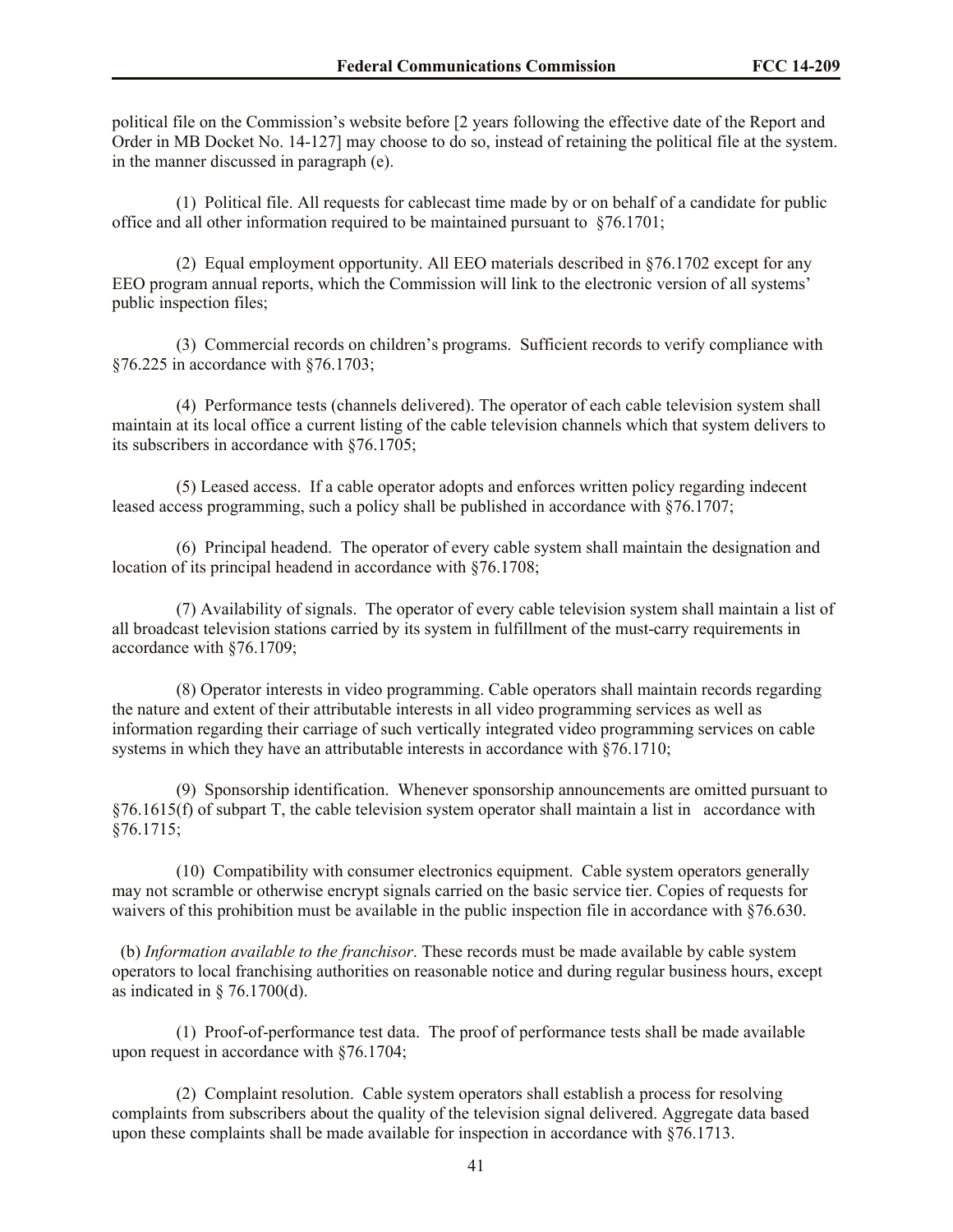political file on the Commission's website before [2 years following the effective date of the Report and Order in MB Docket No. 14-127] may choose to do so, instead of retaining the political file at the system. in the manner discussed in paragraph (e).

(1) Political file. All requests for cablecast time made by or on behalf of a candidate for public office and all other information required to be maintained pursuant to §76.1701;

(2) Equal employment opportunity. All EEO materials described in §76.1702 except for any EEO program annual reports, which the Commission will link to the electronic version of all systems' public inspection files;

(3) Commercial records on children's programs. Sufficient records to verify compliance with §76.225 in accordance with §76.1703;

(4) Performance tests (channels delivered). The operator of each cable television system shall maintain at its local office a current listing of the cable television channels which that system delivers to its subscribers in accordance with §76.1705;

(5) Leased access. If a cable operator adopts and enforces written policy regarding indecent leased access programming, such a policy shall be published in accordance with §76.1707;

(6) Principal headend. The operator of every cable system shall maintain the designation and location of its principal headend in accordance with §76.1708;

(7) Availability of signals. The operator of every cable television system shall maintain a list of all broadcast television stations carried by its system in fulfillment of the must-carry requirements in accordance with §76.1709;

(8) Operator interests in video programming. Cable operators shall maintain records regarding the nature and extent of their attributable interests in all video programming services as well as information regarding their carriage of such vertically integrated video programming services on cable systems in which they have an attributable interests in accordance with §76.1710;

(9) Sponsorship identification. Whenever sponsorship announcements are omitted pursuant to §76.1615(f) of subpart T, the cable television system operator shall maintain a list in accordance with §76.1715;

(10) Compatibility with consumer electronics equipment. Cable system operators generally may not scramble or otherwise encrypt signals carried on the basic service tier. Copies of requests for waivers of this prohibition must be available in the public inspection file in accordance with §76.630.

(b) *Information available to the franchisor*. These records must be made available by cable system operators to local franchising authorities on reasonable notice and during regular business hours, except as indicated in § 76.1700(d).

(1) Proof-of-performance test data. The proof of performance tests shall be made available upon request in accordance with §76.1704;

(2) Complaint resolution. Cable system operators shall establish a process for resolving complaints from subscribers about the quality of the television signal delivered. Aggregate data based upon these complaints shall be made available for inspection in accordance with §76.1713.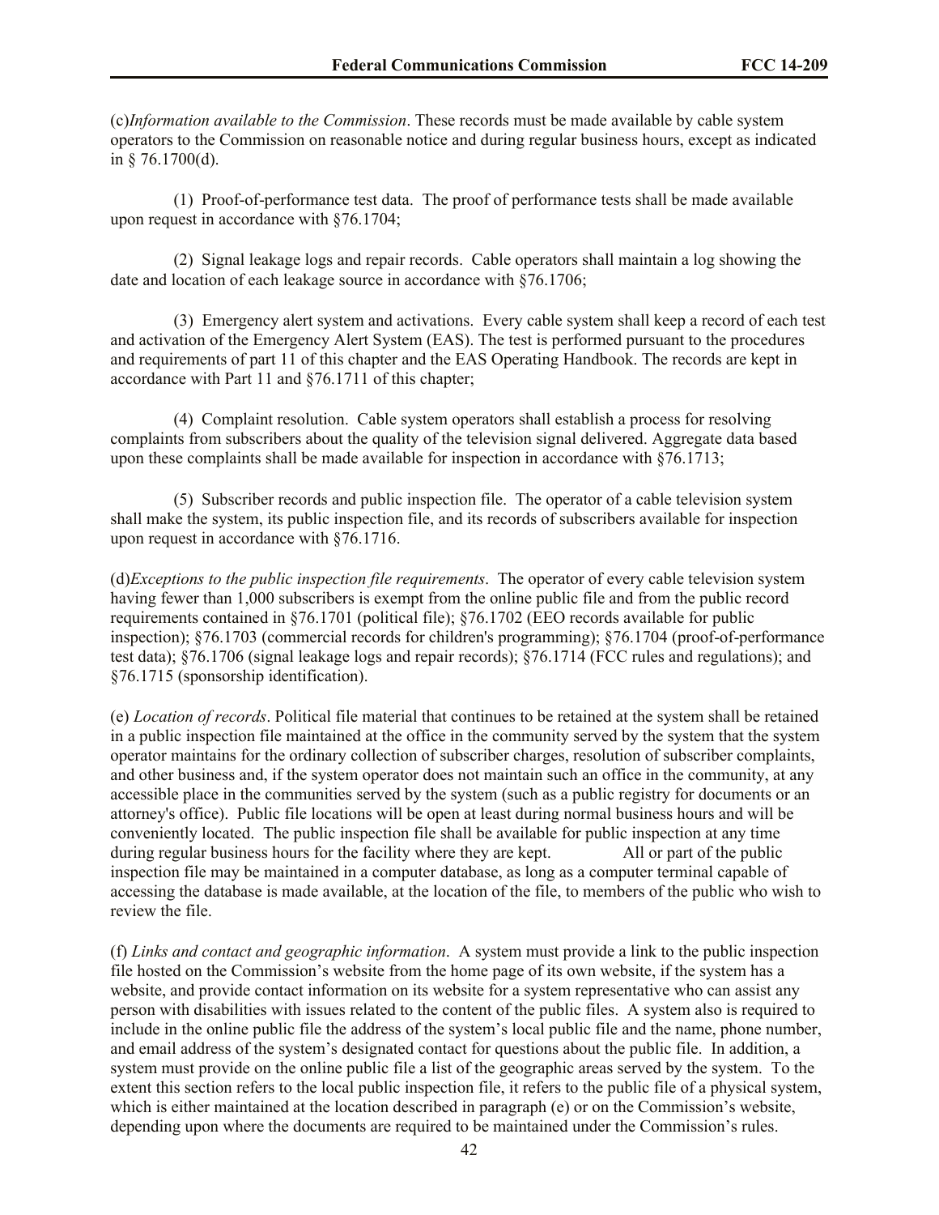(c)*Information available to the Commission*. These records must be made available by cable system operators to the Commission on reasonable notice and during regular business hours, except as indicated in § 76.1700(d).

(1) Proof-of-performance test data. The proof of performance tests shall be made available upon request in accordance with §76.1704;

(2) Signal leakage logs and repair records. Cable operators shall maintain a log showing the date and location of each leakage source in accordance with §76.1706;

(3) Emergency alert system and activations. Every cable system shall keep a record of each test and activation of the Emergency Alert System (EAS). The test is performed pursuant to the procedures and requirements of part 11 of this chapter and the EAS Operating Handbook. The records are kept in accordance with Part 11 and §76.1711 of this chapter;

(4) Complaint resolution. Cable system operators shall establish a process for resolving complaints from subscribers about the quality of the television signal delivered. Aggregate data based upon these complaints shall be made available for inspection in accordance with §76.1713;

(5) Subscriber records and public inspection file. The operator of a cable television system shall make the system, its public inspection file, and its records of subscribers available for inspection upon request in accordance with §76.1716.

(d)*Exceptions to the public inspection file requirements*. The operator of every cable television system having fewer than 1,000 subscribers is exempt from the online public file and from the public record requirements contained in §76.1701 (political file); §76.1702 (EEO records available for public inspection); §76.1703 (commercial records for children's programming); §76.1704 (proof-of-performance test data); §76.1706 (signal leakage logs and repair records); §76.1714 (FCC rules and regulations); and §76.1715 (sponsorship identification).

(e) *Location of records*. Political file material that continues to be retained at the system shall be retained in a public inspection file maintained at the office in the community served by the system that the system operator maintains for the ordinary collection of subscriber charges, resolution of subscriber complaints, and other business and, if the system operator does not maintain such an office in the community, at any accessible place in the communities served by the system (such as a public registry for documents or an attorney's office). Public file locations will be open at least during normal business hours and will be conveniently located. The public inspection file shall be available for public inspection at any time during regular business hours for the facility where they are kept. All or part of the public inspection file may be maintained in a computer database, as long as a computer terminal capable of accessing the database is made available, at the location of the file, to members of the public who wish to review the file.

(f) *Links and contact and geographic information*. A system must provide a link to the public inspection file hosted on the Commission's website from the home page of its own website, if the system has a website, and provide contact information on its website for a system representative who can assist any person with disabilities with issues related to the content of the public files. A system also is required to include in the online public file the address of the system's local public file and the name, phone number, and email address of the system's designated contact for questions about the public file. In addition, a system must provide on the online public file a list of the geographic areas served by the system. To the extent this section refers to the local public inspection file, it refers to the public file of a physical system, which is either maintained at the location described in paragraph (e) or on the Commission's website, depending upon where the documents are required to be maintained under the Commission's rules.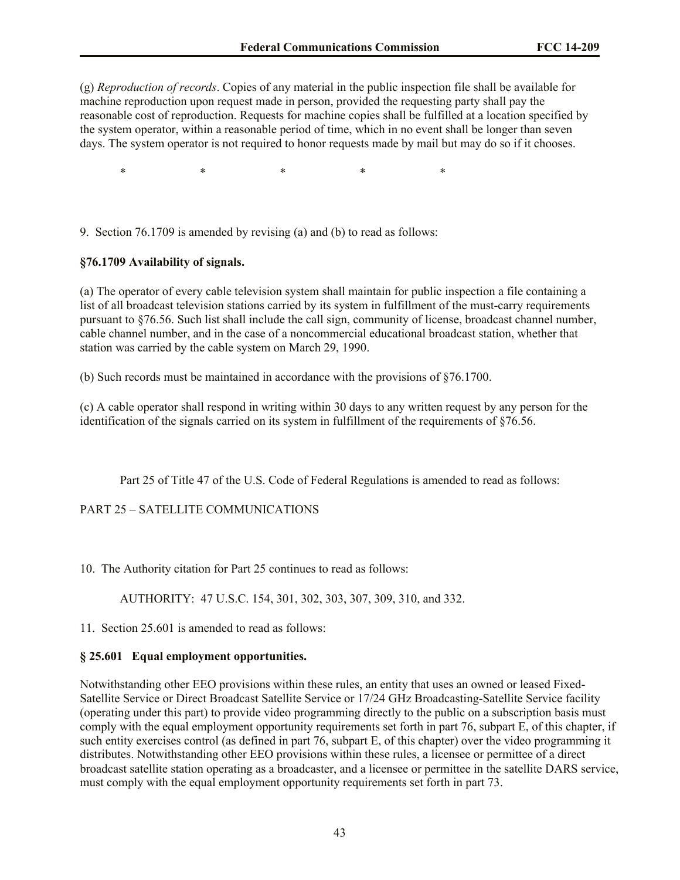(g) *Reproduction of records*. Copies of any material in the public inspection file shall be available for machine reproduction upon request made in person, provided the requesting party shall pay the reasonable cost of reproduction. Requests for machine copies shall be fulfilled at a location specified by the system operator, within a reasonable period of time, which in no event shall be longer than seven days. The system operator is not required to honor requests made by mail but may do so if it chooses.

\*     \*     \*     \*     \*

9. Section 76.1709 is amended by revising (a) and (b) to read as follows:

**§76.1709 Availability of signals.**

(a) The operator of every cable television system shall maintain for public inspection a file containing a list of all broadcast television stations carried by its system in fulfillment of the must-carry requirements pursuant to §76.56. Such list shall include the call sign, community of license, broadcast channel number, cable channel number, and in the case of a noncommercial educational broadcast station, whether that station was carried by the cable system on March 29, 1990.

(b) Such records must be maintained in accordance with the provisions of §76.1700.

(c) A cable operator shall respond in writing within 30 days to any written request by any person for the identification of the signals carried on its system in fulfillment of the requirements of §76.56.

Part 25 of Title 47 of the U.S. Code of Federal Regulations is amended to read as follows:

PART 25 – SATELLITE COMMUNICATIONS

10. The Authority citation for Part 25 continues to read as follows:

AUTHORITY: 47 U.S.C. 154, 301, 302, 303, 307, 309, 310, and 332.

11. Section 25.601 is amended to read as follows:

**§ 25.601 Equal employment opportunities.**

Notwithstanding other EEO provisions within these rules, an entity that uses an owned or leased Fixed-Satellite Service or Direct Broadcast Satellite Service or 17/24 GHz Broadcasting-Satellite Service facility (operating under this part) to provide video programming directly to the public on a subscription basis must comply with the equal employment opportunity requirements set forth in part 76, subpart E, of this chapter, if such entity exercises control (as defined in part 76, subpart E, of this chapter) over the video programming it distributes. Notwithstanding other EEO provisions within these rules, a licensee or permittee of a direct broadcast satellite station operating as a broadcaster, and a licensee or permittee in the satellite DARS service, must comply with the equal employment opportunity requirements set forth in part 73.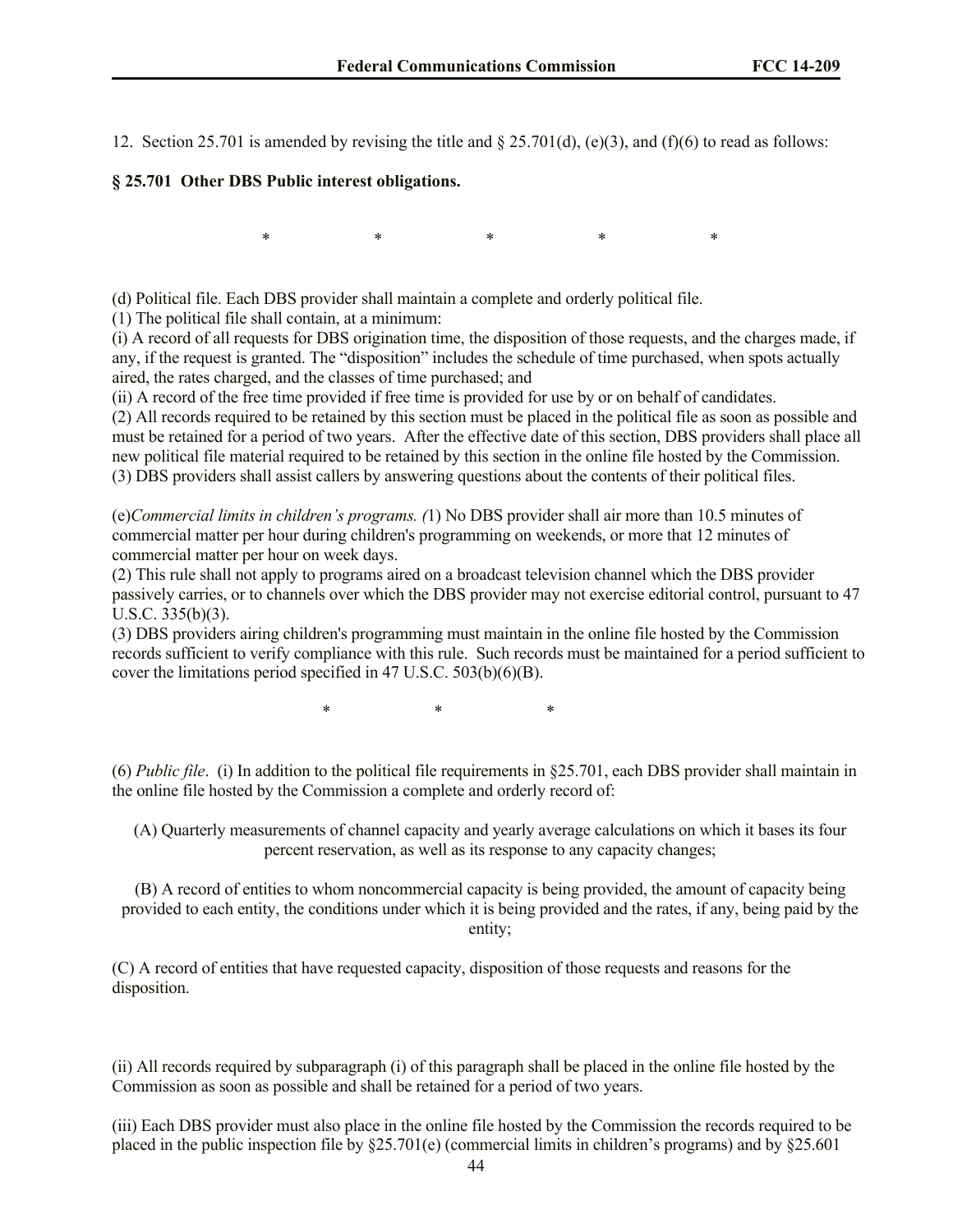12. Section 25.701 is amended by revising the title and § 25.701(d), (e)(3), and (f)(6) to read as follows:

**§ 25.701 Other DBS Public interest obligations.**

\* \* \* \* \*

(d) Political file. Each DBS provider shall maintain a complete and orderly political file.

(1) The political file shall contain, at a minimum:

(i) A record of all requests for DBS origination time, the disposition of those requests, and the charges made, if any, if the request is granted. The "disposition" includes the schedule of time purchased, when spots actually aired, the rates charged, and the classes of time purchased; and

(ii) A record of the free time provided if free time is provided for use by or on behalf of candidates.

(2) All records required to be retained by this section must be placed in the political file as soon as possible and must be retained for a period of two years. After the effective date of this section, DBS providers shall place all new political file material required to be retained by this section in the online file hosted by the Commission.

(3) DBS providers shall assist callers by answering questions about the contents of their political files.

(e)*Commercial limits in children's programs. (*1) No DBS provider shall air more than 10.5 minutes of commercial matter per hour during children's programming on weekends, or more that 12 minutes of commercial matter per hour on week days.

(2) This rule shall not apply to programs aired on a broadcast television channel which the DBS provider passively carries, or to channels over which the DBS provider may not exercise editorial control, pursuant to 47 U.S.C. 335(b)(3).

(3) DBS providers airing children's programming must maintain in the online file hosted by the Commission records sufficient to verify compliance with this rule. Such records must be maintained for a period sufficient to cover the limitations period specified in 47 U.S.C. 503(b)(6)(B).

\* \* \*

(6) *Public file*. (i) In addition to the political file requirements in §25.701, each DBS provider shall maintain in the online file hosted by the Commission a complete and orderly record of:

(A) Quarterly measurements of channel capacity and yearly average calculations on which it bases its four percent reservation, as well as its response to any capacity changes;

(B) A record of entities to whom noncommercial capacity is being provided, the amount of capacity being provided to each entity, the conditions under which it is being provided and the rates, if any, being paid by the entity;

(C) A record of entities that have requested capacity, disposition of those requests and reasons for the disposition.

(ii) All records required by subparagraph (i) of this paragraph shall be placed in the online file hosted by the Commission as soon as possible and shall be retained for a period of two years.

(iii) Each DBS provider must also place in the online file hosted by the Commission the records required to be placed in the public inspection file by §25.701(e) (commercial limits in children's programs) and by §25.601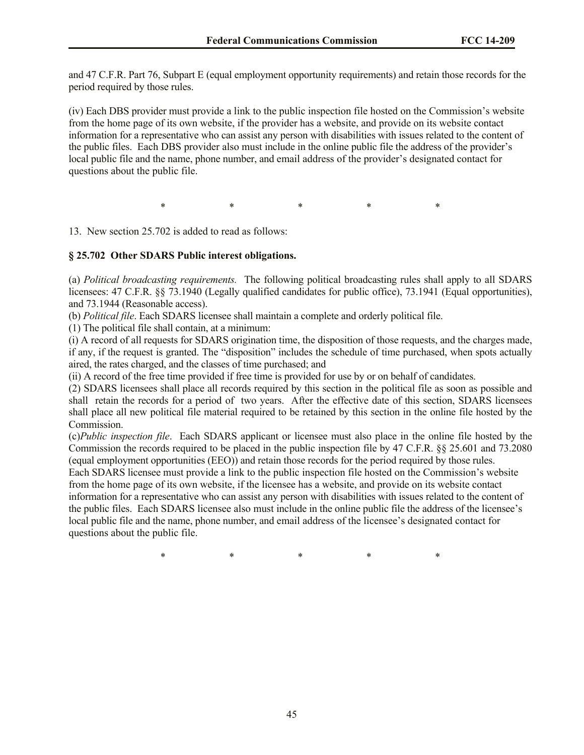and 47 C.F.R. Part 76, Subpart E (equal employment opportunity requirements) and retain those records for the period required by those rules.

(iv) Each DBS provider must provide a link to the public inspection file hosted on the Commission's website from the home page of its own website, if the provider has a website, and provide on its website contact information for a representative who can assist any person with disabilities with issues related to the content of the public files. Each DBS provider also must include in the online public file the address of the provider's local public file and the name, phone number, and email address of the provider's designated contact for questions about the public file.

\* \* \* \* \*

13. New section 25.702 is added to read as follows:

**§ 25.702 Other SDARS Public interest obligations.**

(a) *Political broadcasting requirements.* The following political broadcasting rules shall apply to all SDARS licensees: 47 C.F.R. §§ 73.1940 (Legally qualified candidates for public office), 73.1941 (Equal opportunities), and 73.1944 (Reasonable access).

(b) *Political file*. Each SDARS licensee shall maintain a complete and orderly political file.

(1) The political file shall contain, at a minimum:

(i) A record of all requests for SDARS origination time, the disposition of those requests, and the charges made, if any, if the request is granted. The "disposition" includes the schedule of time purchased, when spots actually aired, the rates charged, and the classes of time purchased; and

(ii) A record of the free time provided if free time is provided for use by or on behalf of candidates.

(2) SDARS licensees shall place all records required by this section in the political file as soon as possible and shall retain the records for a period of two years. After the effective date of this section, SDARS licensees shall place all new political file material required to be retained by this section in the online file hosted by the Commission.

(c) *Public inspection file*. Each SDARS applicant or licensee must also place in the online file hosted by the Commission the records required to be placed in the public inspection file by 47 C.F.R. §§ 25.601 and 73.2080 (equal employment opportunities (EEO)) and retain those records for the period required by those rules. Each SDARS licensee must provide a link to the public inspection file hosted on the Commission's website from the home page of its own website, if the licensee has a website, and provide on its website contact information for a representative who can assist any person with disabilities with issues related to the content of the public files. Each SDARS licensee also must include in the online public file the address of the licensee's local public file and the name, phone number, and email address of the licensee's designated contact for questions about the public file.

\* \* \* \* \*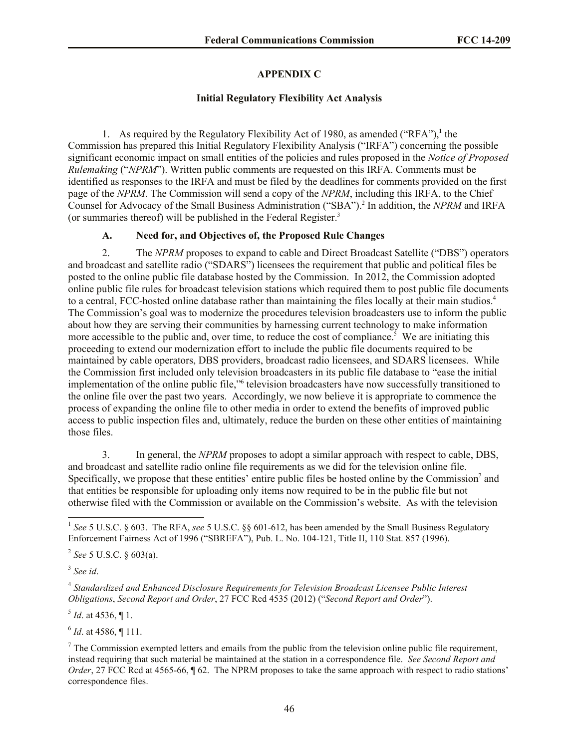## APPENDIX C

### Initial Regulatory Flexibility Act Analysis

1. As required by the Regulatory Flexibility Act of 1980, as amended ("RFA"),[1] the Commission has prepared this Initial Regulatory Flexibility Analysis ("IRFA") concerning the possible significant economic impact on small entities of the policies and rules proposed in the *Notice of Proposed Rulemaking* ("*NPRM*"). Written public comments are requested on this IRFA. Comments must be identified as responses to the IRFA and must be filed by the deadlines for comments provided on the first page of the *NPRM*. The Commission will send a copy of the *NPRM*, including this IRFA, to the Chief Counsel for Advocacy of the Small Business Administration ("SBA").[2] In addition, the *NPRM* and IRFA (or summaries thereof) will be published in the Federal Register.[3]

#### A. Need for, and Objectives of, the Proposed Rule Changes

2. The *NPRM* proposes to expand to cable and Direct Broadcast Satellite ("DBS") operators and broadcast and satellite radio ("SDARS") licensees the requirement that public and political files be posted to the online public file database hosted by the Commission. In 2012, the Commission adopted online public file rules for broadcast television stations which required them to post public file documents to a central, FCC-hosted online database rather than maintaining the files locally at their main studios.[4] The Commission's goal was to modernize the procedures television broadcasters use to inform the public about how they are serving their communities by harnessing current technology to make information more accessible to the public and, over time, to reduce the cost of compliance.[5] We are initiating this proceeding to extend our modernization effort to include the public file documents required to be maintained by cable operators, DBS providers, broadcast radio licensees, and SDARS licensees. While the Commission first included only television broadcasters in its public file database to "ease the initial implementation of the online public file,"[6] television broadcasters have now successfully transitioned to the online file over the past two years. Accordingly, we now believe it is appropriate to commence the process of expanding the online file to other media in order to extend the benefits of improved public access to public inspection files and, ultimately, reduce the burden on these other entities of maintaining those files.

3. In general, the *NPRM* proposes to adopt a similar approach with respect to cable, DBS, and broadcast and satellite radio online file requirements as we did for the television online file. Specifically, we propose that these entities' entire public files be hosted online by the Commission[7] and that entities be responsible for uploading only items now required to be in the public file but not otherwise filed with the Commission or available on the Commission's website. As with the television

---

[1] *See* 5 U.S.C. § 603. The RFA, *see* 5 U.S.C. §§ 601-612, has been amended by the Small Business Regulatory Enforcement Fairness Act of 1996 ("SBREFA"), Pub. L. No. 104-121, Title II, 110 Stat. 857 (1996).

[2] *See* 5 U.S.C. § 603(a).

[3] *See id*.

[4] *Standardized and Enhanced Disclosure Requirements for Television Broadcast Licensee Public Interest Obligations*, *Second Report and Order*, 27 FCC Rcd 4535 (2012) ("*Second Report and Order*").

[5] *Id*. at 4536, ¶ 1.

[6] *Id*. at 4586, ¶ 111.

[7] The Commission exempted letters and emails from the public from the television online public file requirement, instead requiring that such material be maintained at the station in a correspondence file. *See Second Report and Order*, 27 FCC Rcd at 4565-66, ¶ 62. The NPRM proposes to take the same approach with respect to radio stations' correspondence files.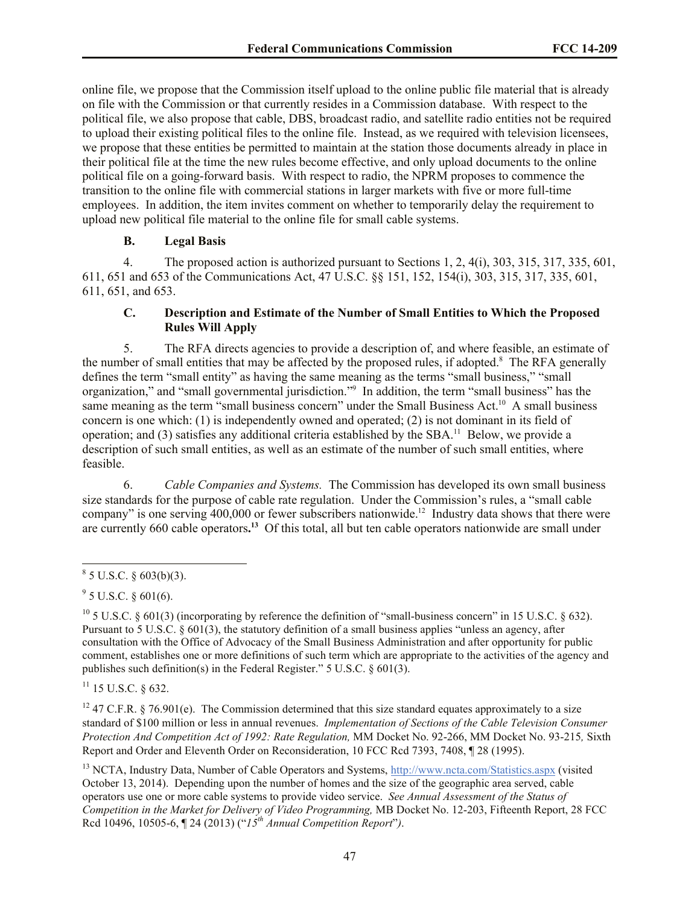online file, we propose that the Commission itself upload to the online public file material that is already on file with the Commission or that currently resides in a Commission database. With respect to the political file, we also propose that cable, DBS, broadcast radio, and satellite radio entities not be required to upload their existing political files to the online file. Instead, as we required with television licensees, we propose that these entities be permitted to maintain at the station those documents already in place in their political file at the time the new rules become effective, and only upload documents to the online political file on a going-forward basis. With respect to radio, the NPRM proposes to commence the transition to the online file with commercial stations in larger markets with five or more full-time employees. In addition, the item invites comment on whether to temporarily delay the requirement to upload new political file material to the online file for small cable systems.

### B. Legal Basis

4. The proposed action is authorized pursuant to Sections 1, 2, 4(i), 303, 315, 317, 335, 601, 611, 651 and 653 of the Communications Act, 47 U.S.C. §§ 151, 152, 154(i), 303, 315, 317, 335, 601, 611, 651, and 653.

### C. Description and Estimate of the Number of Small Entities to Which the Proposed Rules Will Apply

5. The RFA directs agencies to provide a description of, and where feasible, an estimate of the number of small entities that may be affected by the proposed rules, if adopted.[8] The RFA generally defines the term "small entity" as having the same meaning as the terms "small business," "small organization," and "small governmental jurisdiction."[9] In addition, the term "small business" has the same meaning as the term "small business concern" under the Small Business Act.[10] A small business concern is one which: (1) is independently owned and operated; (2) is not dominant in its field of operation; and (3) satisfies any additional criteria established by the SBA.[11] Below, we provide a description of such small entities, as well as an estimate of the number of such small entities, where feasible.

6. *Cable Companies and Systems.* The Commission has developed its own small business size standards for the purpose of cable rate regulation. Under the Commission's rules, a "small cable company" is one serving 400,000 or fewer subscribers nationwide.[12] Industry data shows that there were are currently 660 cable operators**.**[13] Of this total, all but ten cable operators nationwide are small under

---

[8] 5 U.S.C. § 603(b)(3).

[9] 5 U.S.C. § 601(6).

[10] 5 U.S.C. § 601(3) (incorporating by reference the definition of "small-business concern" in 15 U.S.C. § 632). Pursuant to 5 U.S.C. § 601(3), the statutory definition of a small business applies "unless an agency, after consultation with the Office of Advocacy of the Small Business Administration and after opportunity for public comment, establishes one or more definitions of such term which are appropriate to the activities of the agency and publishes such definition(s) in the Federal Register." 5 U.S.C. § 601(3).

[11] 15 U.S.C. § 632.

[12] 47 C.F.R. § 76.901(e). The Commission determined that this size standard equates approximately to a size standard of $100 million or less in annual revenues. *Implementation of Sections of the Cable Television Consumer Protection And Competition Act of 1992: Rate Regulation,* MM Docket No. 92-266, MM Docket No. 93-215*,* Sixth Report and Order and Eleventh Order on Reconsideration, 10 FCC Rcd 7393, 7408, ¶ 28 (1995).

[13] NCTA, Industry Data, Number of Cable Operators and Systems, http://www.ncta.com/Statistics.aspx (visited October 13, 2014). Depending upon the number of homes and the size of the geographic area served, cable operators use one or more cable systems to provide video service. *See Annual Assessment of the Status of Competition in the Market for Delivery of Video Programming,* MB Docket No. 12-203, Fifteenth Report, 28 FCC Rcd 10496, 10505-6, ¶ 24 (2013) ("*15th Annual Competition Report*").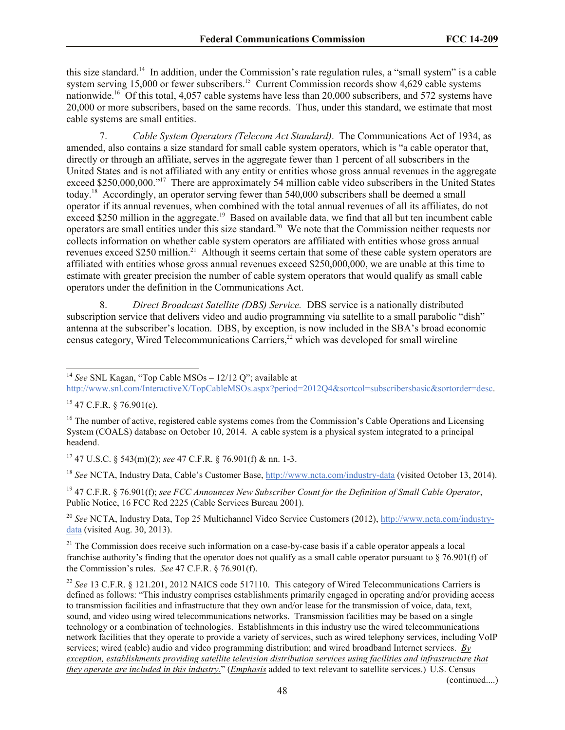this size standard.[14] In addition, under the Commission's rate regulation rules, a "small system" is a cable system serving 15,000 or fewer subscribers.[15] Current Commission records show 4,629 cable systems nationwide.[16] Of this total, 4,057 cable systems have less than 20,000 subscribers, and 572 systems have 20,000 or more subscribers, based on the same records. Thus, under this standard, we estimate that most cable systems are small entities.

7. *Cable System Operators (Telecom Act Standard)*. The Communications Act of 1934, as amended, also contains a size standard for small cable system operators, which is "a cable operator that, directly or through an affiliate, serves in the aggregate fewer than 1 percent of all subscribers in the United States and is not affiliated with any entity or entities whose gross annual revenues in the aggregate exceed $250,000,000."[17] There are approximately 54 million cable video subscribers in the United States today.[18] Accordingly, an operator serving fewer than 540,000 subscribers shall be deemed a small operator if its annual revenues, when combined with the total annual revenues of all its affiliates, do not exceed $250 million in the aggregate.[19] Based on available data, we find that all but ten incumbent cable operators are small entities under this size standard.[20] We note that the Commission neither requests nor collects information on whether cable system operators are affiliated with entities whose gross annual revenues exceed $250 million.[21] Although it seems certain that some of these cable system operators are affiliated with entities whose gross annual revenues exceed $250,000,000, we are unable at this time to estimate with greater precision the number of cable system operators that would qualify as small cable operators under the definition in the Communications Act.

8. *Direct Broadcast Satellite (DBS) Service.* DBS service is a nationally distributed subscription service that delivers video and audio programming via satellite to a small parabolic "dish" antenna at the subscriber's location. DBS, by exception, is now included in the SBA's broad economic census category, Wired Telecommunications Carriers,[22] which was developed for small wireline

---

[14] *See* SNL Kagan, "Top Cable MSOs – 12/12 Q"; available at http://www.snl.com/InteractiveX/TopCableMSOs.aspx?period=2012Q4&sortcol=subscribersbasic&sortorder=desc.

[15] 47 C.F.R. § 76.901(c).

[16] The number of active, registered cable systems comes from the Commission's Cable Operations and Licensing System (COALS) database on October 10, 2014. A cable system is a physical system integrated to a principal headend.

[17] 47 U.S.C. § 543(m)(2); *see* 47 C.F.R. § 76.901(f) & nn. 1-3.

[18] *See* NCTA, Industry Data, Cable's Customer Base, http://www.ncta.com/industry-data (visited October 13, 2014).

[19] 47 C.F.R. § 76.901(f); *see FCC Announces New Subscriber Count for the Definition of Small Cable Operator*, Public Notice, 16 FCC Rcd 2225 (Cable Services Bureau 2001).

[20] *See* NCTA, Industry Data, Top 25 Multichannel Video Service Customers (2012), http://www.ncta.com/industry-data (visited Aug. 30, 2013).

[21] The Commission does receive such information on a case-by-case basis if a cable operator appeals a local franchise authority's finding that the operator does not qualify as a small cable operator pursuant to § 76.901(f) of the Commission's rules. *See* 47 C.F.R. § 76.901(f).

[22] *See* 13 C.F.R. § 121.201, 2012 NAICS code 517110. This category of Wired Telecommunications Carriers is defined as follows: "This industry comprises establishments primarily engaged in operating and/or providing access to transmission facilities and infrastructure that they own and/or lease for the transmission of voice, data, text, sound, and video using wired telecommunications networks. Transmission facilities may be based on a single technology or a combination of technologies. Establishments in this industry use the wired telecommunications network facilities that they operate to provide a variety of services, such as wired telephony services, including VoIP services; wired (cable) audio and video programming distribution; and wired broadband Internet services. *By exception, establishments providing satellite television distribution services using facilities and infrastructure that they operate are included in this industry.*" (*Emphasis* added to text relevant to satellite services.) U.S. Census (continued....)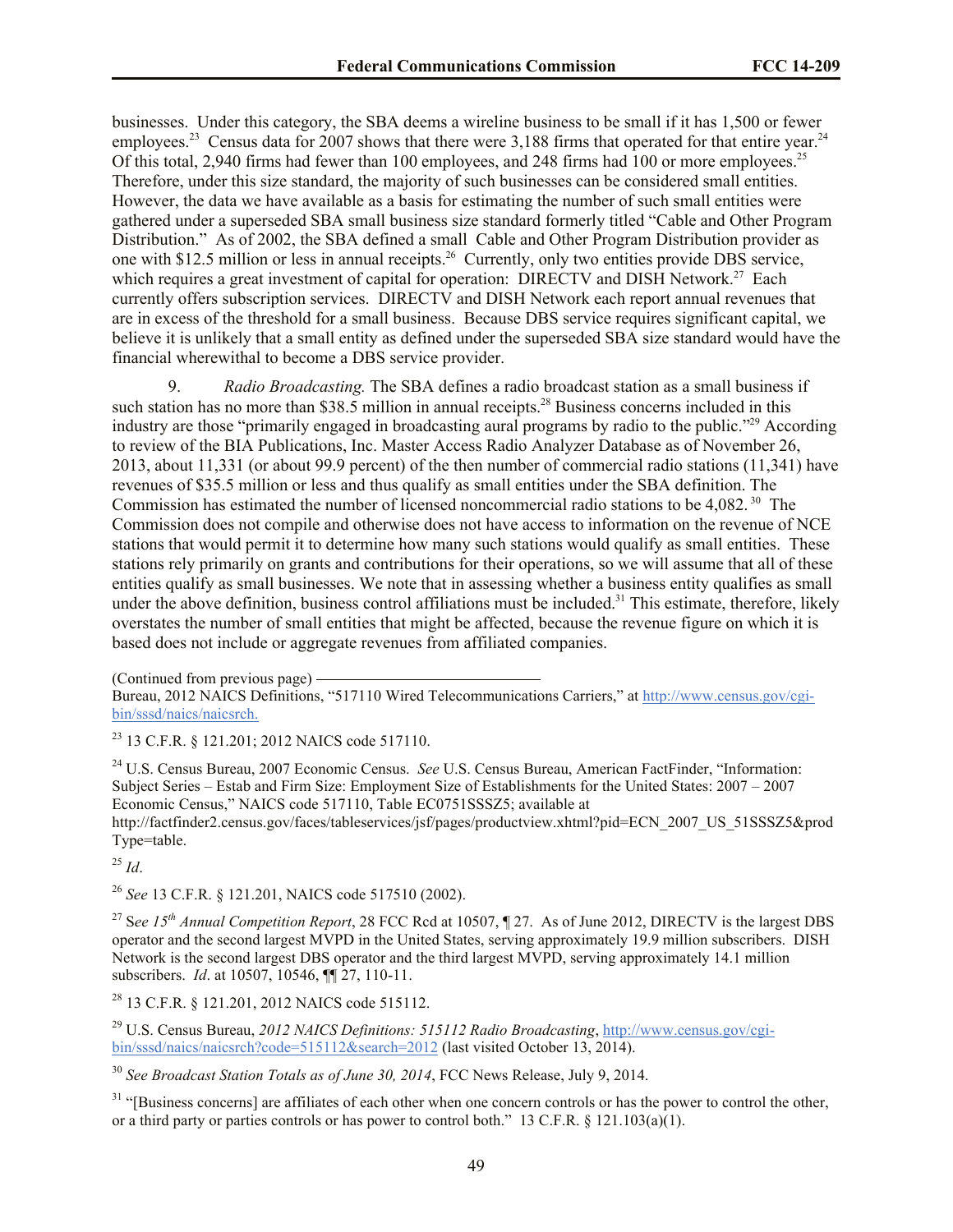businesses. Under this category, the SBA deems a wireline business to be small if it has 1,500 or fewer employees.[23] Census data for 2007 shows that there were 3,188 firms that operated for that entire year.[24] Of this total, 2,940 firms had fewer than 100 employees, and 248 firms had 100 or more employees.[25] Therefore, under this size standard, the majority of such businesses can be considered small entities. However, the data we have available as a basis for estimating the number of such small entities were gathered under a superseded SBA small business size standard formerly titled "Cable and Other Program Distribution." As of 2002, the SBA defined a small Cable and Other Program Distribution provider as one with $12.5 million or less in annual receipts.[26] Currently, only two entities provide DBS service, which requires a great investment of capital for operation: DIRECTV and DISH Network.[27] Each currently offers subscription services. DIRECTV and DISH Network each report annual revenues that are in excess of the threshold for a small business. Because DBS service requires significant capital, we believe it is unlikely that a small entity as defined under the superseded SBA size standard would have the financial wherewithal to become a DBS service provider.

9. *Radio Broadcasting.* The SBA defines a radio broadcast station as a small business if such station has no more than $38.5 million in annual receipts.[28] Business concerns included in this industry are those "primarily engaged in broadcasting aural programs by radio to the public."[29] According to review of the BIA Publications, Inc. Master Access Radio Analyzer Database as of November 26, 2013, about 11,331 (or about 99.9 percent) of the then number of commercial radio stations (11,341) have revenues of $35.5 million or less and thus qualify as small entities under the SBA definition. The Commission has estimated the number of licensed noncommercial radio stations to be 4,082.[30] The Commission does not compile and otherwise does not have access to information on the revenue of NCE stations that would permit it to determine how many such stations would qualify as small entities. These stations rely primarily on grants and contributions for their operations, so we will assume that all of these entities qualify as small businesses. We note that in assessing whether a business entity qualifies as small under the above definition, business control affiliations must be included.[31] This estimate, therefore, likely overstates the number of small entities that might be affected, because the revenue figure on which it is based does not include or aggregate revenues from affiliated companies.

(Continued from previous page)
Bureau, 2012 NAICS Definitions, "517110 Wired Telecommunications Carriers," at http://www.census.gov/cgi-bin/sssd/naics/naicsrch.

[23] 13 C.F.R. § 121.201; 2012 NAICS code 517110.

[24] U.S. Census Bureau, 2007 Economic Census. *See* U.S. Census Bureau, American FactFinder, "Information: Subject Series – Estab and Firm Size: Employment Size of Establishments for the United States: 2007 – 2007 Economic Census," NAICS code 517110, Table EC0751SSSZ5; available at http://factfinder2.census.gov/faces/tableservices/jsf/pages/productview.xhtml?pid=ECN_2007_US_51SSSZ5&prodType=table.

[25] *Id*.

[26] *See* 13 C.F.R. § 121.201, NAICS code 517510 (2002).

[27] See *15th Annual Competition Report*, 28 FCC Rcd at 10507, ¶ 27. As of June 2012, DIRECTV is the largest DBS operator and the second largest MVPD in the United States, serving approximately 19.9 million subscribers. DISH Network is the second largest DBS operator and the third largest MVPD, serving approximately 14.1 million subscribers. *Id*. at 10507, 10546, ¶¶ 27, 110-11.

[28] 13 C.F.R. § 121.201, 2012 NAICS code 515112.

[29] U.S. Census Bureau, *2012 NAICS Definitions: 515112 Radio Broadcasting*, http://www.census.gov/cgi-bin/sssd/naics/naicsrch?code=515112&search=2012 (last visited October 13, 2014).

[30] *See Broadcast Station Totals as of June 30, 2014*, FCC News Release, July 9, 2014.

[31] "[Business concerns] are affiliates of each other when one concern controls or has the power to control the other, or a third party or parties controls or has power to control both." 13 C.F.R. § 121.103(a)(1).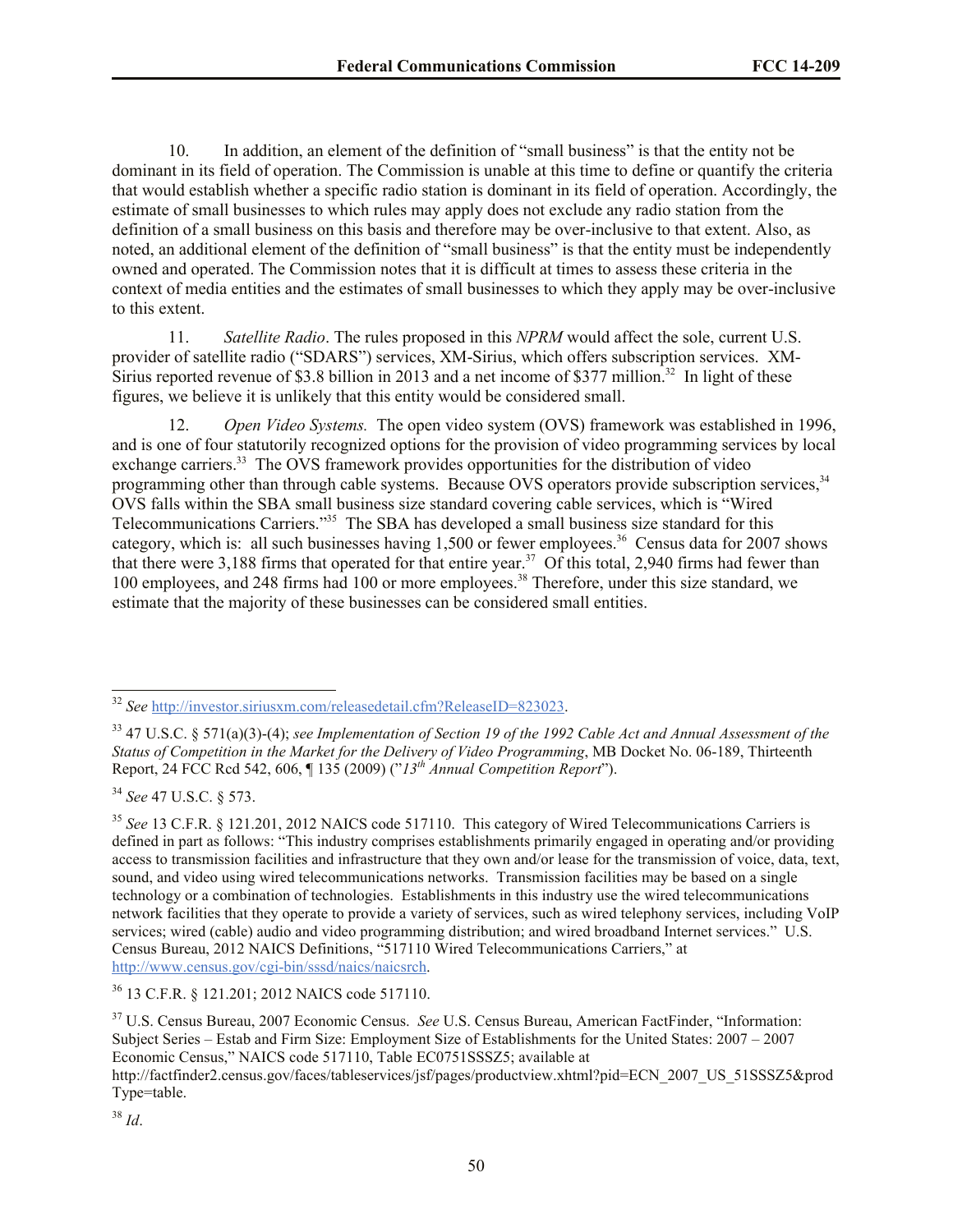10. In addition, an element of the definition of "small business" is that the entity not be dominant in its field of operation. The Commission is unable at this time to define or quantify the criteria that would establish whether a specific radio station is dominant in its field of operation. Accordingly, the estimate of small businesses to which rules may apply does not exclude any radio station from the definition of a small business on this basis and therefore may be over-inclusive to that extent. Also, as noted, an additional element of the definition of "small business" is that the entity must be independently owned and operated. The Commission notes that it is difficult at times to assess these criteria in the context of media entities and the estimates of small businesses to which they apply may be over-inclusive to this extent.

11. *Satellite Radio*. The rules proposed in this *NPRM* would affect the sole, current U.S. provider of satellite radio ("SDARS") services, XM-Sirius, which offers subscription services. XM-Sirius reported revenue of $3.8 billion in 2013 and a net income of $377 million.[32] In light of these figures, we believe it is unlikely that this entity would be considered small.

12. *Open Video Systems.* The open video system (OVS) framework was established in 1996, and is one of four statutorily recognized options for the provision of video programming services by local exchange carriers.[33] The OVS framework provides opportunities for the distribution of video programming other than through cable systems. Because OVS operators provide subscription services,[34] OVS falls within the SBA small business size standard covering cable services, which is "Wired Telecommunications Carriers."[35] The SBA has developed a small business size standard for this category, which is: all such businesses having 1,500 or fewer employees.[36] Census data for 2007 shows that there were 3,188 firms that operated for that entire year.[37] Of this total, 2,940 firms had fewer than 100 employees, and 248 firms had 100 or more employees.[38] Therefore, under this size standard, we estimate that the majority of these businesses can be considered small entities.

---

[32] *See* http://investor.siriusxm.com/releasedetail.cfm?ReleaseID=823023.

[33] 47 U.S.C. § 571(a)(3)-(4); *see Implementation of Section 19 of the 1992 Cable Act and Annual Assessment of the Status of Competition in the Market for the Delivery of Video Programming*, MB Docket No. 06-189, Thirteenth Report, 24 FCC Rcd 542, 606, ¶ 135 (2009) ("*13th Annual Competition Report*").

[34] *See* 47 U.S.C. § 573.

[35] *See* 13 C.F.R. § 121.201, 2012 NAICS code 517110. This category of Wired Telecommunications Carriers is defined in part as follows: "This industry comprises establishments primarily engaged in operating and/or providing access to transmission facilities and infrastructure that they own and/or lease for the transmission of voice, data, text, sound, and video using wired telecommunications networks. Transmission facilities may be based on a single technology or a combination of technologies. Establishments in this industry use the wired telecommunications network facilities that they operate to provide a variety of services, such as wired telephony services, including VoIP services; wired (cable) audio and video programming distribution; and wired broadband Internet services." U.S. Census Bureau, 2012 NAICS Definitions, "517110 Wired Telecommunications Carriers," at http://www.census.gov/cgi-bin/sssd/naics/naicsrch.

[36] 13 C.F.R. § 121.201; 2012 NAICS code 517110.

[37] U.S. Census Bureau, 2007 Economic Census. *See* U.S. Census Bureau, American FactFinder, "Information: Subject Series – Estab and Firm Size: Employment Size of Establishments for the United States: 2007 – 2007 Economic Census," NAICS code 517110, Table EC0751SSSZ5; available at http://factfinder2.census.gov/faces/tableservices/jsf/pages/productview.xhtml?pid=ECN_2007_US_51SSSZ5&prodType=table.

[38] *Id*.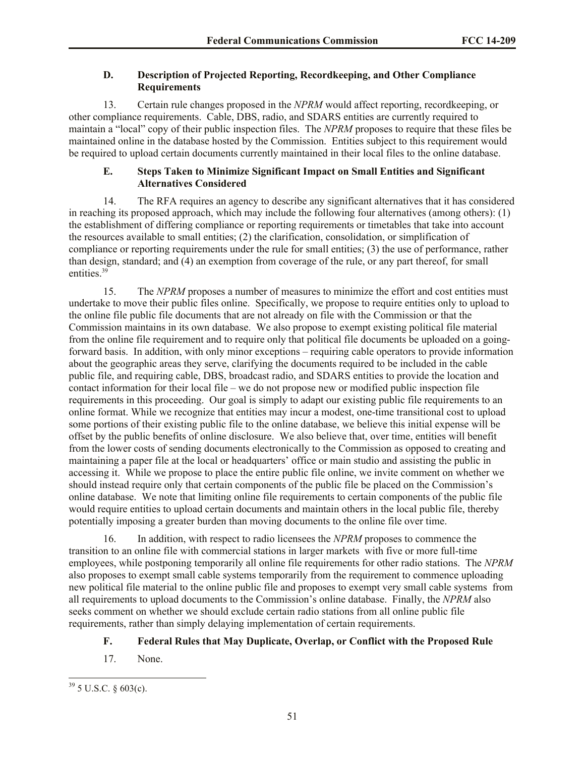### D. Description of Projected Reporting, Recordkeeping, and Other Compliance Requirements

13. Certain rule changes proposed in the *NPRM* would affect reporting, recordkeeping, or other compliance requirements. Cable, DBS, radio, and SDARS entities are currently required to maintain a "local" copy of their public inspection files. The *NPRM* proposes to require that these files be maintained online in the database hosted by the Commission. Entities subject to this requirement would be required to upload certain documents currently maintained in their local files to the online database.

### E. Steps Taken to Minimize Significant Impact on Small Entities and Significant Alternatives Considered

14. The RFA requires an agency to describe any significant alternatives that it has considered in reaching its proposed approach, which may include the following four alternatives (among others): (1) the establishment of differing compliance or reporting requirements or timetables that take into account the resources available to small entities; (2) the clarification, consolidation, or simplification of compliance or reporting requirements under the rule for small entities; (3) the use of performance, rather than design, standard; and (4) an exemption from coverage of the rule, or any part thereof, for small entities.[39]

15. The *NPRM* proposes a number of measures to minimize the effort and cost entities must undertake to move their public files online. Specifically, we propose to require entities only to upload to the online file public file documents that are not already on file with the Commission or that the Commission maintains in its own database. We also propose to exempt existing political file material from the online file requirement and to require only that political file documents be uploaded on a going-forward basis. In addition, with only minor exceptions – requiring cable operators to provide information about the geographic areas they serve, clarifying the documents required to be included in the cable public file, and requiring cable, DBS, broadcast radio, and SDARS entities to provide the location and contact information for their local file – we do not propose new or modified public inspection file requirements in this proceeding. Our goal is simply to adapt our existing public file requirements to an online format. While we recognize that entities may incur a modest, one-time transitional cost to upload some portions of their existing public file to the online database, we believe this initial expense will be offset by the public benefits of online disclosure. We also believe that, over time, entities will benefit from the lower costs of sending documents electronically to the Commission as opposed to creating and maintaining a paper file at the local or headquarters' office or main studio and assisting the public in accessing it. While we propose to place the entire public file online, we invite comment on whether we should instead require only that certain components of the public file be placed on the Commission's online database. We note that limiting online file requirements to certain components of the public file would require entities to upload certain documents and maintain others in the local public file, thereby potentially imposing a greater burden than moving documents to the online file over time.

16. In addition, with respect to radio licensees the *NPRM* proposes to commence the transition to an online file with commercial stations in larger markets with five or more full-time employees, while postponing temporarily all online file requirements for other radio stations. The *NPRM* also proposes to exempt small cable systems temporarily from the requirement to commence uploading new political file material to the online public file and proposes to exempt very small cable systems from all requirements to upload documents to the Commission's online database. Finally, the *NPRM* also seeks comment on whether we should exclude certain radio stations from all online public file requirements, rather than simply delaying implementation of certain requirements.

### F. Federal Rules that May Duplicate, Overlap, or Conflict with the Proposed Rule

17. None.

---

[39] 5 U.S.C. § 603(c).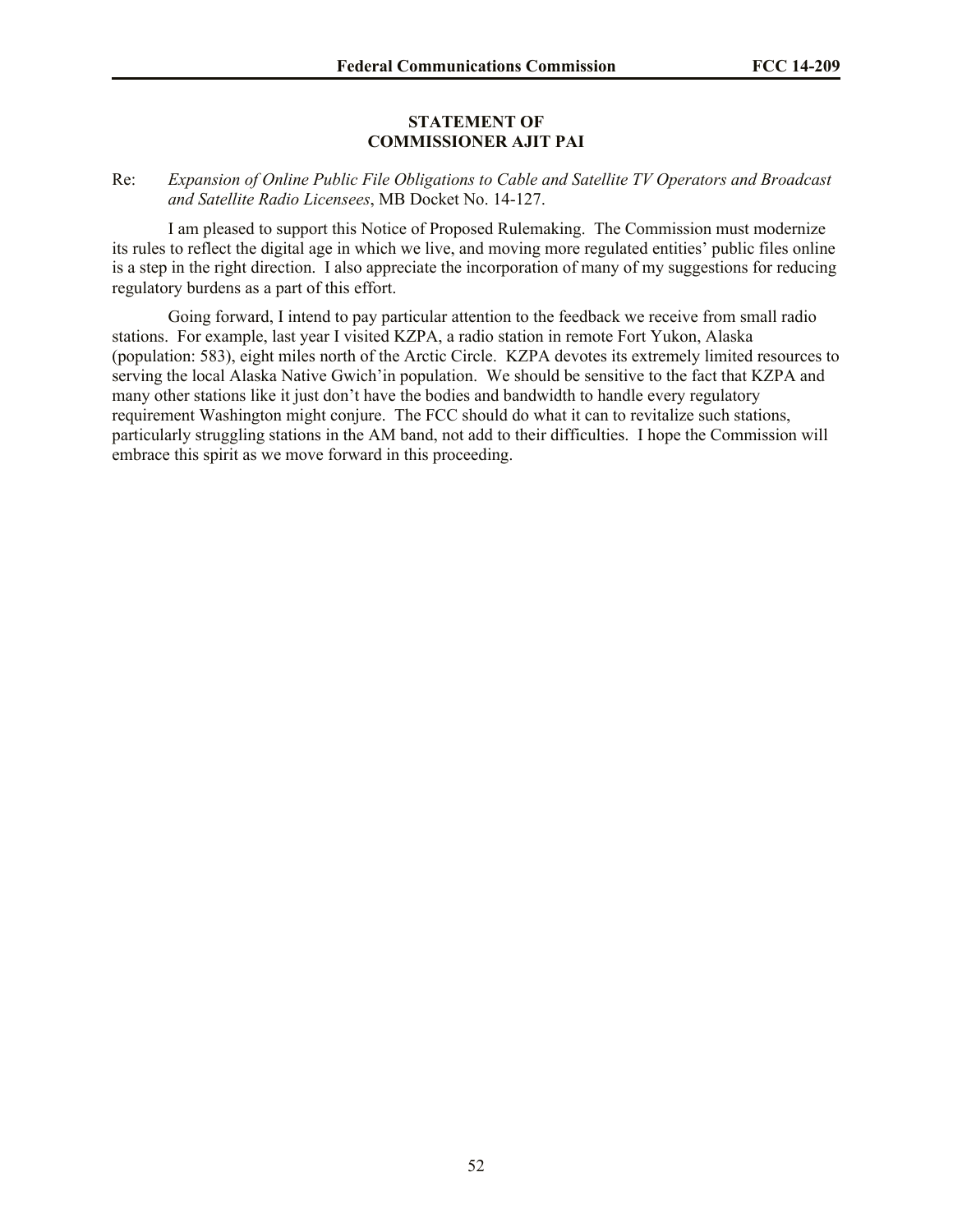**STATEMENT OF**
**COMMISSIONER AJIT PAI**

Re: *Expansion of Online Public File Obligations to Cable and Satellite TV Operators and Broadcast and Satellite Radio Licensees*, MB Docket No. 14-127.

I am pleased to support this Notice of Proposed Rulemaking. The Commission must modernize its rules to reflect the digital age in which we live, and moving more regulated entities' public files online is a step in the right direction. I also appreciate the incorporation of many of my suggestions for reducing regulatory burdens as a part of this effort.

Going forward, I intend to pay particular attention to the feedback we receive from small radio stations. For example, last year I visited KZPA, a radio station in remote Fort Yukon, Alaska (population: 583), eight miles north of the Arctic Circle. KZPA devotes its extremely limited resources to serving the local Alaska Native Gwich'in population. We should be sensitive to the fact that KZPA and many other stations like it just don't have the bodies and bandwidth to handle every regulatory requirement Washington might conjure. The FCC should do what it can to revitalize such stations, particularly struggling stations in the AM band, not add to their difficulties. I hope the Commission will embrace this spirit as we move forward in this proceeding.